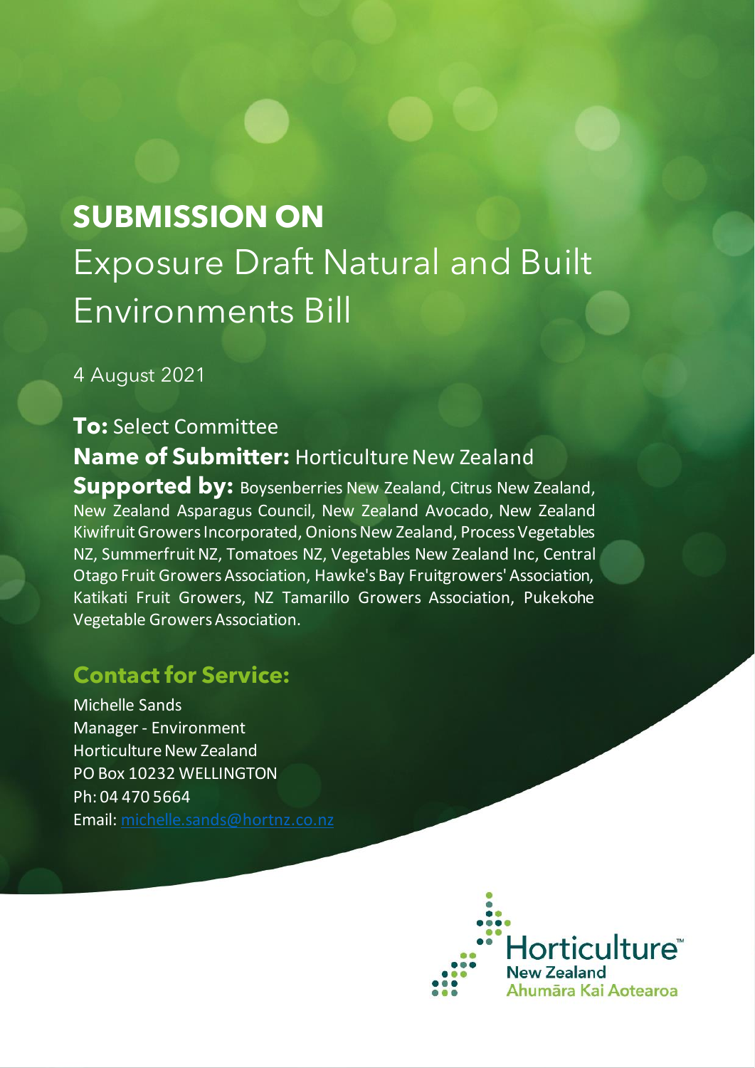# SUBMISSION ON

## Exposure Draft Natural and Built Environments Bill

4 August 2021

**To:** Select Committee

**Name of Submitter:** Horticulture New Zealand

**Supported by:** Boysenberries New Zealand, Citrus New Zealand, New Zealand Asparagus Council, New Zealand Avocado, New Zealand Kiwifruit Growers Incorporated, Onions New Zealand, Process Vegetables NZ, Summerfruit NZ, Tomatoes NZ, Vegetables New Zealand Inc, Central Otago Fruit Growers Association, Hawke's Bay Fruitgrowers' Association, Katikati Fruit Growers, NZ Tamarillo Growers Association, Pukekohe Vegetable Growers Association.

### Contact for Service:

Michelle Sands
Manager - Environment
Horticulture New Zealand
PO Box 10232 WELLINGTON
Ph: 04 470 5664
Email: michelle.sands@hortnz.co.nz

Horticulture™
New Zealand
Ahumāra Kai Aotearoa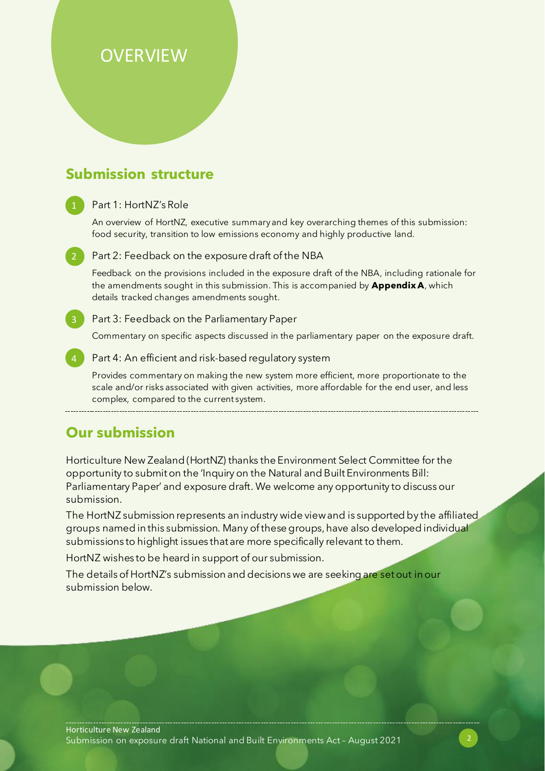# OVERVIEW

## Submission structure

1. Part 1: HortNZ's Role

   An overview of HortNZ, executive summary and key overarching themes of this submission: food security, transition to low emissions economy and highly productive land.

2. Part 2: Feedback on the exposure draft of the NBA

   Feedback on the provisions included in the exposure draft of the NBA, including rationale for the amendments sought in this submission. This is accompanied by **Appendix A**, which details tracked changes amendments sought.

3. Part 3: Feedback on the Parliamentary Paper

   Commentary on specific aspects discussed in the parliamentary paper on the exposure draft.

4. Part 4: An efficient and risk-based regulatory system

   Provides commentary on making the new system more efficient, more proportionate to the scale and/or risks associated with given activities, more affordable for the end user, and less complex, compared to the current system.

## Our submission

Horticulture New Zealand (HortNZ) thanks the Environment Select Committee for the opportunity to submit on the 'Inquiry on the Natural and Built Environments Bill: Parliamentary Paper' and exposure draft. We welcome any opportunity to discuss our submission.

The HortNZ submission represents an industry wide view and is supported by the affiliated groups named in this submission. Many of these groups, have also developed individual submissions to highlight issues that are more specifically relevant to them.

HortNZ wishes to be heard in support of our submission.

The details of HortNZ's submission and decisions we are seeking are set out in our submission below.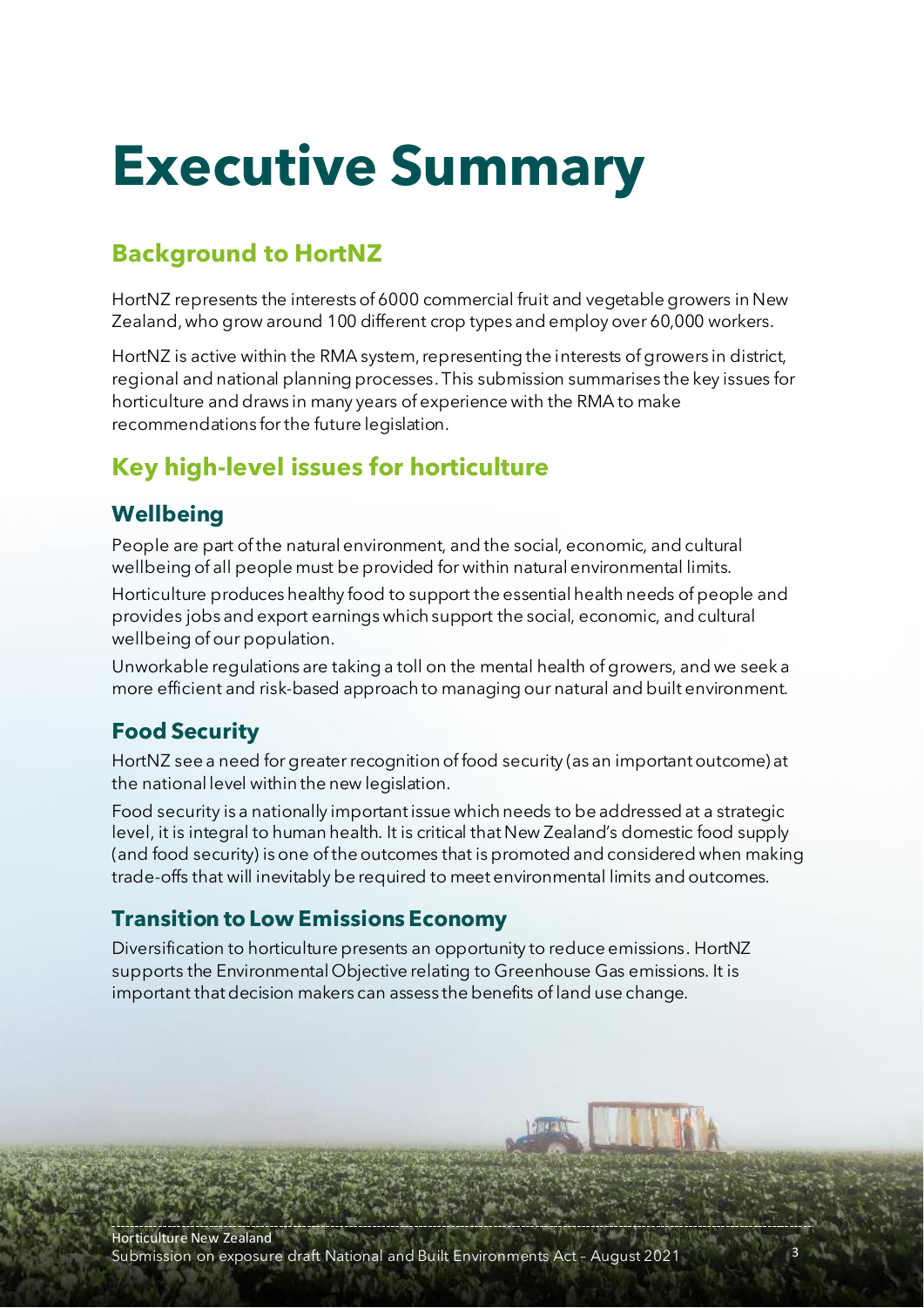# Executive Summary

## Background to HortNZ

HortNZ represents the interests of 6000 commercial fruit and vegetable growers in New Zealand, who grow around 100 different crop types and employ over 60,000 workers.

HortNZ is active within the RMA system, representing the interests of growers in district, regional and national planning processes. This submission summarises the key issues for horticulture and draws in many years of experience with the RMA to make recommendations for the future legislation.

## Key high-level issues for horticulture

### Wellbeing

People are part of the natural environment, and the social, economic, and cultural wellbeing of all people must be provided for within natural environmental limits.

Horticulture produces healthy food to support the essential health needs of people and provides jobs and export earnings which support the social, economic, and cultural wellbeing of our population.

Unworkable regulations are taking a toll on the mental health of growers, and we seek a more efficient and risk-based approach to managing our natural and built environment.

### Food Security

HortNZ see a need for greater recognition of food security (as an important outcome) at the national level within the new legislation.

Food security is a nationally important issue which needs to be addressed at a strategic level, it is integral to human health. It is critical that New Zealand's domestic food supply (and food security) is one of the outcomes that is promoted and considered when making trade-offs that will inevitably be required to meet environmental limits and outcomes.

### Transition to Low Emissions Economy

Diversification to horticulture presents an opportunity to reduce emissions. HortNZ supports the Environmental Objective relating to Greenhouse Gas emissions. It is important that decision makers can assess the benefits of land use change.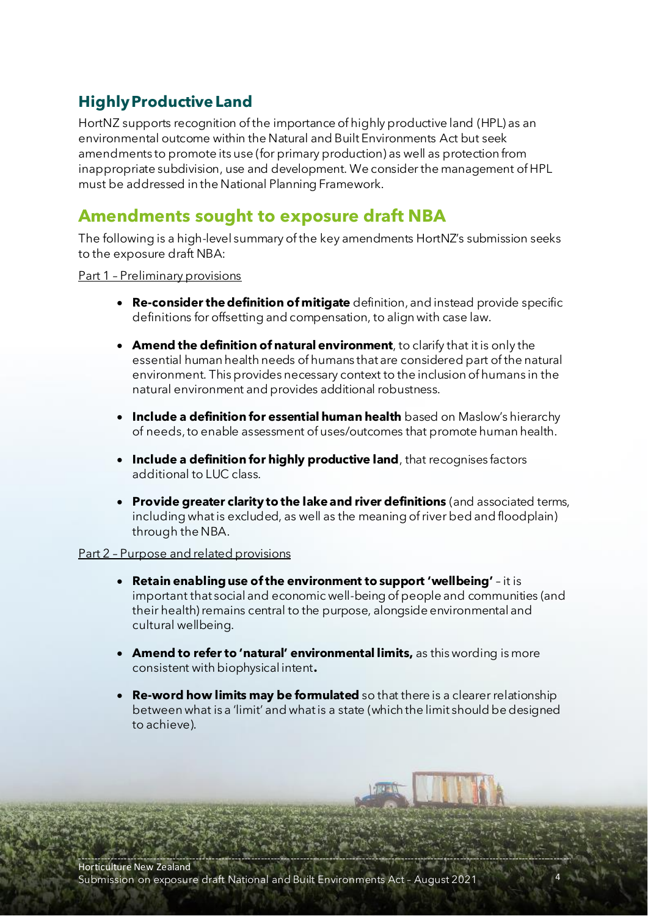## Highly Productive Land

HortNZ supports recognition of the importance of highly productive land (HPL) as an environmental outcome within the Natural and Built Environments Act but seek amendments to promote its use (for primary production) as well as protection from inappropriate subdivision, use and development. We consider the management of HPL must be addressed in the National Planning Framework.

## Amendments sought to exposure draft NBA

The following is a high-level summary of the key amendments HortNZ's submission seeks to the exposure draft NBA:

Part 1 – Preliminary provisions

- **Re-consider the definition of mitigate** definition, and instead provide specific definitions for offsetting and compensation, to align with case law.
- **Amend the definition of natural environment**, to clarify that it is only the essential human health needs of humans that are considered part of the natural environment. This provides necessary context to the inclusion of humans in the natural environment and provides additional robustness.
- **Include a definition for essential human health** based on Maslow's hierarchy of needs, to enable assessment of uses/outcomes that promote human health.
- **Include a definition for highly productive land**, that recognises factors additional to LUC class.
- **Provide greater clarity to the lake and river definitions** (and associated terms, including what is excluded, as well as the meaning of river bed and floodplain) through the NBA.

Part 2 – Purpose and related provisions

- **Retain enabling use of the environment to support 'wellbeing'** – it is important that social and economic well-being of people and communities (and their health) remains central to the purpose, alongside environmental and cultural wellbeing.
- **Amend to refer to 'natural' environmental limits,** as this wording is more consistent with biophysical intent**.**
- **Re-word how limits may be formulated** so that there is a clearer relationship between what is a 'limit' and what is a state (which the limit should be designed to achieve).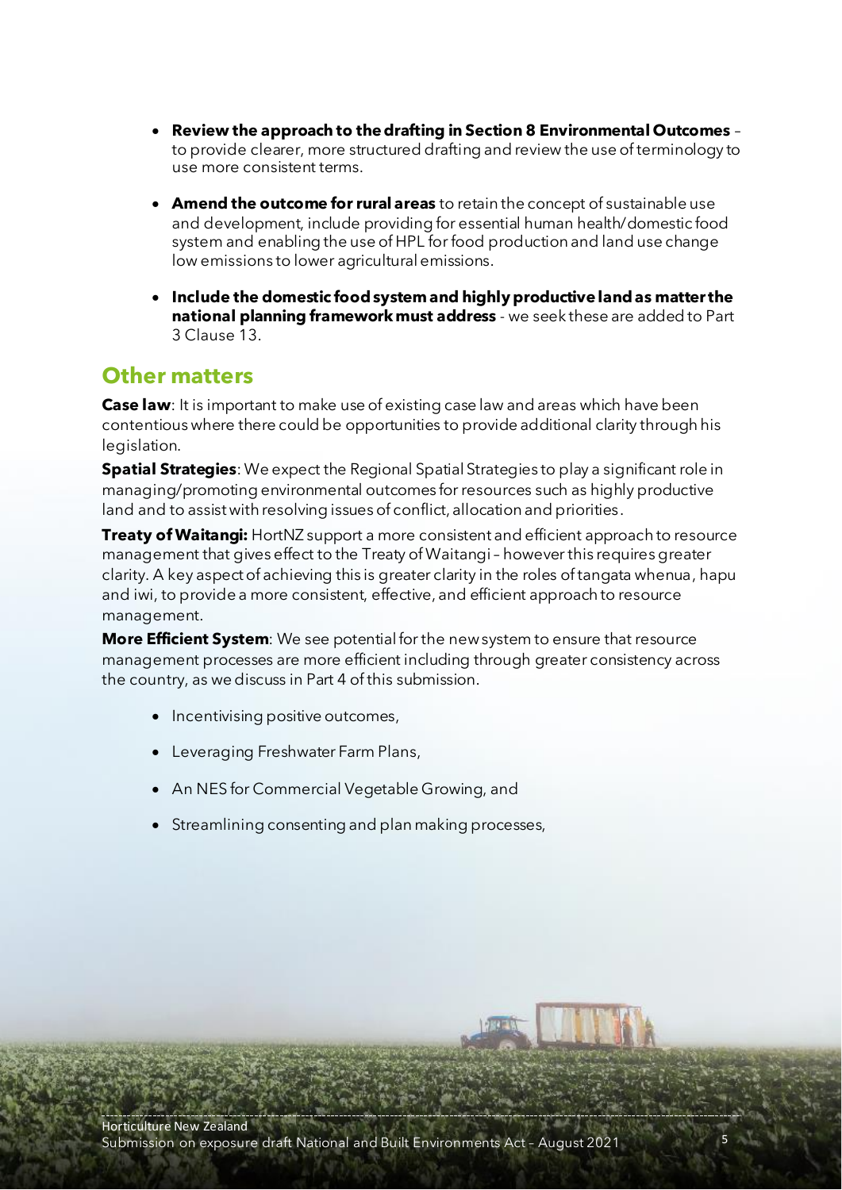- **Review the approach to the drafting in Section 8 Environmental Outcomes** – to provide clearer, more structured drafting and review the use of terminology to use more consistent terms.
- **Amend the outcome for rural areas** to retain the concept of sustainable use and development, include providing for essential human health/domestic food system and enabling the use of HPL for food production and land use change low emissions to lower agricultural emissions.
- **Include the domestic food system and highly productive land as matter the national planning framework must address** - we seek these are added to Part 3 Clause 13.

## Other matters

**Case law**: It is important to make use of existing case law and areas which have been contentious where there could be opportunities to provide additional clarity through his legislation.

**Spatial Strategies**: We expect the Regional Spatial Strategies to play a significant role in managing/promoting environmental outcomes for resources such as highly productive land and to assist with resolving issues of conflict, allocation and priorities.

**Treaty of Waitangi:** HortNZ support a more consistent and efficient approach to resource management that gives effect to the Treaty of Waitangi – however this requires greater clarity. A key aspect of achieving this is greater clarity in the roles of tangata whenua, hapu and iwi, to provide a more consistent, effective, and efficient approach to resource management.

**More Efficient System**: We see potential for the new system to ensure that resource management processes are more efficient including through greater consistency across the country, as we discuss in Part 4 of this submission.

- Incentivising positive outcomes,
- Leveraging Freshwater Farm Plans,
- An NES for Commercial Vegetable Growing, and
- Streamlining consenting and plan making processes,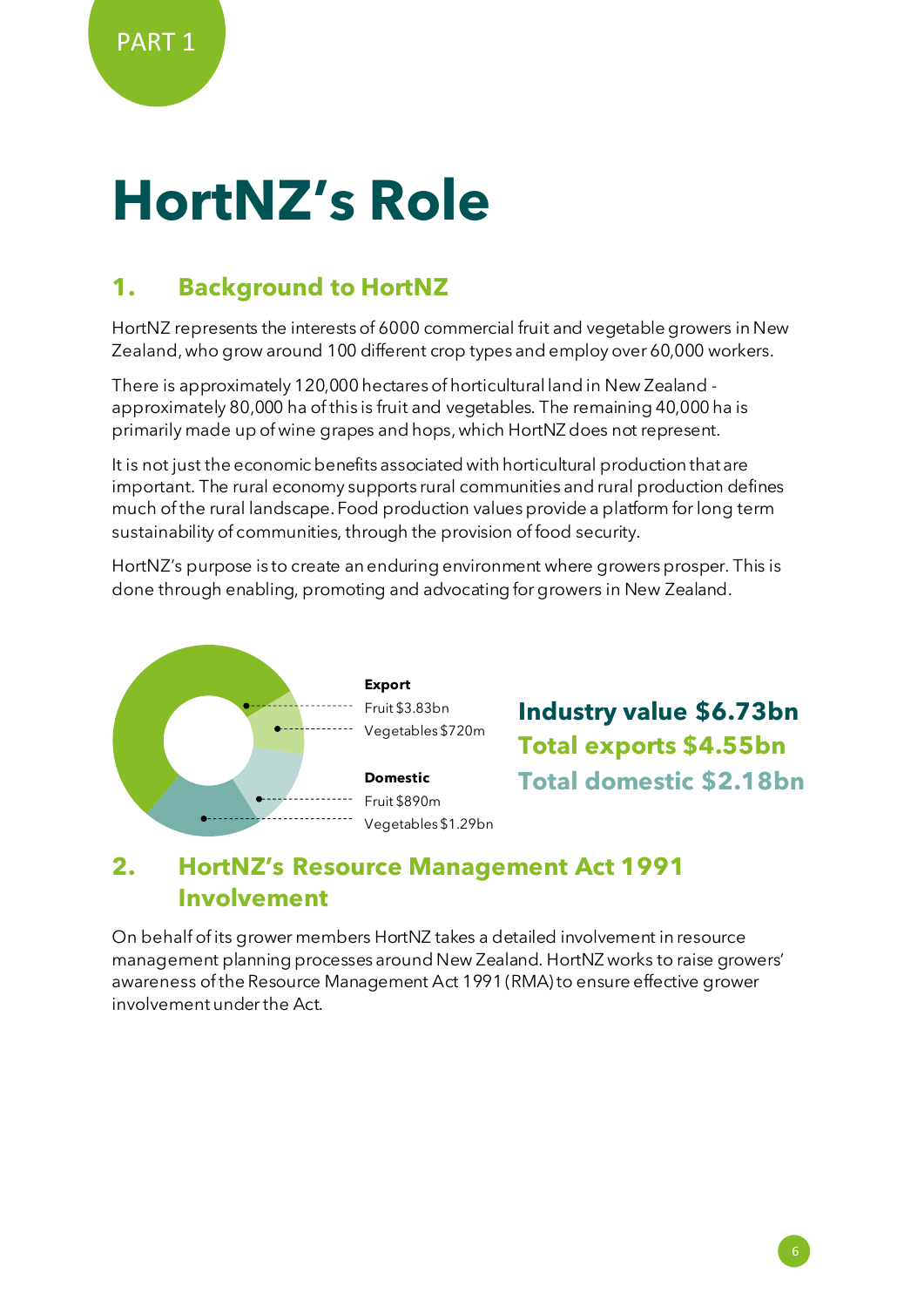PART 1

# HortNZ's Role

## 1. Background to HortNZ

HortNZ represents the interests of 6000 commercial fruit and vegetable growers in New Zealand, who grow around 100 different crop types and employ over 60,000 workers.

There is approximately 120,000 hectares of horticultural land in New Zealand - approximately 80,000 ha of this is fruit and vegetables. The remaining 40,000 ha is primarily made up of wine grapes and hops, which HortNZ does not represent.

It is not just the economic benefits associated with horticultural production that are important. The rural economy supports rural communities and rural production defines much of the rural landscape. Food production values provide a platform for long term sustainability of communities, through the provision of food security.

HortNZ's purpose is to create an enduring environment where growers prosper. This is done through enabling, promoting and advocating for growers in New Zealand.

**Export**

Fruit $3.83bn

Vegetables $720m

**Domestic**

Fruit $890m

Vegetables $1.29bn

**Industry value $6.73bn**

**Total exports $4.55bn**

**Total domestic $2.18bn**

## 2. HortNZ's Resource Management Act 1991 Involvement

On behalf of its grower members HortNZ takes a detailed involvement in resource management planning processes around New Zealand. HortNZ works to raise growers' awareness of the Resource Management Act 1991 (RMA) to ensure effective grower involvement under the Act.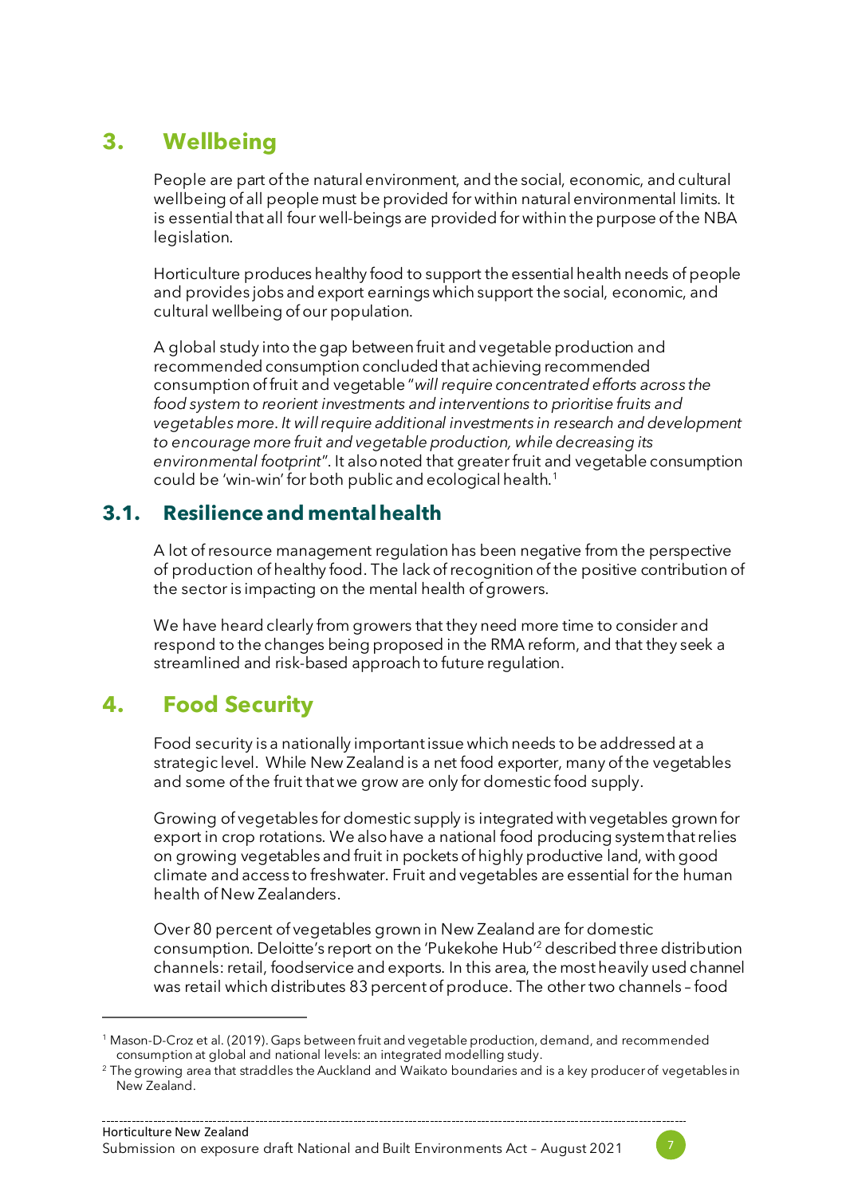# 3. Wellbeing

People are part of the natural environment, and the social, economic, and cultural wellbeing of all people must be provided for within natural environmental limits. It is essential that all four well-beings are provided for within the purpose of the NBA legislation.

Horticulture produces healthy food to support the essential health needs of people and provides jobs and export earnings which support the social, economic, and cultural wellbeing of our population.

A global study into the gap between fruit and vegetable production and recommended consumption concluded that achieving recommended consumption of fruit and vegetable "*will require concentrated efforts across the food system to reorient investments and interventions to prioritise fruits and vegetables more. It will require additional investments in research and development to encourage more fruit and vegetable production, while decreasing its environmental footprint*". It also noted that greater fruit and vegetable consumption could be 'win-win' for both public and ecological health.[1]

## 3.1. Resilience and mental health

A lot of resource management regulation has been negative from the perspective of production of healthy food. The lack of recognition of the positive contribution of the sector is impacting on the mental health of growers.

We have heard clearly from growers that they need more time to consider and respond to the changes being proposed in the RMA reform, and that they seek a streamlined and risk-based approach to future regulation.

# 4. Food Security

Food security is a nationally important issue which needs to be addressed at a strategic level. While New Zealand is a net food exporter, many of the vegetables and some of the fruit that we grow are only for domestic food supply.

Growing of vegetables for domestic supply is integrated with vegetables grown for export in crop rotations. We also have a national food producing system that relies on growing vegetables and fruit in pockets of highly productive land, with good climate and access to freshwater. Fruit and vegetables are essential for the human health of New Zealanders.

Over 80 percent of vegetables grown in New Zealand are for domestic consumption. Deloitte's report on the 'Pukekohe Hub'[2] described three distribution channels: retail, foodservice and exports. In this area, the most heavily used channel was retail which distributes 83 percent of produce. The other two channels – food

---

[1] Mason-D-Croz et al. (2019). Gaps between fruit and vegetable production, demand, and recommended consumption at global and national levels: an integrated modelling study.

[2] The growing area that straddles the Auckland and Waikato boundaries and is a key producer of vegetables in New Zealand.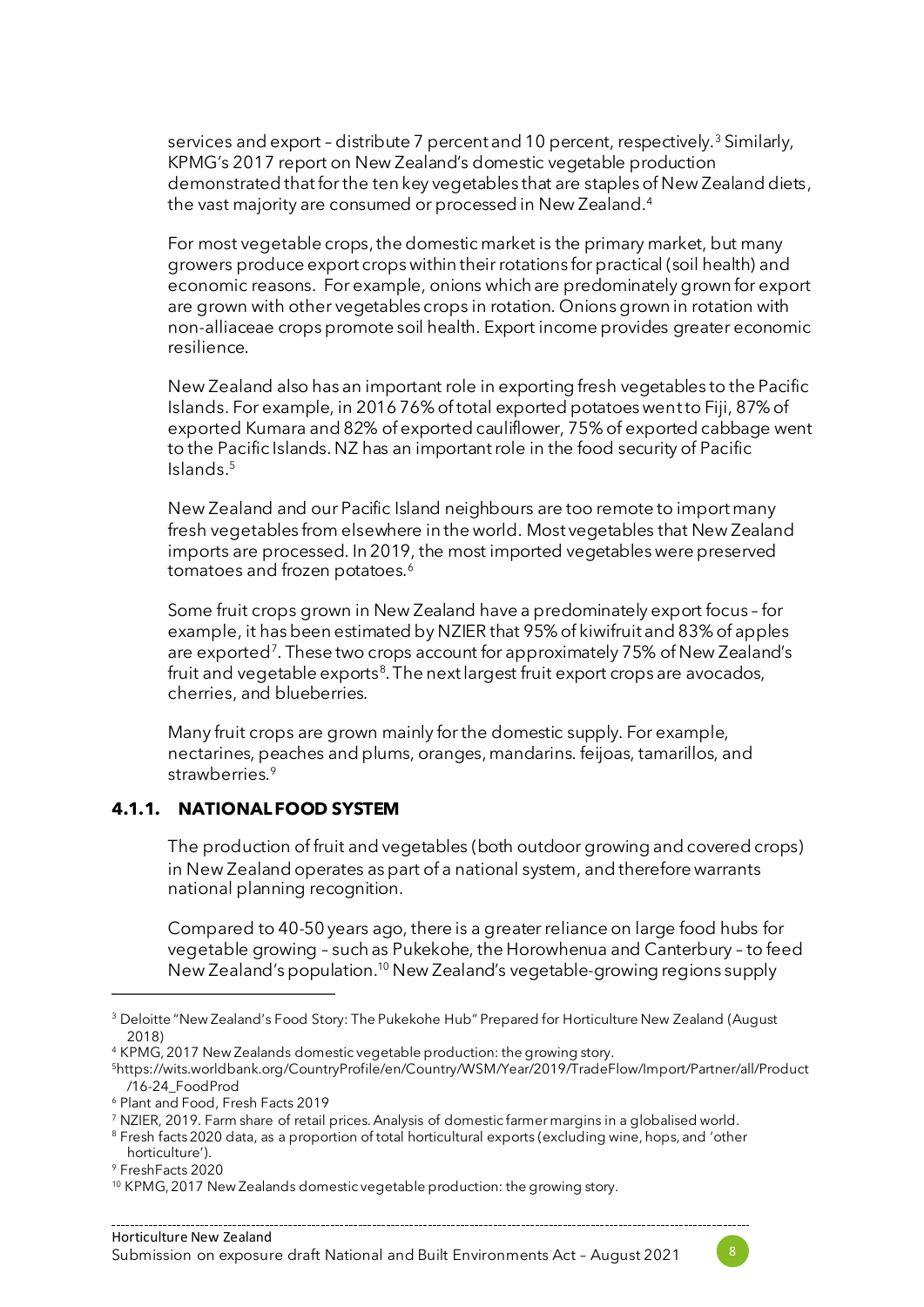services and export – distribute 7 percent and 10 percent, respectively.[3] Similarly, KPMG's 2017 report on New Zealand's domestic vegetable production demonstrated that for the ten key vegetables that are staples of New Zealand diets, the vast majority are consumed or processed in New Zealand.[4]

For most vegetable crops, the domestic market is the primary market, but many growers produce export crops within their rotations for practical (soil health) and economic reasons. For example, onions which are predominately grown for export are grown with other vegetables crops in rotation. Onions grown in rotation with non-alliaceae crops promote soil health. Export income provides greater economic resilience.

New Zealand also has an important role in exporting fresh vegetables to the Pacific Islands. For example, in 2016 76% of total exported potatoes went to Fiji, 87% of exported Kumara and 82% of exported cauliflower, 75% of exported cabbage went to the Pacific Islands. NZ has an important role in the food security of Pacific Islands.[5]

New Zealand and our Pacific Island neighbours are too remote to import many fresh vegetables from elsewhere in the world. Most vegetables that New Zealand imports are processed. In 2019, the most imported vegetables were preserved tomatoes and frozen potatoes.[6]

Some fruit crops grown in New Zealand have a predominately export focus – for example, it has been estimated by NZIER that 95% of kiwifruit and 83% of apples are exported[7]. These two crops account for approximately 75% of New Zealand's fruit and vegetable exports[8]. The next largest fruit export crops are avocados, cherries, and blueberries.

Many fruit crops are grown mainly for the domestic supply. For example, nectarines, peaches and plums, oranges, mandarins. feijoas, tamarillos, and strawberries.[9]

#### 4.1.1. NATIONAL FOOD SYSTEM

The production of fruit and vegetables (both outdoor growing and covered crops) in New Zealand operates as part of a national system, and therefore warrants national planning recognition.

Compared to 40-50 years ago, there is a greater reliance on large food hubs for vegetable growing – such as Pukekohe, the Horowhenua and Canterbury – to feed New Zealand's population.[10] New Zealand's vegetable-growing regions supply

---

[3] Deloitte "New Zealand's Food Story: The Pukekohe Hub" Prepared for Horticulture New Zealand (August 2018)

[4] KPMG, 2017 New Zealands domestic vegetable production: the growing story.

[5] https://wits.worldbank.org/CountryProfile/en/Country/WSM/Year/2019/TradeFlow/Import/Partner/all/Product/16-24_FoodProd

[6] Plant and Food, Fresh Facts 2019

[7] NZIER, 2019. Farm share of retail prices. Analysis of domestic farmer margins in a globalised world.

[8] Fresh facts 2020 data, as a proportion of total horticultural exports (excluding wine, hops, and 'other horticulture').

[9] FreshFacts 2020

[10] KPMG, 2017 New Zealands domestic vegetable production: the growing story.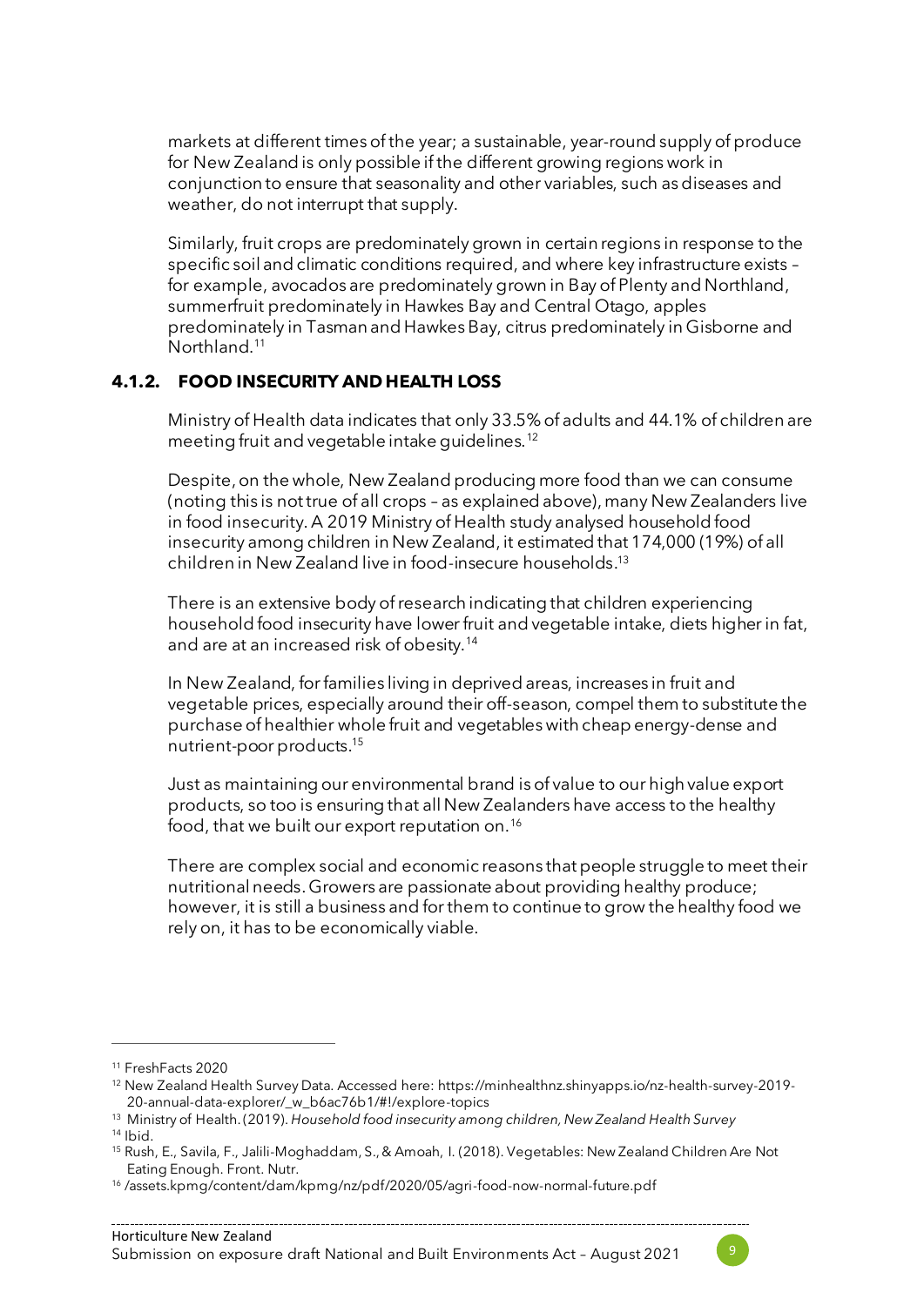markets at different times of the year; a sustainable, year-round supply of produce for New Zealand is only possible if the different growing regions work in conjunction to ensure that seasonality and other variables, such as diseases and weather, do not interrupt that supply.

Similarly, fruit crops are predominately grown in certain regions in response to the specific soil and climatic conditions required, and where key infrastructure exists – for example, avocados are predominately grown in Bay of Plenty and Northland, summerfruit predominately in Hawkes Bay and Central Otago, apples predominately in Tasman and Hawkes Bay, citrus predominately in Gisborne and Northland.[11]

### 4.1.2. FOOD INSECURITY AND HEALTH LOSS

Ministry of Health data indicates that only 33.5% of adults and 44.1% of children are meeting fruit and vegetable intake guidelines.[12]

Despite, on the whole, New Zealand producing more food than we can consume (noting this is not true of all crops – as explained above), many New Zealanders live in food insecurity. A 2019 Ministry of Health study analysed household food insecurity among children in New Zealand, it estimated that 174,000 (19%) of all children in New Zealand live in food-insecure households.[13]

There is an extensive body of research indicating that children experiencing household food insecurity have lower fruit and vegetable intake, diets higher in fat, and are at an increased risk of obesity.[14]

In New Zealand, for families living in deprived areas, increases in fruit and vegetable prices, especially around their off-season, compel them to substitute the purchase of healthier whole fruit and vegetables with cheap energy-dense and nutrient-poor products.[15]

Just as maintaining our environmental brand is of value to our high value export products, so too is ensuring that all New Zealanders have access to the healthy food, that we built our export reputation on.[16]

There are complex social and economic reasons that people struggle to meet their nutritional needs. Growers are passionate about providing healthy produce; however, it is still a business and for them to continue to grow the healthy food we rely on, it has to be economically viable.

---

[11] FreshFacts 2020

[12] New Zealand Health Survey Data. Accessed here: https://minhealthnz.shinyapps.io/nz-health-survey-2019-20-annual-data-explorer/_w_b6ac76b1/#!/explore-topics

[13] Ministry of Health. (2019). *Household food insecurity among children, New Zealand Health Survey*

[14] Ibid.

[15] Rush, E., Savila, F., Jalili-Moghaddam, S., & Amoah, I. (2018). Vegetables: New Zealand Children Are Not Eating Enough. Front. Nutr.

[16] /assets.kpmg/content/dam/kpmg/nz/pdf/2020/05/agri-food-now-normal-future.pdf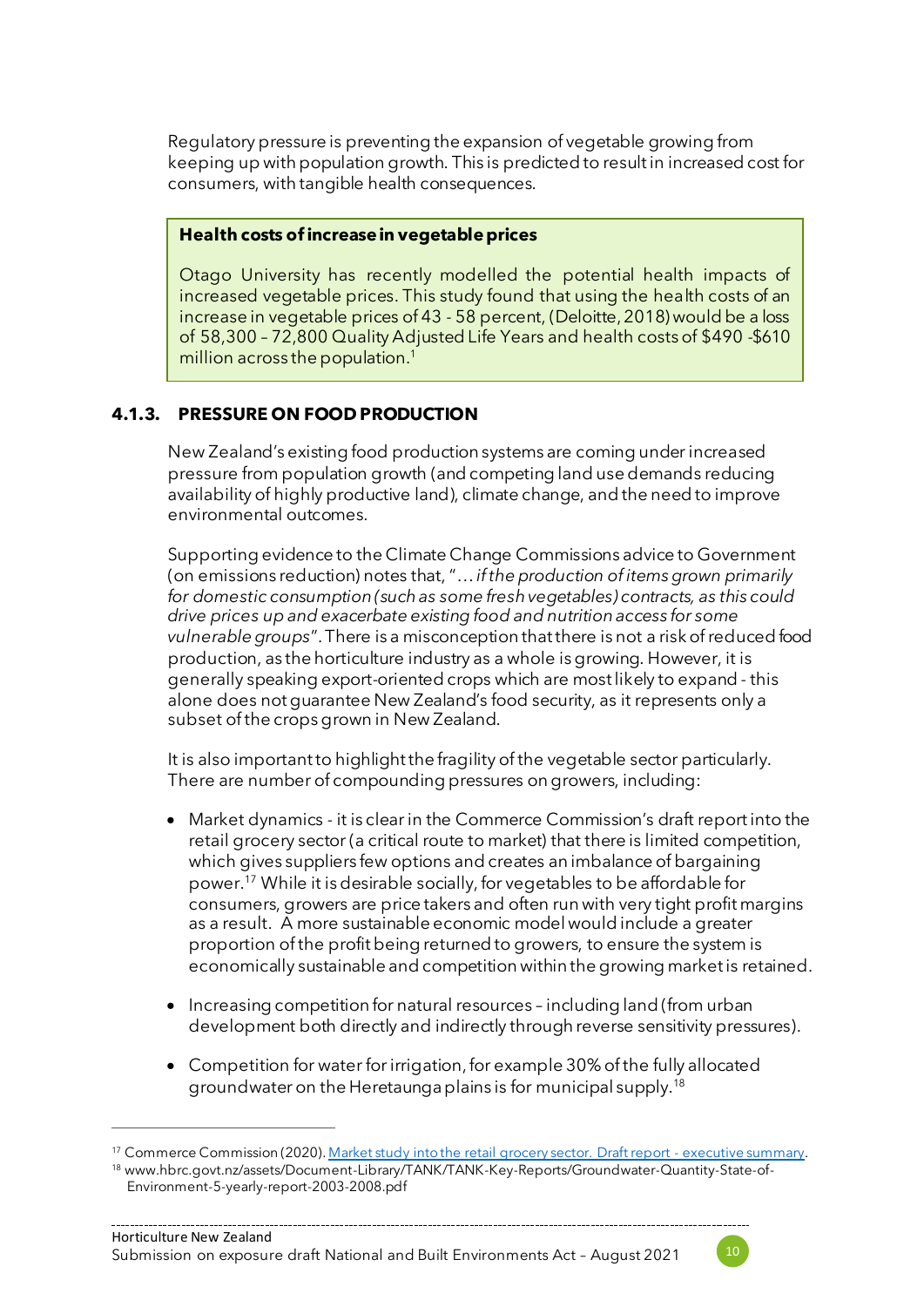Regulatory pressure is preventing the expansion of vegetable growing from keeping up with population growth. This is predicted to result in increased cost for consumers, with tangible health consequences.

> **Health costs of increase in vegetable prices**
>
> Otago University has recently modelled the potential health impacts of increased vegetable prices. This study found that using the health costs of an increase in vegetable prices of 43 - 58 percent, (Deloitte, 2018) would be a loss of 58,300 – 72,800 Quality Adjusted Life Years and health costs of $490 -$610 million across the population.[1]

### 4.1.3. PRESSURE ON FOOD PRODUCTION

New Zealand's existing food production systems are coming under increased pressure from population growth (and competing land use demands reducing availability of highly productive land), climate change, and the need to improve environmental outcomes.

Supporting evidence to the Climate Change Commissions advice to Government (on emissions reduction) notes that, "*… if the production of items grown primarily for domestic consumption (such as some fresh vegetables) contracts, as this could drive prices up and exacerbate existing food and nutrition access for some vulnerable groups*". There is a misconception that there is not a risk of reduced food production, as the horticulture industry as a whole is growing. However, it is generally speaking export-oriented crops which are most likely to expand - this alone does not guarantee New Zealand's food security, as it represents only a subset of the crops grown in New Zealand.

It is also important to highlight the fragility of the vegetable sector particularly. There are number of compounding pressures on growers, including:

- Market dynamics - it is clear in the Commerce Commission's draft report into the retail grocery sector (a critical route to market) that there is limited competition, which gives suppliers few options and creates an imbalance of bargaining power.[17] While it is desirable socially, for vegetables to be affordable for consumers, growers are price takers and often run with very tight profit margins as a result. A more sustainable economic model would include a greater proportion of the profit being returned to growers, to ensure the system is economically sustainable and competition within the growing market is retained.

- Increasing competition for natural resources – including land (from urban development both directly and indirectly through reverse sensitivity pressures).

- Competition for water for irrigation, for example 30% of the fully allocated groundwater on the Heretaunga plains is for municipal supply.[18]

---

[17] Commerce Commission (2020). Market study into the retail grocery sector. Draft report - executive summary.

[18] www.hbrc.govt.nz/assets/Document-Library/TANK/TANK-Key-Reports/Groundwater-Quantity-State-of-Environment-5-yearly-report-2003-2008.pdf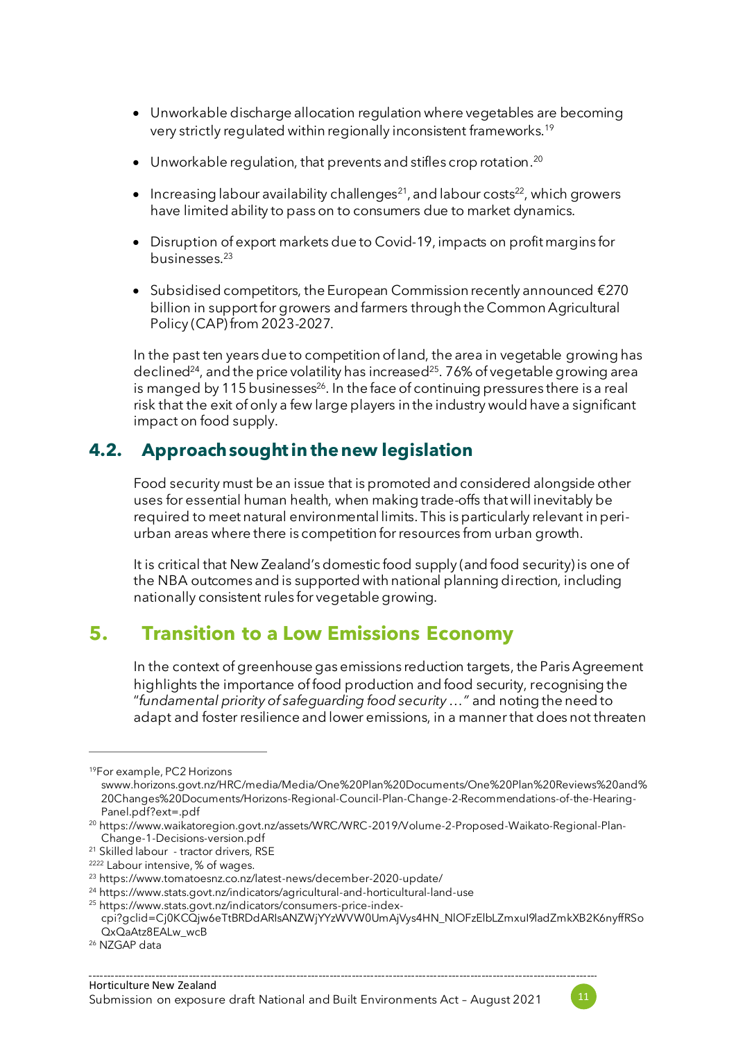- Unworkable discharge allocation regulation where vegetables are becoming very strictly regulated within regionally inconsistent frameworks.[19]
- Unworkable regulation, that prevents and stifles crop rotation.[20]
- Increasing labour availability challenges[21], and labour costs[22], which growers have limited ability to pass on to consumers due to market dynamics.
- Disruption of export markets due to Covid-19, impacts on profit margins for businesses.[23]
- Subsidised competitors, the European Commission recently announced €270 billion in support for growers and farmers through the Common Agricultural Policy (CAP) from 2023-2027.

In the past ten years due to competition of land, the area in vegetable growing has declined[24], and the price volatility has increased[25]. 76% of vegetable growing area is manged by 115 businesses[26]. In the face of continuing pressures there is a real risk that the exit of only a few large players in the industry would have a significant impact on food supply.

### 4.2. Approach sought in the new legislation

Food security must be an issue that is promoted and considered alongside other uses for essential human health, when making trade-offs that will inevitably be required to meet natural environmental limits. This is particularly relevant in peri-urban areas where there is competition for resources from urban growth.

It is critical that New Zealand's domestic food supply (and food security) is one of the NBA outcomes and is supported with national planning direction, including nationally consistent rules for vegetable growing.

## 5. Transition to a Low Emissions Economy

In the context of greenhouse gas emissions reduction targets, the Paris Agreement highlights the importance of food production and food security, recognising the "*fundamental priority of safeguarding food security …*" and noting the need to adapt and foster resilience and lower emissions, in a manner that does not threaten

---

[19] For example, PC2 Horizons swww.horizons.govt.nz/HRC/media/Media/One%20Plan%20Documents/One%20Plan%20Reviews%20and%20Changes%20Documents/Horizons-Regional-Council-Plan-Change-2-Recommendations-of-the-Hearing-Panel.pdf?ext=.pdf

[20] https://www.waikatoregion.govt.nz/assets/WRC/WRC-2019/Volume-2-Proposed-Waikato-Regional-Plan-Change-1-Decisions-version.pdf

[21] Skilled labour - tractor drivers, RSE

[2222] Labour intensive, % of wages.

[23] https://www.tomatoesnz.co.nz/latest-news/december-2020-update/

[24] https://www.stats.govt.nz/indicators/agricultural-and-horticultural-land-use

[25] https://www.stats.govt.nz/indicators/consumers-price-index-cpi?gclid=Cj0KCQjw6eTtBRDdARIsANZWjYYzWVW0UmAjVys4HN_NlOFzElbLZmxuI9ladZmkXB2K6nyffRSoQxQaAtz8EALw_wcB

[26] NZGAP data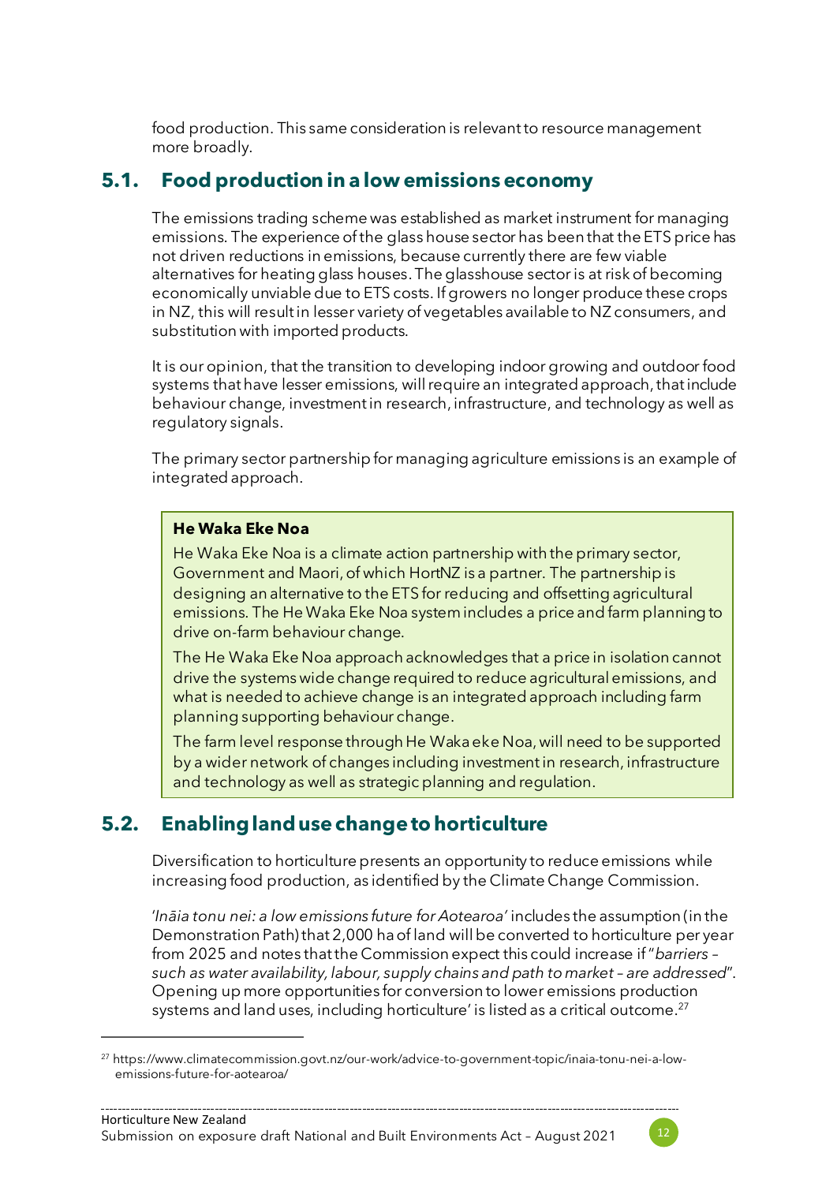food production. This same consideration is relevant to resource management more broadly.

## 5.1. Food production in a low emissions economy

The emissions trading scheme was established as market instrument for managing emissions. The experience of the glass house sector has been that the ETS price has not driven reductions in emissions, because currently there are few viable alternatives for heating glass houses. The glasshouse sector is at risk of becoming economically unviable due to ETS costs. If growers no longer produce these crops in NZ, this will result in lesser variety of vegetables available to NZ consumers, and substitution with imported products.

It is our opinion, that the transition to developing indoor growing and outdoor food systems that have lesser emissions, will require an integrated approach, that include behaviour change, investment in research, infrastructure, and technology as well as regulatory signals.

The primary sector partnership for managing agriculture emissions is an example of integrated approach.

**He Waka Eke Noa**

He Waka Eke Noa is a climate action partnership with the primary sector, Government and Maori, of which HortNZ is a partner. The partnership is designing an alternative to the ETS for reducing and offsetting agricultural emissions. The He Waka Eke Noa system includes a price and farm planning to drive on-farm behaviour change.

The He Waka Eke Noa approach acknowledges that a price in isolation cannot drive the systems wide change required to reduce agricultural emissions, and what is needed to achieve change is an integrated approach including farm planning supporting behaviour change.

The farm level response through He Waka eke Noa, will need to be supported by a wider network of changes including investment in research, infrastructure and technology as well as strategic planning and regulation.

## 5.2. Enabling land use change to horticulture

Diversification to horticulture presents an opportunity to reduce emissions while increasing food production, as identified by the Climate Change Commission.

'*Ināia tonu nei: a low emissions future for Aotearoa'* includes the assumption (in the Demonstration Path) that 2,000 ha of land will be converted to horticulture per year from 2025 and notes that the Commission expect this could increase if "*barriers – such as water availability, labour, supply chains and path to market – are addressed*". Opening up more opportunities for conversion to lower emissions production systems and land uses, including horticulture' is listed as a critical outcome.[27]

[27] https://www.climatecommission.govt.nz/our-work/advice-to-government-topic/inaia-tonu-nei-a-low-emissions-future-for-aotearoa/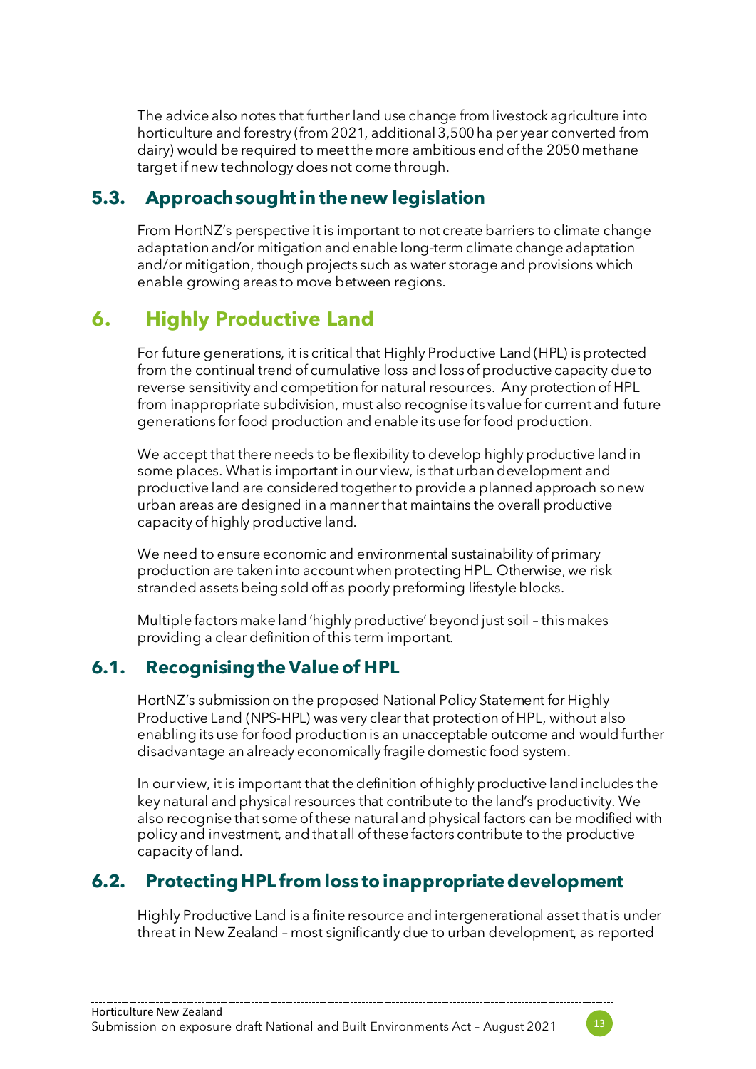The advice also notes that further land use change from livestock agriculture into horticulture and forestry (from 2021, additional 3,500 ha per year converted from dairy) would be required to meet the more ambitious end of the 2050 methane target if new technology does not come through.

### 5.3. Approach sought in the new legislation

From HortNZ's perspective it is important to not create barriers to climate change adaptation and/or mitigation and enable long-term climate change adaptation and/or mitigation, though projects such as water storage and provisions which enable growing areas to move between regions.

## 6. Highly Productive Land

For future generations, it is critical that Highly Productive Land (HPL) is protected from the continual trend of cumulative loss and loss of productive capacity due to reverse sensitivity and competition for natural resources. Any protection of HPL from inappropriate subdivision, must also recognise its value for current and future generations for food production and enable its use for food production.

We accept that there needs to be flexibility to develop highly productive land in some places. What is important in our view, is that urban development and productive land are considered together to provide a planned approach so new urban areas are designed in a manner that maintains the overall productive capacity of highly productive land.

We need to ensure economic and environmental sustainability of primary production are taken into account when protecting HPL. Otherwise, we risk stranded assets being sold off as poorly preforming lifestyle blocks.

Multiple factors make land 'highly productive' beyond just soil – this makes providing a clear definition of this term important.

### 6.1. Recognising the Value of HPL

HortNZ's submission on the proposed National Policy Statement for Highly Productive Land (NPS-HPL) was very clear that protection of HPL, without also enabling its use for food production is an unacceptable outcome and would further disadvantage an already economically fragile domestic food system.

In our view, it is important that the definition of highly productive land includes the key natural and physical resources that contribute to the land's productivity. We also recognise that some of these natural and physical factors can be modified with policy and investment, and that all of these factors contribute to the productive capacity of land.

### 6.2. Protecting HPL from loss to inappropriate development

Highly Productive Land is a finite resource and intergenerational asset that is under threat in New Zealand – most significantly due to urban development, as reported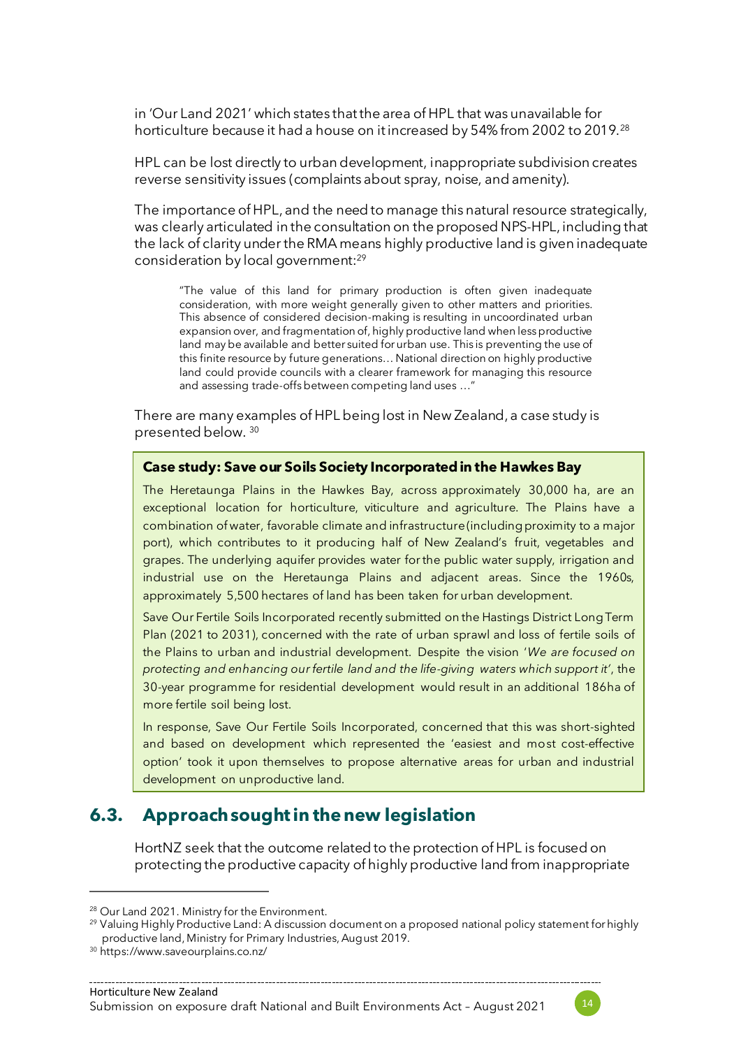in 'Our Land 2021' which states that the area of HPL that was unavailable for horticulture because it had a house on it increased by 54% from 2002 to 2019.[28]

HPL can be lost directly to urban development, inappropriate subdivision creates reverse sensitivity issues (complaints about spray, noise, and amenity).

The importance of HPL, and the need to manage this natural resource strategically, was clearly articulated in the consultation on the proposed NPS-HPL, including that the lack of clarity under the RMA means highly productive land is given inadequate consideration by local government:[29]

> "The value of this land for primary production is often given inadequate consideration, with more weight generally given to other matters and priorities. This absence of considered decision-making is resulting in uncoordinated urban expansion over, and fragmentation of, highly productive land when less productive land may be available and better suited for urban use. This is preventing the use of this finite resource by future generations… National direction on highly productive land could provide councils with a clearer framework for managing this resource and assessing trade-offs between competing land uses …"

There are many examples of HPL being lost in New Zealand, a case study is presented below. [30]

**Case study: Save our Soils Society Incorporated in the Hawkes Bay**

The Heretaunga Plains in the Hawkes Bay, across approximately 30,000 ha, are an exceptional location for horticulture, viticulture and agriculture. The Plains have a combination of water, favorable climate and infrastructure (including proximity to a major port), which contributes to it producing half of New Zealand's fruit, vegetables and grapes. The underlying aquifer provides water for the public water supply, irrigation and industrial use on the Heretaunga Plains and adjacent areas. Since the 1960s, approximately 5,500 hectares of land has been taken for urban development.

Save Our Fertile Soils Incorporated recently submitted on the Hastings District Long Term Plan (2021 to 2031), concerned with the rate of urban sprawl and loss of fertile soils of the Plains to urban and industrial development. Despite the vision '*We are focused on protecting and enhancing our fertile land and the life-giving waters which support it*', the 30-year programme for residential development would result in an additional 186ha of more fertile soil being lost.

In response, Save Our Fertile Soils Incorporated, concerned that this was short-sighted and based on development which represented the 'easiest and most cost-effective option' took it upon themselves to propose alternative areas for urban and industrial development on unproductive land.

## 6.3. Approach sought in the new legislation

HortNZ seek that the outcome related to the protection of HPL is focused on protecting the productive capacity of highly productive land from inappropriate

---

[28] Our Land 2021. Ministry for the Environment.

[29] Valuing Highly Productive Land: A discussion document on a proposed national policy statement for highly productive land, Ministry for Primary Industries, August 2019.

[30] https://www.saveourplains.co.nz/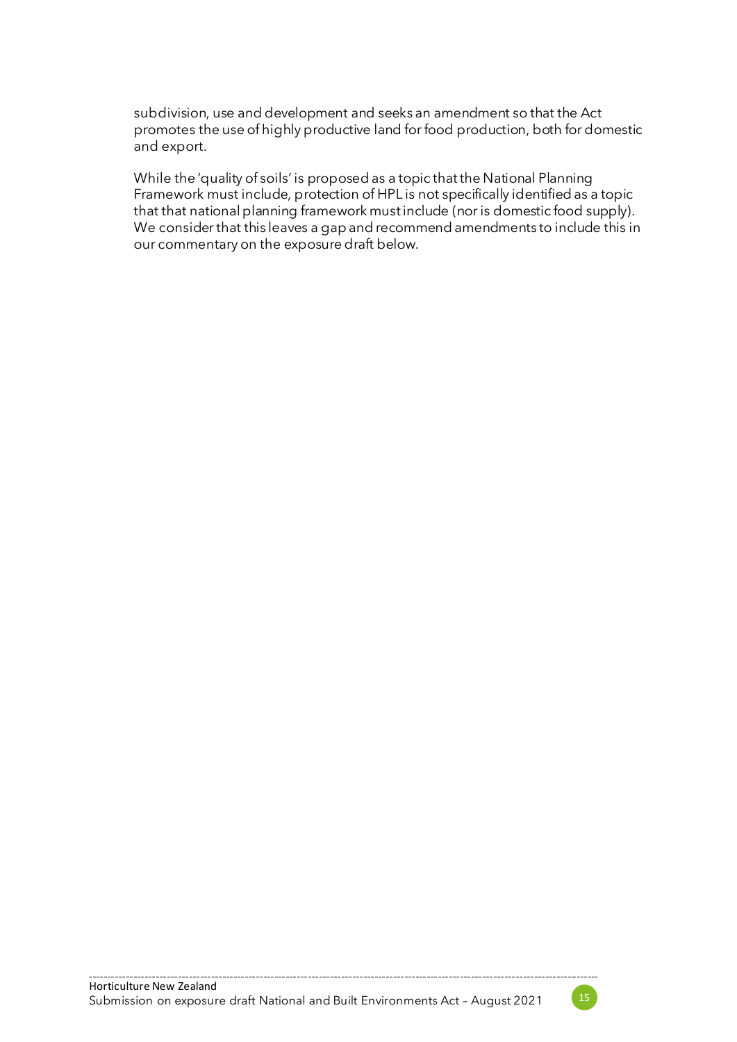subdivision, use and development and seeks an amendment so that the Act promotes the use of highly productive land for food production, both for domestic and export.

While the 'quality of soils' is proposed as a topic that the National Planning Framework must include, protection of HPL is not specifically identified as a topic that that national planning framework must include (nor is domestic food supply). We consider that this leaves a gap and recommend amendments to include this in our commentary on the exposure draft below.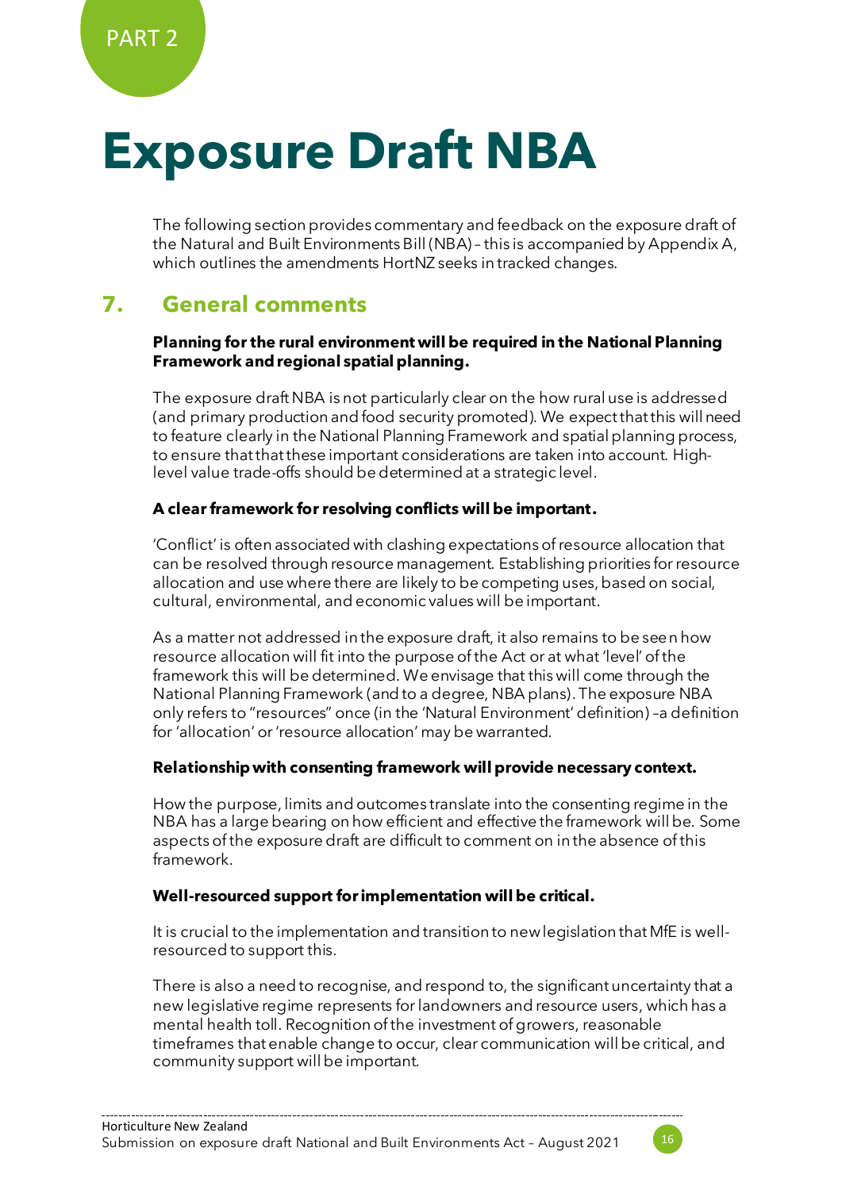PART 2

# Exposure Draft NBA

The following section provides commentary and feedback on the exposure draft of the Natural and Built Environments Bill (NBA) – this is accompanied by Appendix A, which outlines the amendments HortNZ seeks in tracked changes.

## 7. General comments

**Planning for the rural environment will be required in the National Planning Framework and regional spatial planning.**

The exposure draft NBA is not particularly clear on the how rural use is addressed (and primary production and food security promoted). We expect that this will need to feature clearly in the National Planning Framework and spatial planning process, to ensure that that these important considerations are taken into account. High-level value trade-offs should be determined at a strategic level.

**A clear framework for resolving conflicts will be important.**

'Conflict' is often associated with clashing expectations of resource allocation that can be resolved through resource management. Establishing priorities for resource allocation and use where there are likely to be competing uses, based on social, cultural, environmental, and economic values will be important.

As a matter not addressed in the exposure draft, it also remains to be seen how resource allocation will fit into the purpose of the Act or at what 'level' of the framework this will be determined. We envisage that this will come through the National Planning Framework (and to a degree, NBA plans). The exposure NBA only refers to "resources" once (in the 'Natural Environment' definition) – a definition for 'allocation' or 'resource allocation' may be warranted.

**Relationship with consenting framework will provide necessary context.**

How the purpose, limits and outcomes translate into the consenting regime in the NBA has a large bearing on how efficient and effective the framework will be. Some aspects of the exposure draft are difficult to comment on in the absence of this framework.

**Well-resourced support for implementation will be critical.**

It is crucial to the implementation and transition to new legislation that MfE is well-resourced to support this.

There is also a need to recognise, and respond to, the significant uncertainty that a new legislative regime represents for landowners and resource users, which has a mental health toll. Recognition of the investment of growers, reasonable timeframes that enable change to occur, clear communication will be critical, and community support will be important.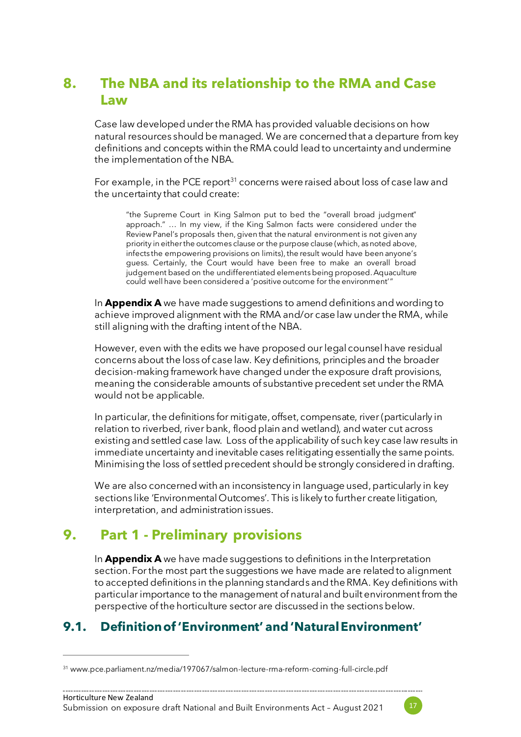## 8. The NBA and its relationship to the RMA and Case Law

Case law developed under the RMA has provided valuable decisions on how natural resources should be managed. We are concerned that a departure from key definitions and concepts within the RMA could lead to uncertainty and undermine the implementation of the NBA.

For example, in the PCE report[31] concerns were raised about loss of case law and the uncertainty that could create:

> "the Supreme Court in King Salmon put to bed the "overall broad judgment" approach." … In my view, if the King Salmon facts were considered under the Review Panel's proposals then, given that the natural environment is not given any priority in either the outcomes clause or the purpose clause (which, as noted above, infects the empowering provisions on limits), the result would have been anyone's guess. Certainly, the Court would have been free to make an overall broad judgement based on the undifferentiated elements being proposed. Aquaculture could well have been considered a 'positive outcome for the environment'"

In **Appendix A** we have made suggestions to amend definitions and wording to achieve improved alignment with the RMA and/or case law under the RMA, while still aligning with the drafting intent of the NBA.

However, even with the edits we have proposed our legal counsel have residual concerns about the loss of case law. Key definitions, principles and the broader decision-making framework have changed under the exposure draft provisions, meaning the considerable amounts of substantive precedent set under the RMA would not be applicable.

In particular, the definitions for mitigate, offset, compensate, river (particularly in relation to riverbed, river bank, flood plain and wetland), and water cut across existing and settled case law. Loss of the applicability of such key case law results in immediate uncertainty and inevitable cases relitigating essentially the same points. Minimising the loss of settled precedent should be strongly considered in drafting.

We are also concerned with an inconsistency in language used, particularly in key sections like 'Environmental Outcomes'. This is likely to further create litigation, interpretation, and administration issues.

## 9. Part 1 - Preliminary provisions

In **Appendix A** we have made suggestions to definitions in the Interpretation section. For the most part the suggestions we have made are related to alignment to accepted definitions in the planning standards and the RMA. Key definitions with particular importance to the management of natural and built environment from the perspective of the horticulture sector are discussed in the sections below.

### 9.1. Definition of 'Environment' and 'Natural Environment'

[31] www.pce.parliament.nz/media/197067/salmon-lecture-rma-reform-coming-full-circle.pdf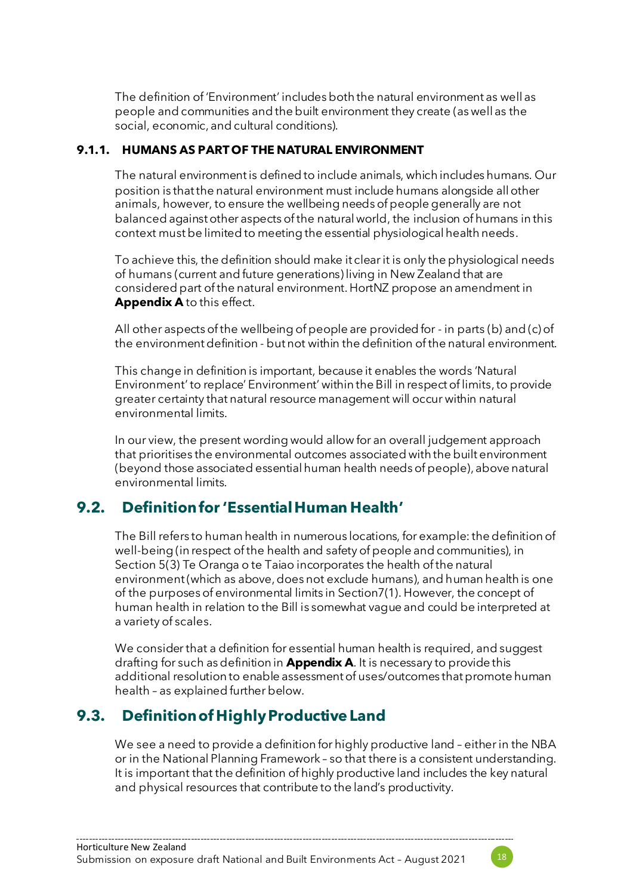The definition of 'Environment' includes both the natural environment as well as people and communities and the built environment they create (as well as the social, economic, and cultural conditions).

#### 9.1.1. HUMANS AS PART OF THE NATURAL ENVIRONMENT

The natural environment is defined to include animals, which includes humans. Our position is that the natural environment must include humans alongside all other animals, however, to ensure the wellbeing needs of people generally are not balanced against other aspects of the natural world, the inclusion of humans in this context must be limited to meeting the essential physiological health needs.

To achieve this, the definition should make it clear it is only the physiological needs of humans (current and future generations) living in New Zealand that are considered part of the natural environment. HortNZ propose an amendment in **Appendix A** to this effect.

All other aspects of the wellbeing of people are provided for - in parts (b) and (c) of the environment definition - but not within the definition of the natural environment.

This change in definition is important, because it enables the words 'Natural Environment' to replace' Environment' within the Bill in respect of limits, to provide greater certainty that natural resource management will occur within natural environmental limits.

In our view, the present wording would allow for an overall judgement approach that prioritises the environmental outcomes associated with the built environment (beyond those associated essential human health needs of people), above natural environmental limits.

## 9.2. Definition for 'Essential Human Health'

The Bill refers to human health in numerous locations, for example: the definition of well-being (in respect of the health and safety of people and communities), in Section 5(3) Te Oranga o te Taiao incorporates the health of the natural environment (which as above, does not exclude humans), and human health is one of the purposes of environmental limits in Section7(1). However, the concept of human health in relation to the Bill is somewhat vague and could be interpreted at a variety of scales.

We consider that a definition for essential human health is required, and suggest drafting for such as definition in **Appendix A**. It is necessary to provide this additional resolution to enable assessment of uses/outcomes that promote human health – as explained further below.

## 9.3. Definition of Highly Productive Land

We see a need to provide a definition for highly productive land – either in the NBA or in the National Planning Framework – so that there is a consistent understanding. It is important that the definition of highly productive land includes the key natural and physical resources that contribute to the land's productivity.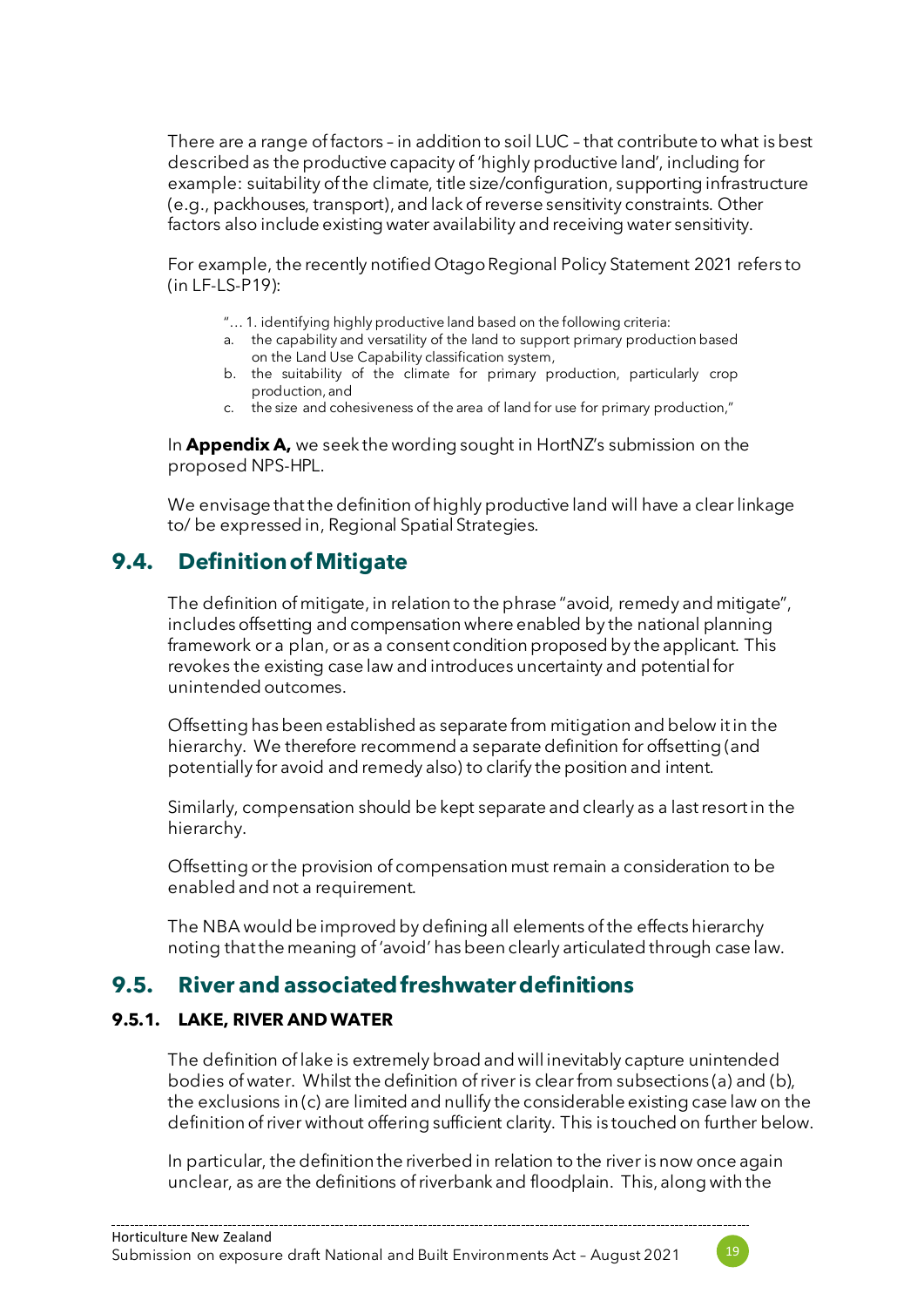There are a range of factors – in addition to soil LUC – that contribute to what is best described as the productive capacity of 'highly productive land', including for example: suitability of the climate, title size/configuration, supporting infrastructure (e.g., packhouses, transport), and lack of reverse sensitivity constraints. Other factors also include existing water availability and receiving water sensitivity.

For example, the recently notified Otago Regional Policy Statement 2021 refers to (in LF-LS-P19):

> "… 1. identifying highly productive land based on the following criteria:
> a. the capability and versatility of the land to support primary production based on the Land Use Capability classification system,
> b. the suitability of the climate for primary production, particularly crop production, and
> c. the size and cohesiveness of the area of land for use for primary production,"

In **Appendix A,** we seek the wording sought in HortNZ's submission on the proposed NPS-HPL.

We envisage that the definition of highly productive land will have a clear linkage to/ be expressed in, Regional Spatial Strategies.

## 9.4. Definition of Mitigate

The definition of mitigate, in relation to the phrase "avoid, remedy and mitigate", includes offsetting and compensation where enabled by the national planning framework or a plan, or as a consent condition proposed by the applicant. This revokes the existing case law and introduces uncertainty and potential for unintended outcomes.

Offsetting has been established as separate from mitigation and below it in the hierarchy. We therefore recommend a separate definition for offsetting (and potentially for avoid and remedy also) to clarify the position and intent.

Similarly, compensation should be kept separate and clearly as a last resort in the hierarchy.

Offsetting or the provision of compensation must remain a consideration to be enabled and not a requirement.

The NBA would be improved by defining all elements of the effects hierarchy noting that the meaning of 'avoid' has been clearly articulated through case law.

## 9.5. River and associated freshwater definitions

### 9.5.1. LAKE, RIVER AND WATER

The definition of lake is extremely broad and will inevitably capture unintended bodies of water. Whilst the definition of river is clear from subsections (a) and (b), the exclusions in (c) are limited and nullify the considerable existing case law on the definition of river without offering sufficient clarity. This is touched on further below.

In particular, the definition the riverbed in relation to the river is now once again unclear, as are the definitions of riverbank and floodplain. This, along with the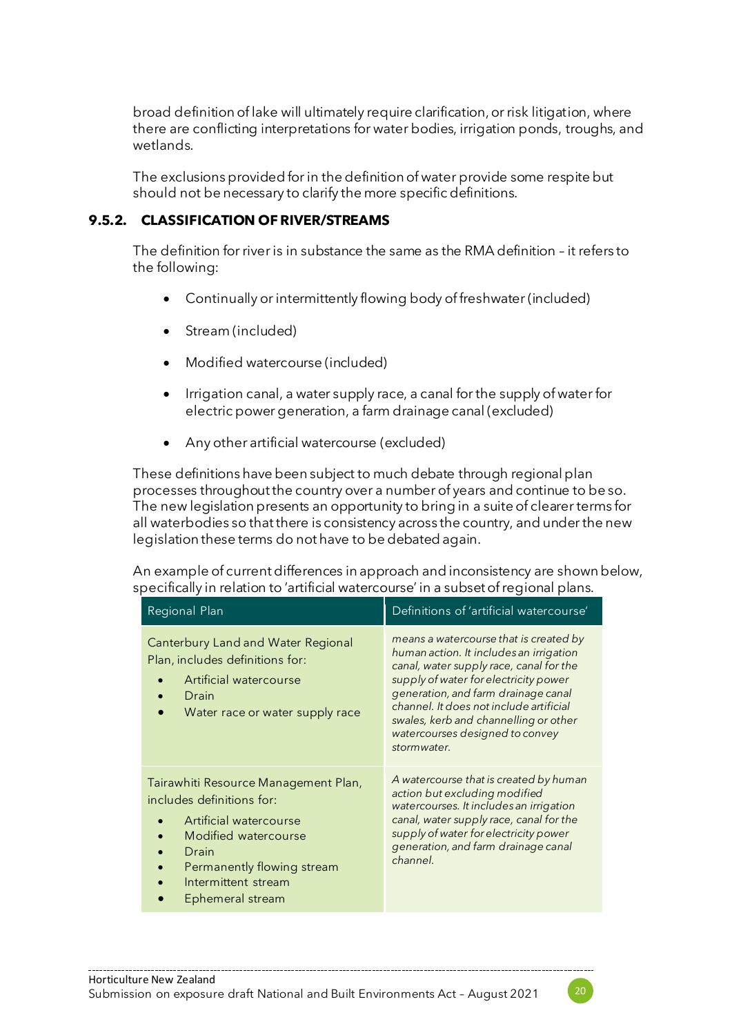broad definition of lake will ultimately require clarification, or risk litigation, where there are conflicting interpretations for water bodies, irrigation ponds, troughs, and wetlands.

The exclusions provided for in the definition of water provide some respite but should not be necessary to clarify the more specific definitions.

### 9.5.2. CLASSIFICATION OF RIVER/STREAMS

The definition for river is in substance the same as the RMA definition – it refers to the following:

- Continually or intermittently flowing body of freshwater (included)
- Stream (included)
- Modified watercourse (included)
- Irrigation canal, a water supply race, a canal for the supply of water for electric power generation, a farm drainage canal (excluded)
- Any other artificial watercourse (excluded)

These definitions have been subject to much debate through regional plan processes throughout the country over a number of years and continue to be so. The new legislation presents an opportunity to bring in a suite of clearer terms for all waterbodies so that there is consistency across the country, and under the new legislation these terms do not have to be debated again.

An example of current differences in approach and inconsistency are shown below, specifically in relation to 'artificial watercourse' in a subset of regional plans.

| Regional Plan | Definitions of 'artificial watercourse' |
|---|---|
| Canterbury Land and Water Regional Plan, includes definitions for:<br>• Artificial watercourse<br>• Drain<br>• Water race or water supply race | *means a watercourse that is created by human action. It includes an irrigation canal, water supply race, canal for the supply of water for electricity power generation, and farm drainage canal channel. It does not include artificial swales, kerb and channelling or other watercourses designed to convey stormwater.* |
| Tairawhiti Resource Management Plan, includes definitions for:<br>• Artificial watercourse<br>• Modified watercourse<br>• Drain<br>• Permanently flowing stream<br>• Intermittent stream<br>• Ephemeral stream | *A watercourse that is created by human action but excluding modified watercourses. It includes an irrigation canal, water supply race, canal for the supply of water for electricity power generation, and farm drainage canal channel.* |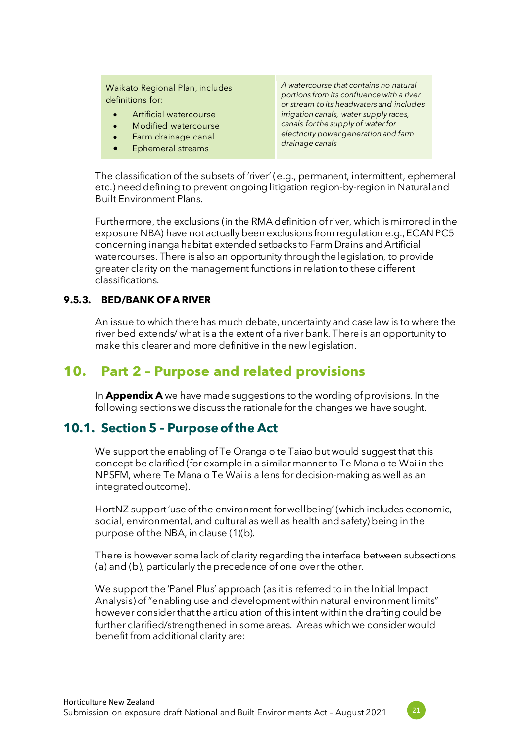| Waikato Regional Plan, includes definitions for:<br>• Artificial watercourse<br>• Modified watercourse<br>• Farm drainage canal<br>• Ephemeral streams | *A watercourse that contains no natural portions from its confluence with a river or stream to its headwaters and includes irrigation canals, water supply races, canals for the supply of water for electricity power generation and farm drainage canals* |
|---|---|

The classification of the subsets of 'river' (e.g., permanent, intermittent, ephemeral etc.) need defining to prevent ongoing litigation region-by-region in Natural and Built Environment Plans.

Furthermore, the exclusions (in the RMA definition of river, which is mirrored in the exposure NBA) have not actually been exclusions from regulation e.g., ECAN PC5 concerning inanga habitat extended setbacks to Farm Drains and Artificial watercourses. There is also an opportunity through the legislation, to provide greater clarity on the management functions in relation to these different classifications.

### 9.5.3. BED/BANK OF A RIVER

An issue to which there has much debate, uncertainty and case law is to where the river bed extends/ what is a the extent of a river bank. There is an opportunity to make this clearer and more definitive in the new legislation.

# 10. Part 2 – Purpose and related provisions

In **Appendix A** we have made suggestions to the wording of provisions. In the following sections we discuss the rationale for the changes we have sought.

## 10.1. Section 5 – Purpose of the Act

We support the enabling of Te Oranga o te Taiao but would suggest that this concept be clarified (for example in a similar manner to Te Mana o te Wai in the NPSFM, where Te Mana o Te Wai is a lens for decision-making as well as an integrated outcome).

HortNZ support 'use of the environment for wellbeing' (which includes economic, social, environmental, and cultural as well as health and safety) being in the purpose of the NBA, in clause (1)(b).

There is however some lack of clarity regarding the interface between subsections (a) and (b), particularly the precedence of one over the other.

We support the 'Panel Plus' approach (as it is referred to in the Initial Impact Analysis) of "enabling use and development within natural environment limits" however consider that the articulation of this intent within the drafting could be further clarified/strengthened in some areas. Areas which we consider would benefit from additional clarity are: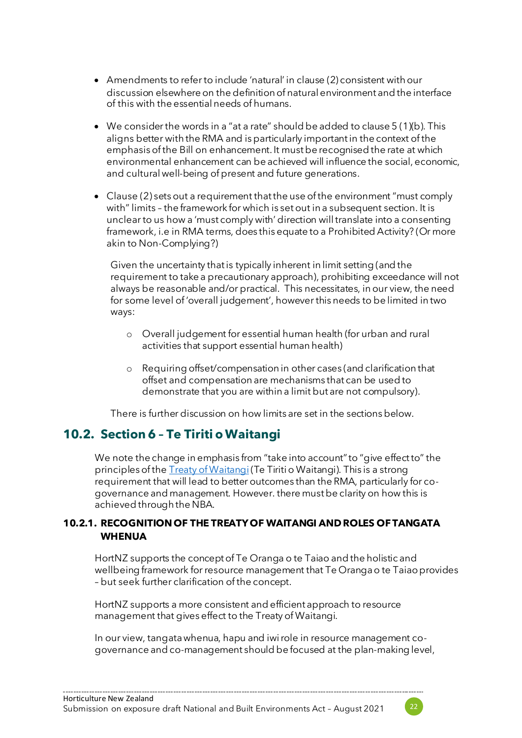- Amendments to refer to include 'natural' in clause (2) consistent with our discussion elsewhere on the definition of natural environment and the interface of this with the essential needs of humans.

- We consider the words in a "at a rate" should be added to clause 5 (1)(b). This aligns better with the RMA and is particularly important in the context of the emphasis of the Bill on enhancement. It must be recognised the rate at which environmental enhancement can be achieved will influence the social, economic, and cultural well-being of present and future generations.

- Clause (2) sets out a requirement that the use of the environment "must comply with" limits – the framework for which is set out in a subsequent section. It is unclear to us how a 'must comply with' direction will translate into a consenting framework, i.e in RMA terms, does this equate to a Prohibited Activity? (Or more akin to Non-Complying?)

  Given the uncertainty that is typically inherent in limit setting (and the requirement to take a precautionary approach), prohibiting exceedance will not always be reasonable and/or practical. This necessitates, in our view, the need for some level of 'overall judgement', however this needs to be limited in two ways:

  - Overall judgement for essential human health (for urban and rural activities that support essential human health)

  - Requiring offset/compensation in other cases (and clarification that offset and compensation are mechanisms that can be used to demonstrate that you are within a limit but are not compulsory).

  There is further discussion on how limits are set in the sections below.

## 10.2. Section 6 – Te Tiriti o Waitangi

We note the change in emphasis from "take into account" to "give effect to" the principles of the [Treaty of Waitangi](#) (Te Tiriti o Waitangi). This is a strong requirement that will lead to better outcomes than the RMA, particularly for co-governance and management. However. there must be clarity on how this is achieved through the NBA.

### 10.2.1. RECOGNITION OF THE TREATY OF WAITANGI AND ROLES OF TANGATA WHENUA

HortNZ supports the concept of Te Oranga o te Taiao and the holistic and wellbeing framework for resource management that Te Oranga o te Taiao provides – but seek further clarification of the concept.

HortNZ supports a more consistent and efficient approach to resource management that gives effect to the Treaty of Waitangi.

In our view, tangata whenua, hapu and iwi role in resource management co-governance and co-management should be focused at the plan-making level,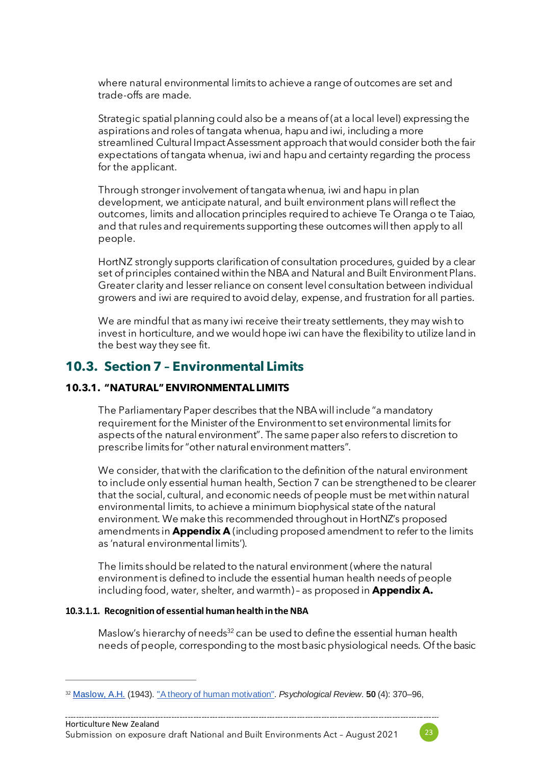where natural environmental limits to achieve a range of outcomes are set and trade-offs are made.

Strategic spatial planning could also be a means of (at a local level) expressing the aspirations and roles of tangata whenua, hapu and iwi, including a more streamlined Cultural Impact Assessment approach that would consider both the fair expectations of tangata whenua, iwi and hapu and certainty regarding the process for the applicant.

Through stronger involvement of tangata whenua, iwi and hapu in plan development, we anticipate natural, and built environment plans will reflect the outcomes, limits and allocation principles required to achieve Te Oranga o te Taiao, and that rules and requirements supporting these outcomes will then apply to all people.

HortNZ strongly supports clarification of consultation procedures, guided by a clear set of principles contained within the NBA and Natural and Built Environment Plans. Greater clarity and lesser reliance on consent level consultation between individual growers and iwi are required to avoid delay, expense, and frustration for all parties.

We are mindful that as many iwi receive their treaty settlements, they may wish to invest in horticulture, and we would hope iwi can have the flexibility to utilize land in the best way they see fit.

## 10.3. Section 7 – Environmental Limits

### 10.3.1. "NATURAL" ENVIRONMENTAL LIMITS

The Parliamentary Paper describes that the NBA will include "a mandatory requirement for the Minister of the Environment to set environmental limits for aspects of the natural environment". The same paper also refers to discretion to prescribe limits for "other natural environment matters".

We consider, that with the clarification to the definition of the natural environment to include only essential human health, Section 7 can be strengthened to be clearer that the social, cultural, and economic needs of people must be met within natural environmental limits, to achieve a minimum biophysical state of the natural environment. We make this recommended throughout in HortNZ's proposed amendments in **Appendix A** (including proposed amendment to refer to the limits as 'natural environmental limits').

The limits should be related to the natural environment (where the natural environment is defined to include the essential human health needs of people including food, water, shelter, and warmth) – as proposed in **Appendix A.**

#### 10.3.1.1. Recognition of essential human health in the NBA

Maslow's hierarchy of needs[32] can be used to define the essential human health needs of people, corresponding to the most basic physiological needs. Of the basic

[32] Maslow, A.H. (1943). "A theory of human motivation". *Psychological Review*. **50** (4): 370–96,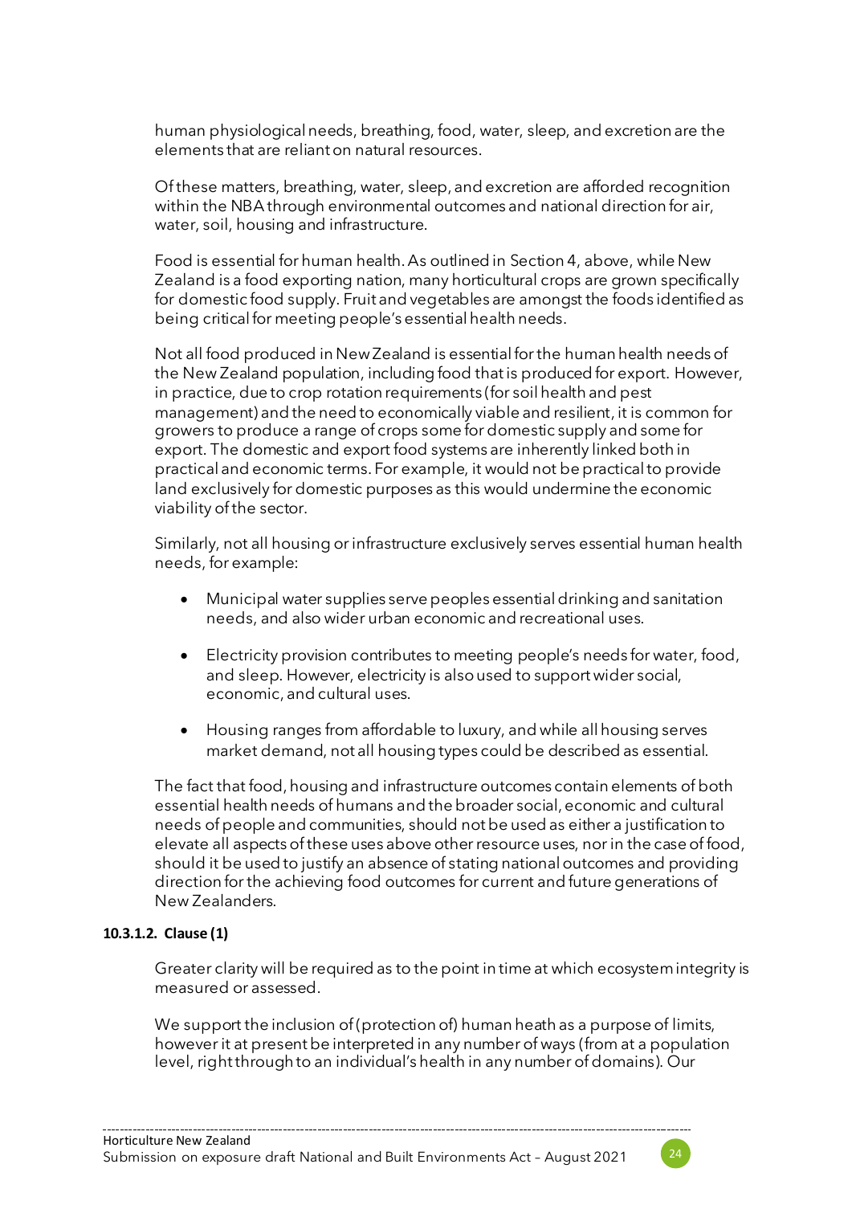human physiological needs, breathing, food, water, sleep, and excretion are the elements that are reliant on natural resources.

Of these matters, breathing, water, sleep, and excretion are afforded recognition within the NBA through environmental outcomes and national direction for air, water, soil, housing and infrastructure.

Food is essential for human health. As outlined in Section 4, above, while New Zealand is a food exporting nation, many horticultural crops are grown specifically for domestic food supply. Fruit and vegetables are amongst the foods identified as being critical for meeting people's essential health needs.

Not all food produced in New Zealand is essential for the human health needs of the New Zealand population, including food that is produced for export. However, in practice, due to crop rotation requirements (for soil health and pest management) and the need to economically viable and resilient, it is common for growers to produce a range of crops some for domestic supply and some for export. The domestic and export food systems are inherently linked both in practical and economic terms. For example, it would not be practical to provide land exclusively for domestic purposes as this would undermine the economic viability of the sector.

Similarly, not all housing or infrastructure exclusively serves essential human health needs, for example:

- Municipal water supplies serve peoples essential drinking and sanitation needs, and also wider urban economic and recreational uses.
- Electricity provision contributes to meeting people's needs for water, food, and sleep. However, electricity is also used to support wider social, economic, and cultural uses.
- Housing ranges from affordable to luxury, and while all housing serves market demand, not all housing types could be described as essential.

The fact that food, housing and infrastructure outcomes contain elements of both essential health needs of humans and the broader social, economic and cultural needs of people and communities, should not be used as either a justification to elevate all aspects of these uses above other resource uses, nor in the case of food, should it be used to justify an absence of stating national outcomes and providing direction for the achieving food outcomes for current and future generations of New Zealanders.

#### 10.3.1.2. Clause (1)

Greater clarity will be required as to the point in time at which ecosystem integrity is measured or assessed.

We support the inclusion of (protection of) human heath as a purpose of limits, however it at present be interpreted in any number of ways (from at a population level, right through to an individual's health in any number of domains). Our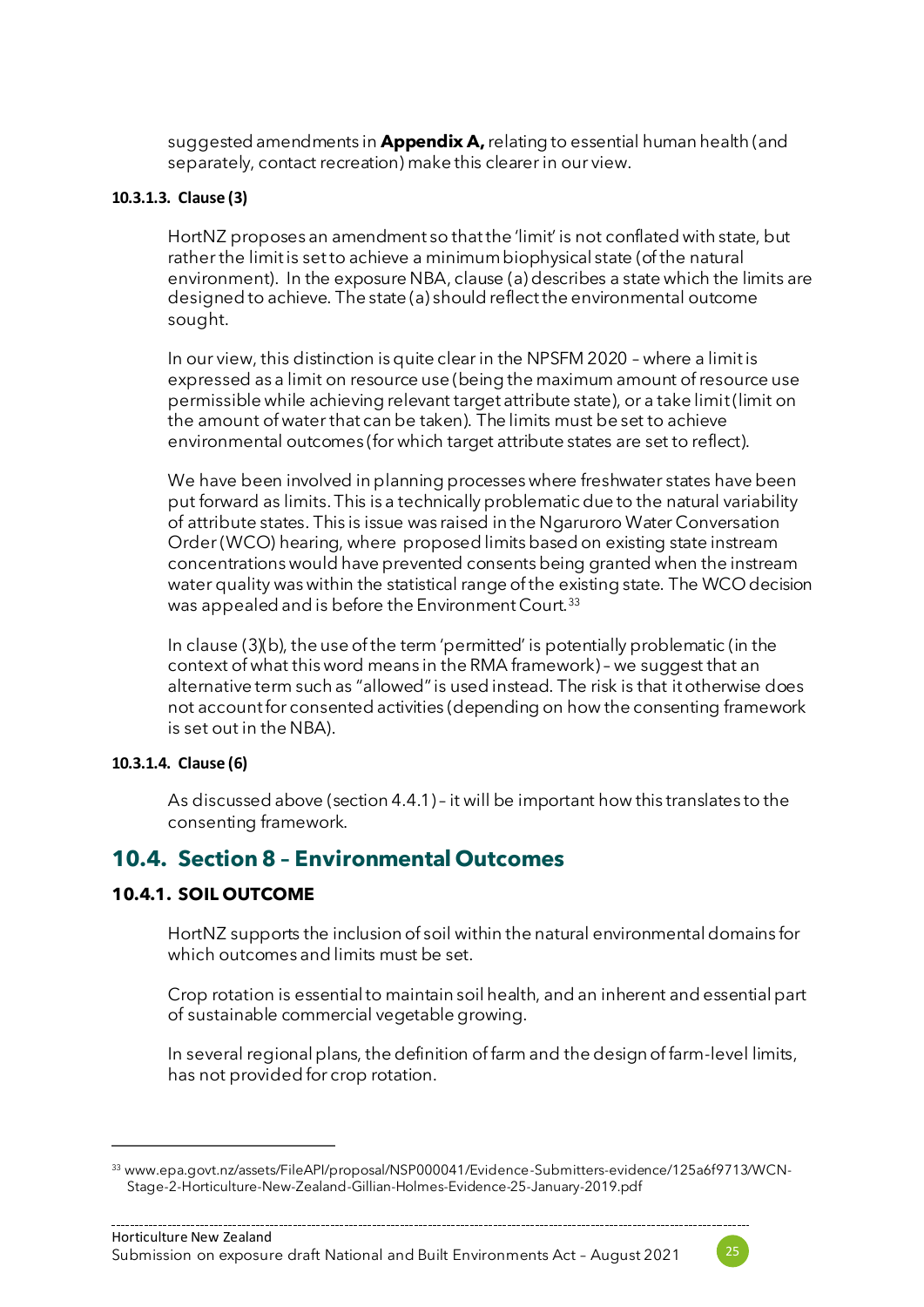suggested amendments in **Appendix A,** relating to essential human health (and separately, contact recreation) make this clearer in our view.

#### 10.3.1.3. Clause (3)

HortNZ proposes an amendment so that the 'limit' is not conflated with state, but rather the limit is set to achieve a minimum biophysical state (of the natural environment). In the exposure NBA, clause (a) describes a state which the limits are designed to achieve. The state (a) should reflect the environmental outcome sought.

In our view, this distinction is quite clear in the NPSFM 2020 – where a limit is expressed as a limit on resource use (being the maximum amount of resource use permissible while achieving relevant target attribute state), or a take limit (limit on the amount of water that can be taken). The limits must be set to achieve environmental outcomes (for which target attribute states are set to reflect).

We have been involved in planning processes where freshwater states have been put forward as limits. This is a technically problematic due to the natural variability of attribute states. This is issue was raised in the Ngaruroro Water Conversation Order (WCO) hearing, where proposed limits based on existing state instream concentrations would have prevented consents being granted when the instream water quality was within the statistical range of the existing state. The WCO decision was appealed and is before the Environment Court.[33]

In clause (3)(b), the use of the term 'permitted' is potentially problematic (in the context of what this word means in the RMA framework) – we suggest that an alternative term such as "allowed" is used instead. The risk is that it otherwise does not account for consented activities (depending on how the consenting framework is set out in the NBA).

#### 10.3.1.4. Clause (6)

As discussed above (section 4.4.1) – it will be important how this translates to the consenting framework.

## 10.4. Section 8 – Environmental Outcomes

### 10.4.1. SOIL OUTCOME

HortNZ supports the inclusion of soil within the natural environmental domains for which outcomes and limits must be set.

Crop rotation is essential to maintain soil health, and an inherent and essential part of sustainable commercial vegetable growing.

In several regional plans, the definition of farm and the design of farm-level limits, has not provided for crop rotation.

---

[33] www.epa.govt.nz/assets/FileAPI/proposal/NSP000041/Evidence-Submitters-evidence/125a6f9713/WCN-Stage-2-Horticulture-New-Zealand-Gillian-Holmes-Evidence-25-January-2019.pdf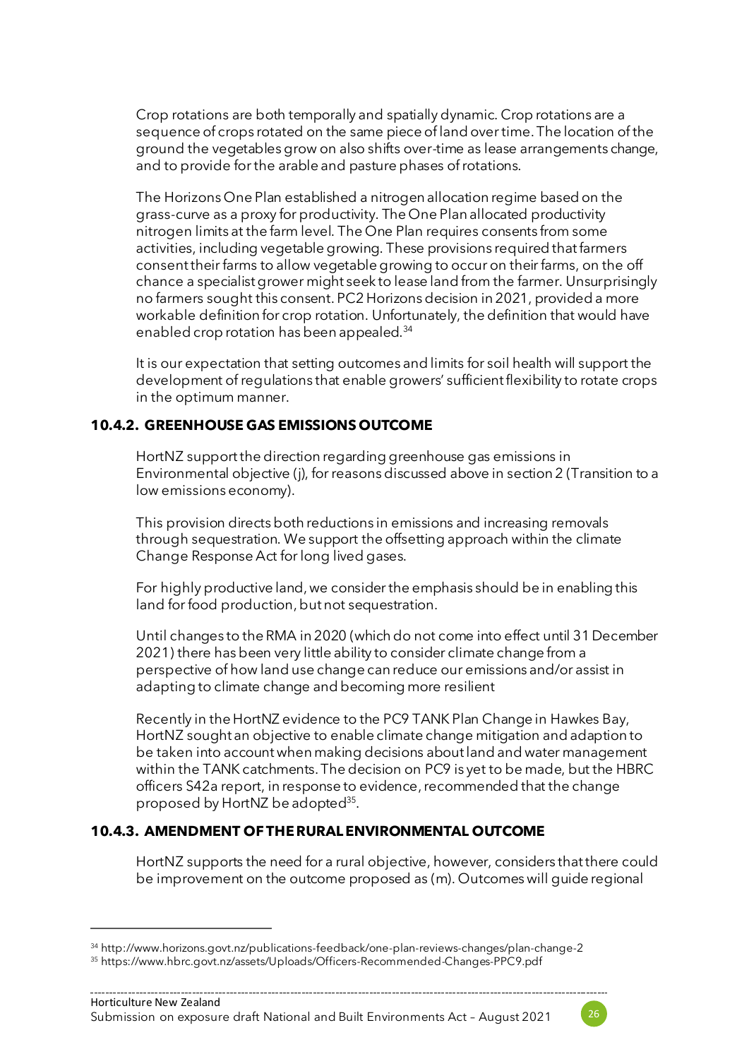Crop rotations are both temporally and spatially dynamic. Crop rotations are a sequence of crops rotated on the same piece of land over time. The location of the ground the vegetables grow on also shifts over-time as lease arrangements change, and to provide for the arable and pasture phases of rotations.

The Horizons One Plan established a nitrogen allocation regime based on the grass-curve as a proxy for productivity. The One Plan allocated productivity nitrogen limits at the farm level. The One Plan requires consents from some activities, including vegetable growing. These provisions required that farmers consent their farms to allow vegetable growing to occur on their farms, on the off chance a specialist grower might seek to lease land from the farmer. Unsurprisingly no farmers sought this consent. PC2 Horizons decision in 2021, provided a more workable definition for crop rotation. Unfortunately, the definition that would have enabled crop rotation has been appealed.[34]

It is our expectation that setting outcomes and limits for soil health will support the development of regulations that enable growers' sufficient flexibility to rotate crops in the optimum manner.

### 10.4.2. GREENHOUSE GAS EMISSIONS OUTCOME

HortNZ support the direction regarding greenhouse gas emissions in Environmental objective (j), for reasons discussed above in section 2 (Transition to a low emissions economy).

This provision directs both reductions in emissions and increasing removals through sequestration. We support the offsetting approach within the climate Change Response Act for long lived gases.

For highly productive land, we consider the emphasis should be in enabling this land for food production, but not sequestration.

Until changes to the RMA in 2020 (which do not come into effect until 31 December 2021) there has been very little ability to consider climate change from a perspective of how land use change can reduce our emissions and/or assist in adapting to climate change and becoming more resilient

Recently in the HortNZ evidence to the PC9 TANK Plan Change in Hawkes Bay, HortNZ sought an objective to enable climate change mitigation and adaption to be taken into account when making decisions about land and water management within the TANK catchments. The decision on PC9 is yet to be made, but the HBRC officers S42a report, in response to evidence, recommended that the change proposed by HortNZ be adopted[35].

### 10.4.3. AMENDMENT OF THE RURAL ENVIRONMENTAL OUTCOME

HortNZ supports the need for a rural objective, however, considers that there could be improvement on the outcome proposed as (m). Outcomes will guide regional

---

[34] http://www.horizons.govt.nz/publications-feedback/one-plan-reviews-changes/plan-change-2

[35] https://www.hbrc.govt.nz/assets/Uploads/Officers-Recommended-Changes-PPC9.pdf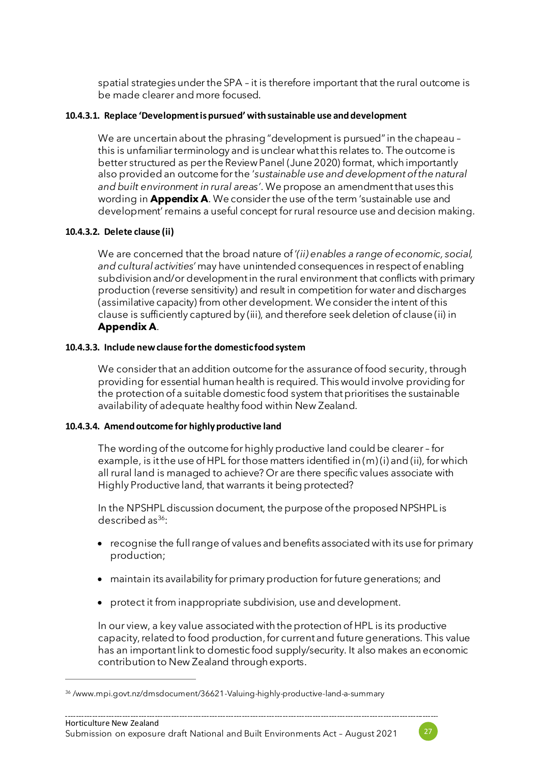spatial strategies under the SPA – it is therefore important that the rural outcome is be made clearer and more focused.

#### 10.4.3.1. Replace 'Development is pursued' with sustainable use and development

We are uncertain about the phrasing "development is pursued" in the chapeau – this is unfamiliar terminology and is unclear what this relates to. The outcome is better structured as per the Review Panel (June 2020) format, which importantly also provided an outcome for the '*sustainable use and development of the natural and built environment in rural areas*'. We propose an amendment that uses this wording in **Appendix A**. We consider the use of the term 'sustainable use and development' remains a useful concept for rural resource use and decision making.

#### 10.4.3.2. Delete clause (ii)

We are concerned that the broad nature of '*(ii) enables a range of economic, social, and cultural activities*' may have unintended consequences in respect of enabling subdivision and/or development in the rural environment that conflicts with primary production (reverse sensitivity) and result in competition for water and discharges (assimilative capacity) from other development. We consider the intent of this clause is sufficiently captured by (iii), and therefore seek deletion of clause (ii) in **Appendix A**.

#### 10.4.3.3. Include new clause for the domestic food system

We consider that an addition outcome for the assurance of food security, through providing for essential human health is required. This would involve providing for the protection of a suitable domestic food system that prioritises the sustainable availability of adequate healthy food within New Zealand.

#### 10.4.3.4. Amend outcome for highly productive land

The wording of the outcome for highly productive land could be clearer – for example, is it the use of HPL for those matters identified in (m)(i) and (ii), for which all rural land is managed to achieve? Or are there specific values associate with Highly Productive land, that warrants it being protected?

In the NPSHPL discussion document, the purpose of the proposed NPSHPL is described as[36]:

- recognise the full range of values and benefits associated with its use for primary production;
- maintain its availability for primary production for future generations; and
- protect it from inappropriate subdivision, use and development.

In our view, a key value associated with the protection of HPL is its productive capacity, related to food production, for current and future generations. This value has an important link to domestic food supply/security. It also makes an economic contribution to New Zealand through exports.

---

[36] /www.mpi.govt.nz/dmsdocument/36621-Valuing-highly-productive-land-a-summary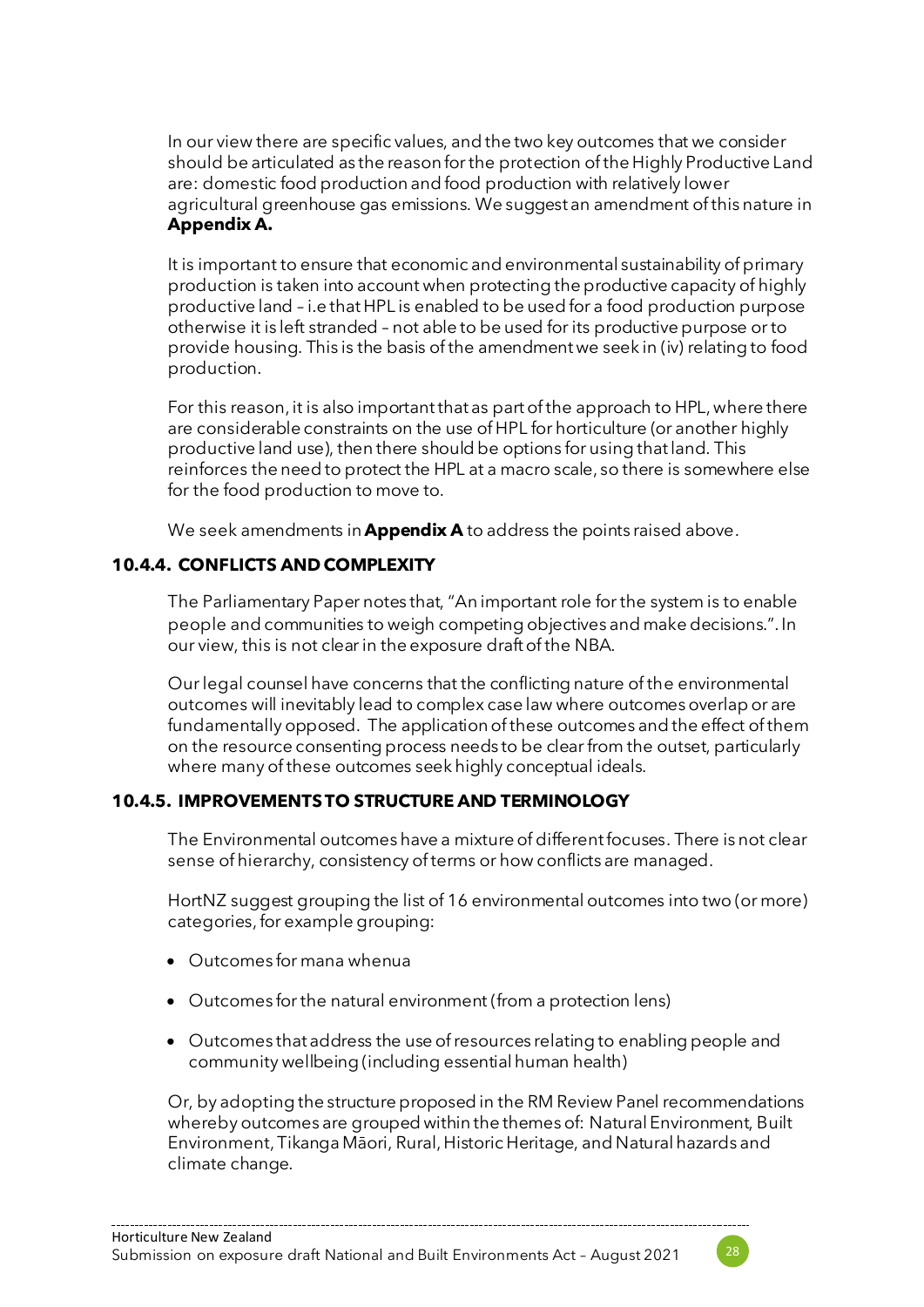In our view there are specific values, and the two key outcomes that we consider should be articulated as the reason for the protection of the Highly Productive Land are: domestic food production and food production with relatively lower agricultural greenhouse gas emissions. We suggest an amendment of this nature in **Appendix A.**

It is important to ensure that economic and environmental sustainability of primary production is taken into account when protecting the productive capacity of highly productive land – i.e that HPL is enabled to be used for a food production purpose otherwise it is left stranded – not able to be used for its productive purpose or to provide housing. This is the basis of the amendment we seek in (iv) relating to food production.

For this reason, it is also important that as part of the approach to HPL, where there are considerable constraints on the use of HPL for horticulture (or another highly productive land use), then there should be options for using that land. This reinforces the need to protect the HPL at a macro scale, so there is somewhere else for the food production to move to.

We seek amendments in **Appendix A** to address the points raised above.

### 10.4.4. CONFLICTS AND COMPLEXITY

The Parliamentary Paper notes that, "An important role for the system is to enable people and communities to weigh competing objectives and make decisions.". In our view, this is not clear in the exposure draft of the NBA.

Our legal counsel have concerns that the conflicting nature of the environmental outcomes will inevitably lead to complex case law where outcomes overlap or are fundamentally opposed. The application of these outcomes and the effect of them on the resource consenting process needs to be clear from the outset, particularly where many of these outcomes seek highly conceptual ideals.

### 10.4.5. IMPROVEMENTS TO STRUCTURE AND TERMINOLOGY

The Environmental outcomes have a mixture of different focuses. There is not clear sense of hierarchy, consistency of terms or how conflicts are managed.

HortNZ suggest grouping the list of 16 environmental outcomes into two (or more) categories, for example grouping:

- Outcomes for mana whenua
- Outcomes for the natural environment (from a protection lens)
- Outcomes that address the use of resources relating to enabling people and community wellbeing (including essential human health)

Or, by adopting the structure proposed in the RM Review Panel recommendations whereby outcomes are grouped within the themes of: Natural Environment, Built Environment, Tikanga Māori, Rural, Historic Heritage, and Natural hazards and climate change.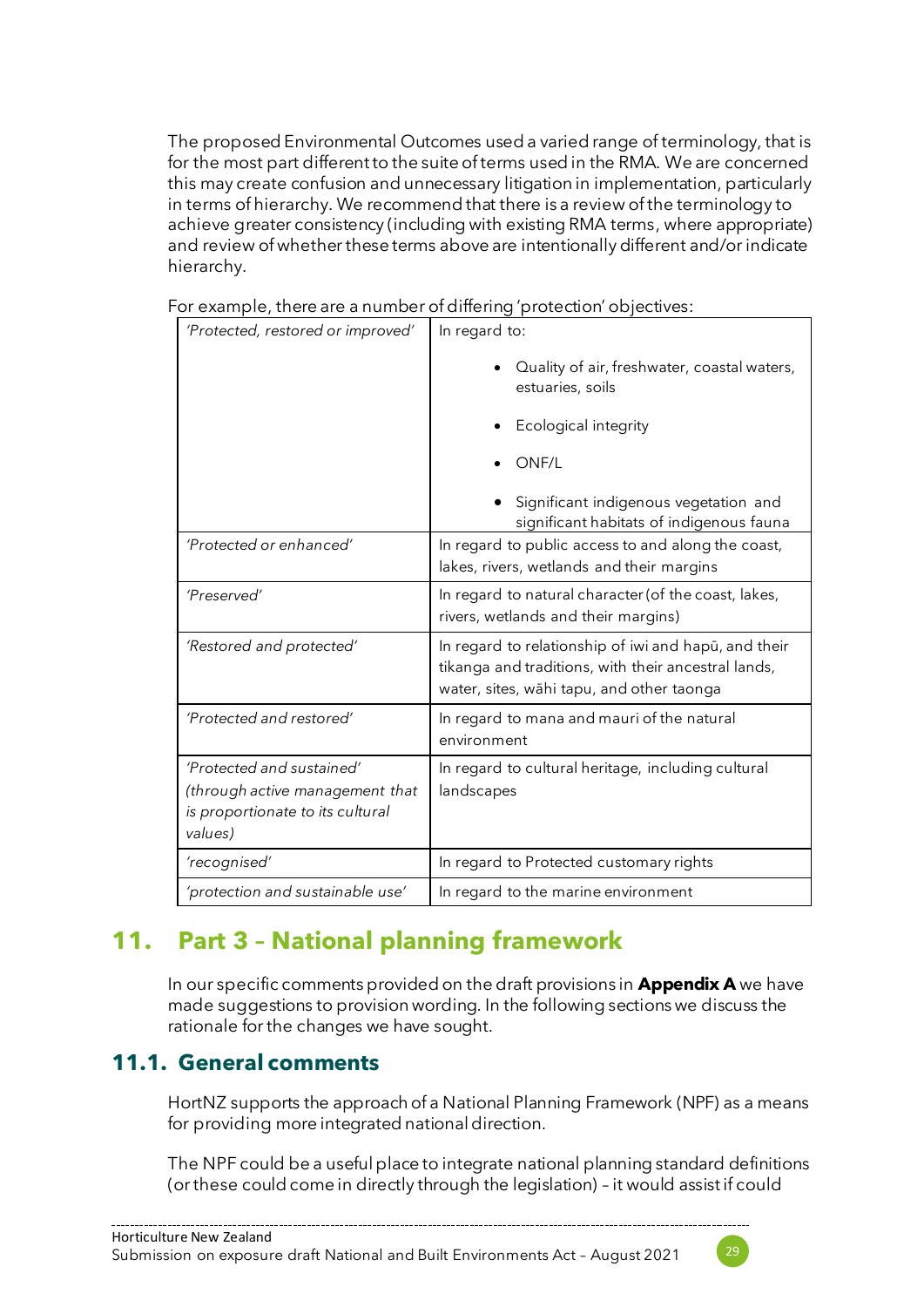The proposed Environmental Outcomes used a varied range of terminology, that is for the most part different to the suite of terms used in the RMA. We are concerned this may create confusion and unnecessary litigation in implementation, particularly in terms of hierarchy. We recommend that there is a review of the terminology to achieve greater consistency (including with existing RMA terms, where appropriate) and review of whether these terms above are intentionally different and/or indicate hierarchy.

For example, there are a number of differing 'protection' objectives:

| | |
|---|---|
| *'Protected, restored or improved'* | In regard to:<br>• Quality of air, freshwater, coastal waters, estuaries, soils<br>• Ecological integrity<br>• ONF/L<br>• Significant indigenous vegetation and significant habitats of indigenous fauna |
| *'Protected or enhanced'* | In regard to public access to and along the coast, lakes, rivers, wetlands and their margins |
| *'Preserved'* | In regard to natural character (of the coast, lakes, rivers, wetlands and their margins) |
| *'Restored and protected'* | In regard to relationship of iwi and hapū, and their tikanga and traditions, with their ancestral lands, water, sites, wāhi tapu, and other taonga |
| *'Protected and restored'* | In regard to mana and mauri of the natural environment |
| *'Protected and sustained' (through active management that is proportionate to its cultural values)* | In regard to cultural heritage, including cultural landscapes |
| *'recognised'* | In regard to Protected customary rights |
| *'protection and sustainable use'* | In regard to the marine environment |

## 11. Part 3 – National planning framework

In our specific comments provided on the draft provisions in **Appendix A** we have made suggestions to provision wording. In the following sections we discuss the rationale for the changes we have sought.

### 11.1. General comments

HortNZ supports the approach of a National Planning Framework (NPF) as a means for providing more integrated national direction.

The NPF could be a useful place to integrate national planning standard definitions (or these could come in directly through the legislation) – it would assist if could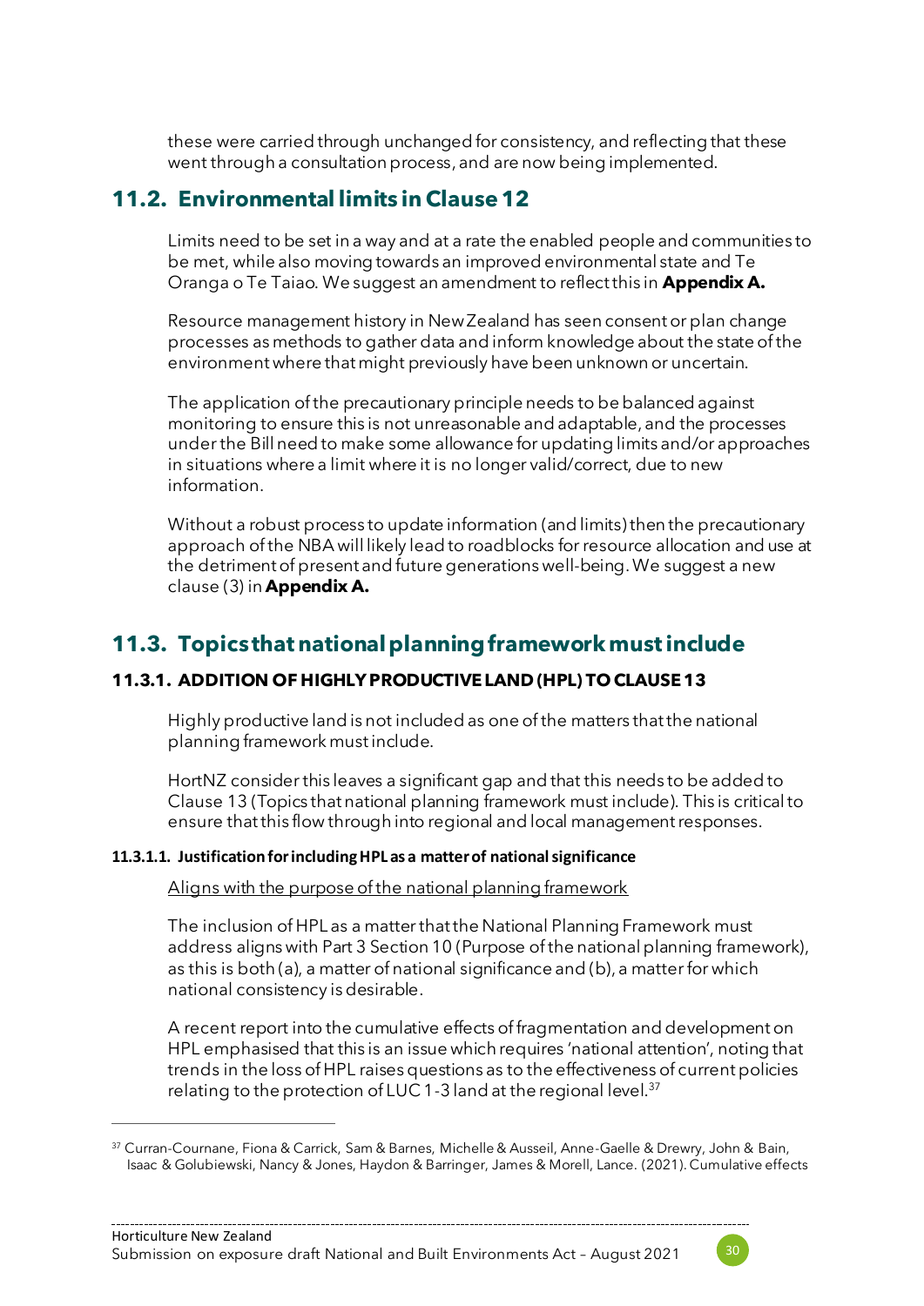these were carried through unchanged for consistency, and reflecting that these went through a consultation process, and are now being implemented.

## 11.2. Environmental limits in Clause 12

Limits need to be set in a way and at a rate the enabled people and communities to be met, while also moving towards an improved environmental state and Te Oranga o Te Taiao. We suggest an amendment to reflect this in **Appendix A.**

Resource management history in New Zealand has seen consent or plan change processes as methods to gather data and inform knowledge about the state of the environment where that might previously have been unknown or uncertain.

The application of the precautionary principle needs to be balanced against monitoring to ensure this is not unreasonable and adaptable, and the processes under the Bill need to make some allowance for updating limits and/or approaches in situations where a limit where it is no longer valid/correct, due to new information.

Without a robust process to update information (and limits) then the precautionary approach of the NBA will likely lead to roadblocks for resource allocation and use at the detriment of present and future generations well-being. We suggest a new clause (3) in **Appendix A.**

## 11.3. Topics that national planning framework must include

### 11.3.1. ADDITION OF HIGHLY PRODUCTIVE LAND (HPL) TO CLAUSE 13

Highly productive land is not included as one of the matters that the national planning framework must include.

HortNZ consider this leaves a significant gap and that this needs to be added to Clause 13 (Topics that national planning framework must include). This is critical to ensure that this flow through into regional and local management responses.

#### 11.3.1.1. Justification for including HPL as a matter of national significance

<u>Aligns with the purpose of the national planning framework</u>

The inclusion of HPL as a matter that the National Planning Framework must address aligns with Part 3 Section 10 (Purpose of the national planning framework), as this is both (a), a matter of national significance and (b), a matter for which national consistency is desirable.

A recent report into the cumulative effects of fragmentation and development on HPL emphasised that this is an issue which requires 'national attention', noting that trends in the loss of HPL raises questions as to the effectiveness of current policies relating to the protection of LUC 1-3 land at the regional level.[37]

---

[37] Curran-Cournane, Fiona & Carrick, Sam & Barnes, Michelle & Ausseil, Anne-Gaelle & Drewry, John & Bain, Isaac & Golubiewski, Nancy & Jones, Haydon & Barringer, James & Morell, Lance. (2021). Cumulative effects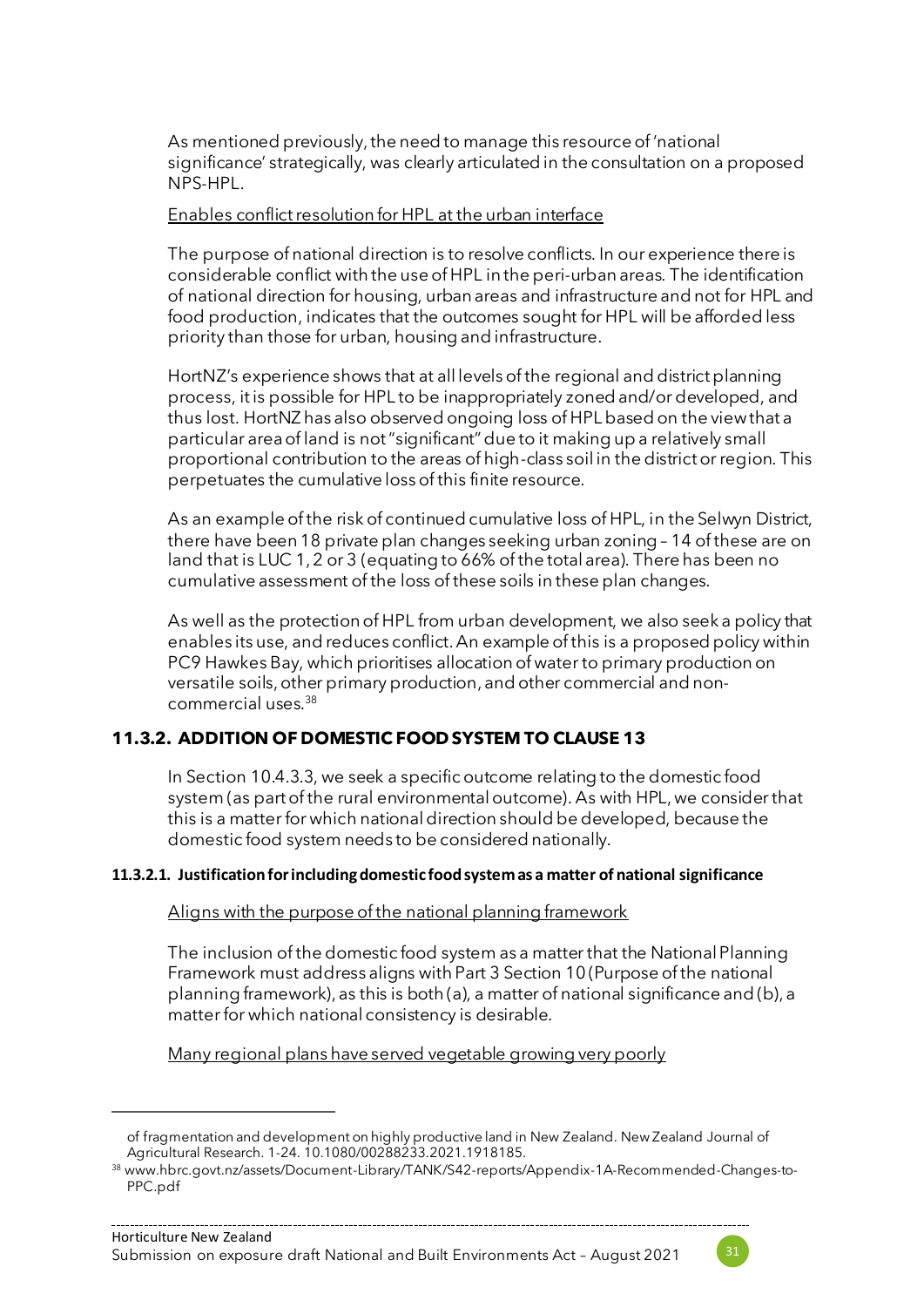As mentioned previously, the need to manage this resource of 'national significance' strategically, was clearly articulated in the consultation on a proposed NPS-HPL.

Enables conflict resolution for HPL at the urban interface

The purpose of national direction is to resolve conflicts. In our experience there is considerable conflict with the use of HPL in the peri-urban areas. The identification of national direction for housing, urban areas and infrastructure and not for HPL and food production, indicates that the outcomes sought for HPL will be afforded less priority than those for urban, housing and infrastructure.

HortNZ's experience shows that at all levels of the regional and district planning process, it is possible for HPL to be inappropriately zoned and/or developed, and thus lost. HortNZ has also observed ongoing loss of HPL based on the view that a particular area of land is not "significant" due to it making up a relatively small proportional contribution to the areas of high-class soil in the district or region. This perpetuates the cumulative loss of this finite resource.

As an example of the risk of continued cumulative loss of HPL, in the Selwyn District, there have been 18 private plan changes seeking urban zoning – 14 of these are on land that is LUC 1, 2 or 3 (equating to 66% of the total area). There has been no cumulative assessment of the loss of these soils in these plan changes.

As well as the protection of HPL from urban development, we also seek a policy that enables its use, and reduces conflict. An example of this is a proposed policy within PC9 Hawkes Bay, which prioritises allocation of water to primary production on versatile soils, other primary production, and other commercial and non-commercial uses.[38]

### 11.3.2. ADDITION OF DOMESTIC FOOD SYSTEM TO CLAUSE 13

In Section 10.4.3.3, we seek a specific outcome relating to the domestic food system (as part of the rural environmental outcome). As with HPL, we consider that this is a matter for which national direction should be developed, because the domestic food system needs to be considered nationally.

#### 11.3.2.1. Justification for including domestic food system as a matter of national significance

Aligns with the purpose of the national planning framework

The inclusion of the domestic food system as a matter that the National Planning Framework must address aligns with Part 3 Section 10 (Purpose of the national planning framework), as this is both (a), a matter of national significance and (b), a matter for which national consistency is desirable.

Many regional plans have served vegetable growing very poorly

---

of fragmentation and development on highly productive land in New Zealand. New Zealand Journal of Agricultural Research. 1-24. 10.1080/00288233.2021.1918185.

[38] www.hbrc.govt.nz/assets/Document-Library/TANK/S42-reports/Appendix-1A-Recommended-Changes-to-PPC.pdf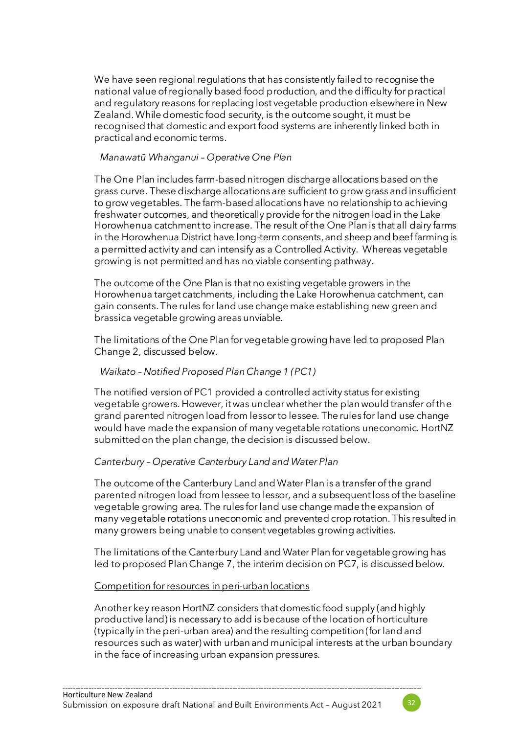We have seen regional regulations that has consistently failed to recognise the national value of regionally based food production, and the difficulty for practical and regulatory reasons for replacing lost vegetable production elsewhere in New Zealand. While domestic food security, is the outcome sought, it must be recognised that domestic and export food systems are inherently linked both in practical and economic terms.

*Manawatū Whanganui – Operative One Plan*

The One Plan includes farm-based nitrogen discharge allocations based on the grass curve. These discharge allocations are sufficient to grow grass and insufficient to grow vegetables. The farm-based allocations have no relationship to achieving freshwater outcomes, and theoretically provide for the nitrogen load in the Lake Horowhenua catchment to increase. The result of the One Plan is that all dairy farms in the Horowhenua District have long-term consents, and sheep and beef farming is a permitted activity and can intensify as a Controlled Activity. Whereas vegetable growing is not permitted and has no viable consenting pathway.

The outcome of the One Plan is that no existing vegetable growers in the Horowhenua target catchments, including the Lake Horowhenua catchment, can gain consents. The rules for land use change make establishing new green and brassica vegetable growing areas unviable.

The limitations of the One Plan for vegetable growing have led to proposed Plan Change 2, discussed below.

*Waikato – Notified Proposed Plan Change 1 (PC1)*

The notified version of PC1 provided a controlled activity status for existing vegetable growers. However, it was unclear whether the plan would transfer of the grand parented nitrogen load from lessor to lessee. The rules for land use change would have made the expansion of many vegetable rotations uneconomic. HortNZ submitted on the plan change, the decision is discussed below.

*Canterbury – Operative Canterbury Land and Water Plan*

The outcome of the Canterbury Land and Water Plan is a transfer of the grand parented nitrogen load from lessee to lessor, and a subsequent loss of the baseline vegetable growing area. The rules for land use change made the expansion of many vegetable rotations uneconomic and prevented crop rotation. This resulted in many growers being unable to consent vegetables growing activities.

The limitations of the Canterbury Land and Water Plan for vegetable growing has led to proposed Plan Change 7, the interim decision on PC7, is discussed below.

<u>Competition for resources in peri-urban locations</u>

Another key reason HortNZ considers that domestic food supply (and highly productive land) is necessary to add is because of the location of horticulture (typically in the peri-urban area) and the resulting competition (for land and resources such as water) with urban and municipal interests at the urban boundary in the face of increasing urban expansion pressures.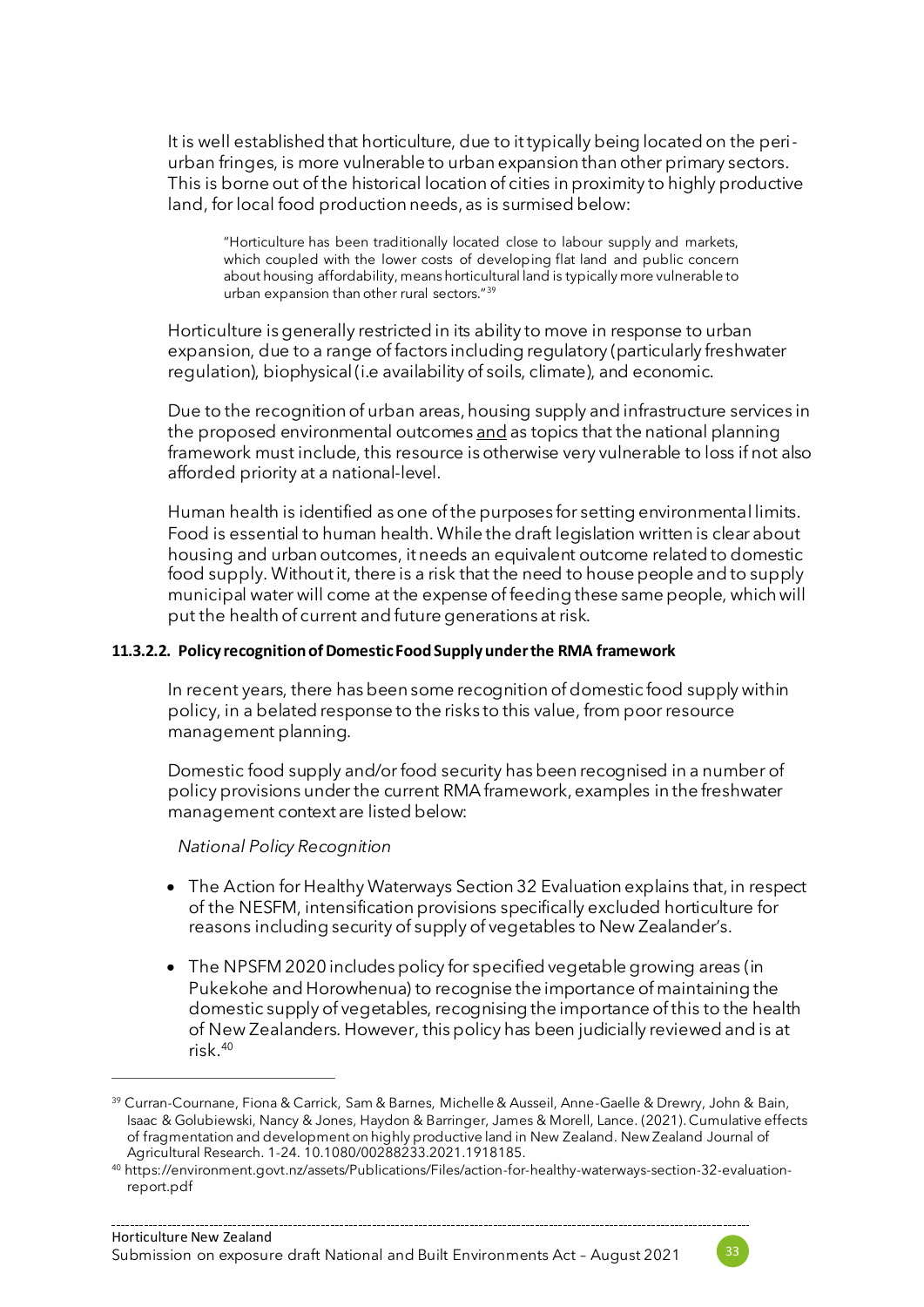It is well established that horticulture, due to it typically being located on the peri-urban fringes, is more vulnerable to urban expansion than other primary sectors. This is borne out of the historical location of cities in proximity to highly productive land, for local food production needs, as is surmised below:

> "Horticulture has been traditionally located close to labour supply and markets, which coupled with the lower costs of developing flat land and public concern about housing affordability, means horticultural land is typically more vulnerable to urban expansion than other rural sectors."[39]

Horticulture is generally restricted in its ability to move in response to urban expansion, due to a range of factors including regulatory (particularly freshwater regulation), biophysical (i.e availability of soils, climate), and economic.

Due to the recognition of urban areas, housing supply and infrastructure services in the proposed environmental outcomes <u>and</u> as topics that the national planning framework must include, this resource is otherwise very vulnerable to loss if not also afforded priority at a national-level.

Human health is identified as one of the purposes for setting environmental limits. Food is essential to human health. While the draft legislation written is clear about housing and urban outcomes, it needs an equivalent outcome related to domestic food supply. Without it, there is a risk that the need to house people and to supply municipal water will come at the expense of feeding these same people, which will put the health of current and future generations at risk.

#### 11.3.2.2. Policy recognition of Domestic Food Supply under the RMA framework

In recent years, there has been some recognition of domestic food supply within policy, in a belated response to the risks to this value, from poor resource management planning.

Domestic food supply and/or food security has been recognised in a number of policy provisions under the current RMA framework, examples in the freshwater management context are listed below:

*National Policy Recognition*

- The Action for Healthy Waterways Section 32 Evaluation explains that, in respect of the NESFM, intensification provisions specifically excluded horticulture for reasons including security of supply of vegetables to New Zealander's.
- The NPSFM 2020 includes policy for specified vegetable growing areas (in Pukekohe and Horowhenua) to recognise the importance of maintaining the domestic supply of vegetables, recognising the importance of this to the health of New Zealanders. However, this policy has been judicially reviewed and is at risk.[40]

---

[39] Curran-Cournane, Fiona & Carrick, Sam & Barnes, Michelle & Ausseil, Anne-Gaelle & Drewry, John & Bain, Isaac & Golubiewski, Nancy & Jones, Haydon & Barringer, James & Morell, Lance. (2021). Cumulative effects of fragmentation and development on highly productive land in New Zealand. New Zealand Journal of Agricultural Research. 1-24. 10.1080/00288233.2021.1918185.

[40] https://environment.govt.nz/assets/Publications/Files/action-for-healthy-waterways-section-32-evaluation-report.pdf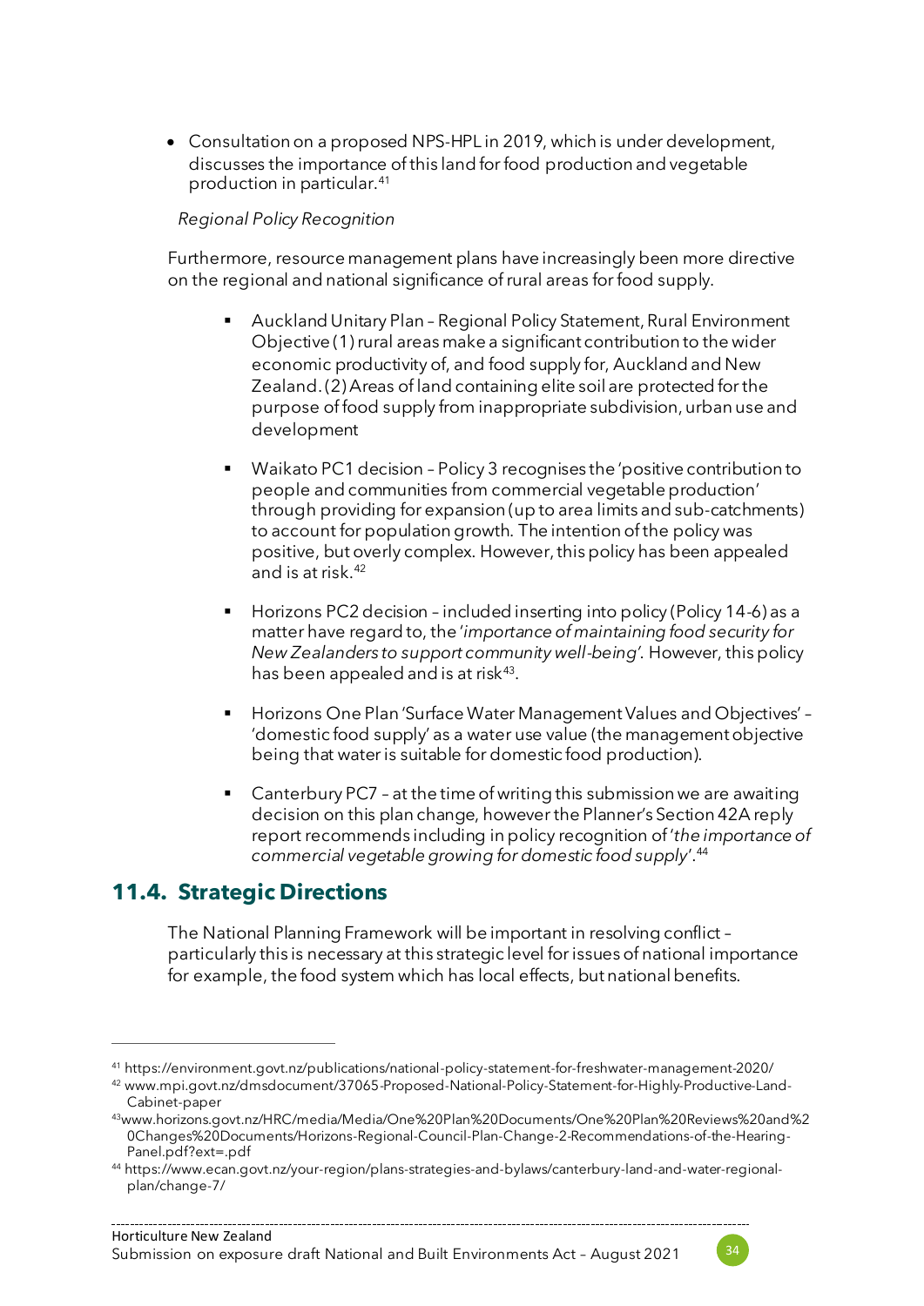- Consultation on a proposed NPS-HPL in 2019, which is under development, discusses the importance of this land for food production and vegetable production in particular.[41]

*Regional Policy Recognition*

Furthermore, resource management plans have increasingly been more directive on the regional and national significance of rural areas for food supply.

- Auckland Unitary Plan – Regional Policy Statement, Rural Environment Objective (1) rural areas make a significant contribution to the wider economic productivity of, and food supply for, Auckland and New Zealand. (2) Areas of land containing elite soil are protected for the purpose of food supply from inappropriate subdivision, urban use and development

- Waikato PC1 decision – Policy 3 recognises the 'positive contribution to people and communities from commercial vegetable production' through providing for expansion (up to area limits and sub-catchments) to account for population growth. The intention of the policy was positive, but overly complex. However, this policy has been appealed and is at risk.[42]

- Horizons PC2 decision – included inserting into policy (Policy 14-6) as a matter have regard to, the '*importance of maintaining food security for New Zealanders to support community well-being*'. However, this policy has been appealed and is at risk[43].

- Horizons One Plan 'Surface Water Management Values and Objectives' – 'domestic food supply' as a water use value (the management objective being that water is suitable for domestic food production).

- Canterbury PC7 – at the time of writing this submission we are awaiting decision on this plan change, however the Planner's Section 42A reply report recommends including in policy recognition of '*the importance of commercial vegetable growing for domestic food supply*'.[44]

## 11.4. Strategic Directions

The National Planning Framework will be important in resolving conflict – particularly this is necessary at this strategic level for issues of national importance for example, the food system which has local effects, but national benefits.

---

[41] https://environment.govt.nz/publications/national-policy-statement-for-freshwater-management-2020/

[42] www.mpi.govt.nz/dmsdocument/37065-Proposed-National-Policy-Statement-for-Highly-Productive-Land-Cabinet-paper

[43] www.horizons.govt.nz/HRC/media/Media/One%20Plan%20Documents/One%20Plan%20Reviews%20and%20Changes%20Documents/Horizons-Regional-Council-Plan-Change-2-Recommendations-of-the-Hearing-Panel.pdf?ext=.pdf

[44] https://www.ecan.govt.nz/your-region/plans-strategies-and-bylaws/canterbury-land-and-water-regional-plan/change-7/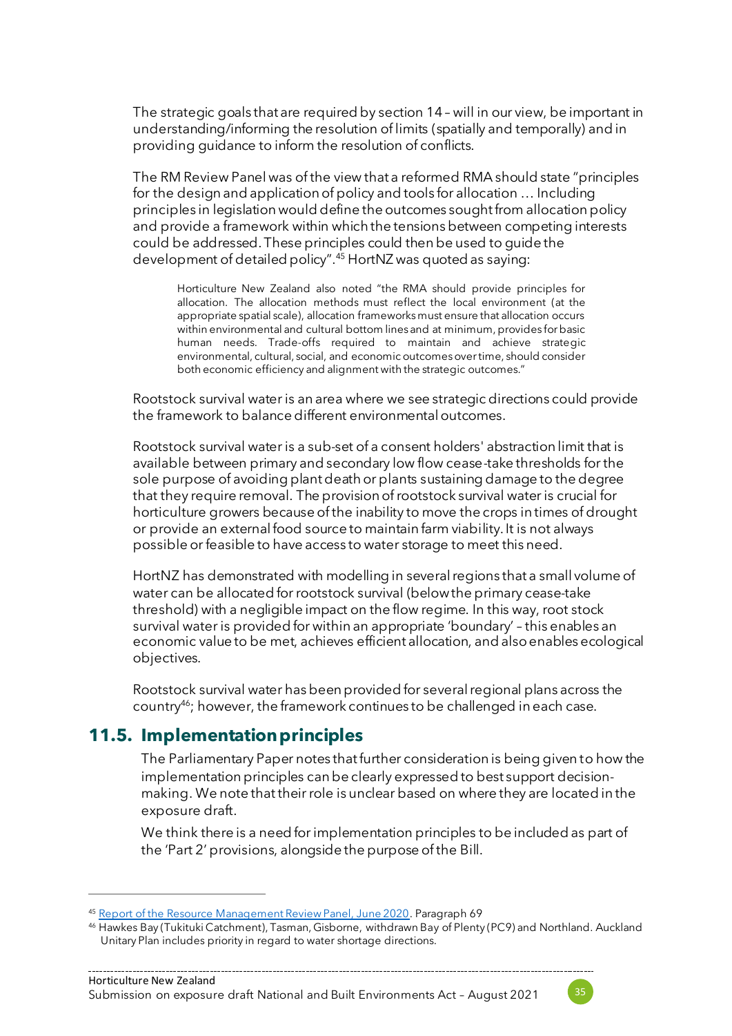The strategic goals that are required by section 14 – will in our view, be important in understanding/informing the resolution of limits (spatially and temporally) and in providing guidance to inform the resolution of conflicts.

The RM Review Panel was of the view that a reformed RMA should state "principles for the design and application of policy and tools for allocation … Including principles in legislation would define the outcomes sought from allocation policy and provide a framework within which the tensions between competing interests could be addressed. These principles could then be used to guide the development of detailed policy".[45] HortNZ was quoted as saying:

> Horticulture New Zealand also noted "the RMA should provide principles for allocation. The allocation methods must reflect the local environment (at the appropriate spatial scale), allocation frameworks must ensure that allocation occurs within environmental and cultural bottom lines and at minimum, provides for basic human needs. Trade-offs required to maintain and achieve strategic environmental, cultural, social, and economic outcomes over time, should consider both economic efficiency and alignment with the strategic outcomes."

Rootstock survival water is an area where we see strategic directions could provide the framework to balance different environmental outcomes.

Rootstock survival water is a sub-set of a consent holders' abstraction limit that is available between primary and secondary low flow cease-take thresholds for the sole purpose of avoiding plant death or plants sustaining damage to the degree that they require removal. The provision of rootstock survival water is crucial for horticulture growers because of the inability to move the crops in times of drought or provide an external food source to maintain farm viability. It is not always possible or feasible to have access to water storage to meet this need.

HortNZ has demonstrated with modelling in several regions that a small volume of water can be allocated for rootstock survival (below the primary cease-take threshold) with a negligible impact on the flow regime. In this way, root stock survival water is provided for within an appropriate 'boundary' – this enables an economic value to be met, achieves efficient allocation, and also enables ecological objectives.

Rootstock survival water has been provided for several regional plans across the country[46]; however, the framework continues to be challenged in each case.

## 11.5. Implementation principles

The Parliamentary Paper notes that further consideration is being given to how the implementation principles can be clearly expressed to best support decision-making. We note that their role is unclear based on where they are located in the exposure draft.

We think there is a need for implementation principles to be included as part of the 'Part 2' provisions, alongside the purpose of the Bill.

---

[45] [Report of the Resource Management Review Panel, June 2020](). Paragraph 69

[46] Hawkes Bay (Tukituki Catchment), Tasman, Gisborne, withdrawn Bay of Plenty (PC9) and Northland. Auckland Unitary Plan includes priority in regard to water shortage directions.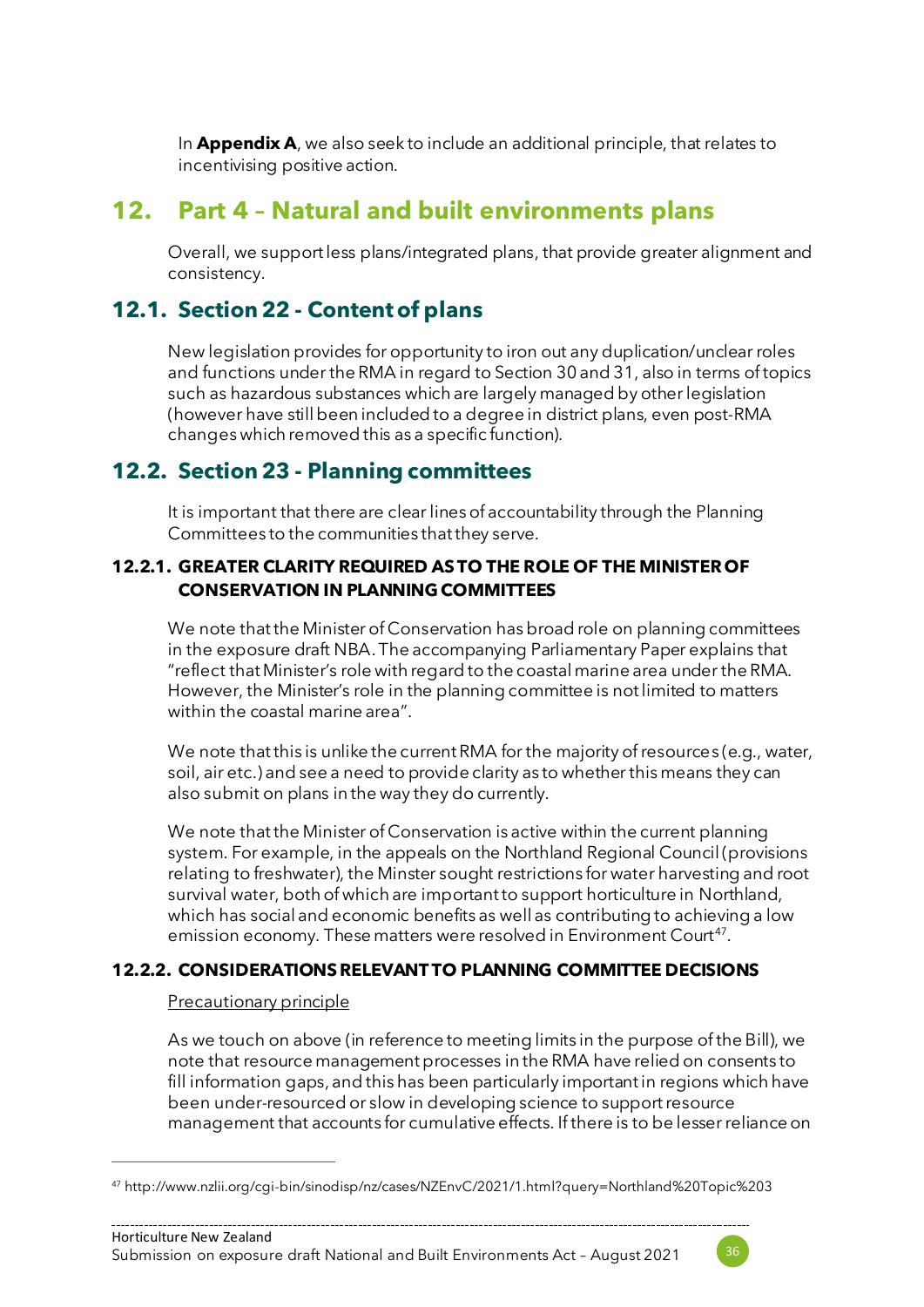In **Appendix A**, we also seek to include an additional principle, that relates to incentivising positive action.

## 12. Part 4 – Natural and built environments plans

Overall, we support less plans/integrated plans, that provide greater alignment and consistency.

### 12.1. Section 22 - Content of plans

New legislation provides for opportunity to iron out any duplication/unclear roles and functions under the RMA in regard to Section 30 and 31, also in terms of topics such as hazardous substances which are largely managed by other legislation (however have still been included to a degree in district plans, even post-RMA changes which removed this as a specific function).

### 12.2. Section 23 - Planning committees

It is important that there are clear lines of accountability through the Planning Committees to the communities that they serve.

#### 12.2.1. GREATER CLARITY REQUIRED AS TO THE ROLE OF THE MINISTER OF CONSERVATION IN PLANNING COMMITTEES

We note that the Minister of Conservation has broad role on planning committees in the exposure draft NBA. The accompanying Parliamentary Paper explains that "reflect that Minister's role with regard to the coastal marine area under the RMA. However, the Minister's role in the planning committee is not limited to matters within the coastal marine area".

We note that this is unlike the current RMA for the majority of resources (e.g., water, soil, air etc.) and see a need to provide clarity as to whether this means they can also submit on plans in the way they do currently.

We note that the Minister of Conservation is active within the current planning system. For example, in the appeals on the Northland Regional Council (provisions relating to freshwater), the Minster sought restrictions for water harvesting and root survival water, both of which are important to support horticulture in Northland, which has social and economic benefits as well as contributing to achieving a low emission economy. These matters were resolved in Environment Court[47].

#### 12.2.2. CONSIDERATIONS RELEVANT TO PLANNING COMMITTEE DECISIONS

Precautionary principle

As we touch on above (in reference to meeting limits in the purpose of the Bill), we note that resource management processes in the RMA have relied on consents to fill information gaps, and this has been particularly important in regions which have been under-resourced or slow in developing science to support resource management that accounts for cumulative effects. If there is to be lesser reliance on

[47] http://www.nzlii.org/cgi-bin/sinodisp/nz/cases/NZEnvC/2021/1.html?query=Northland%20Topic%203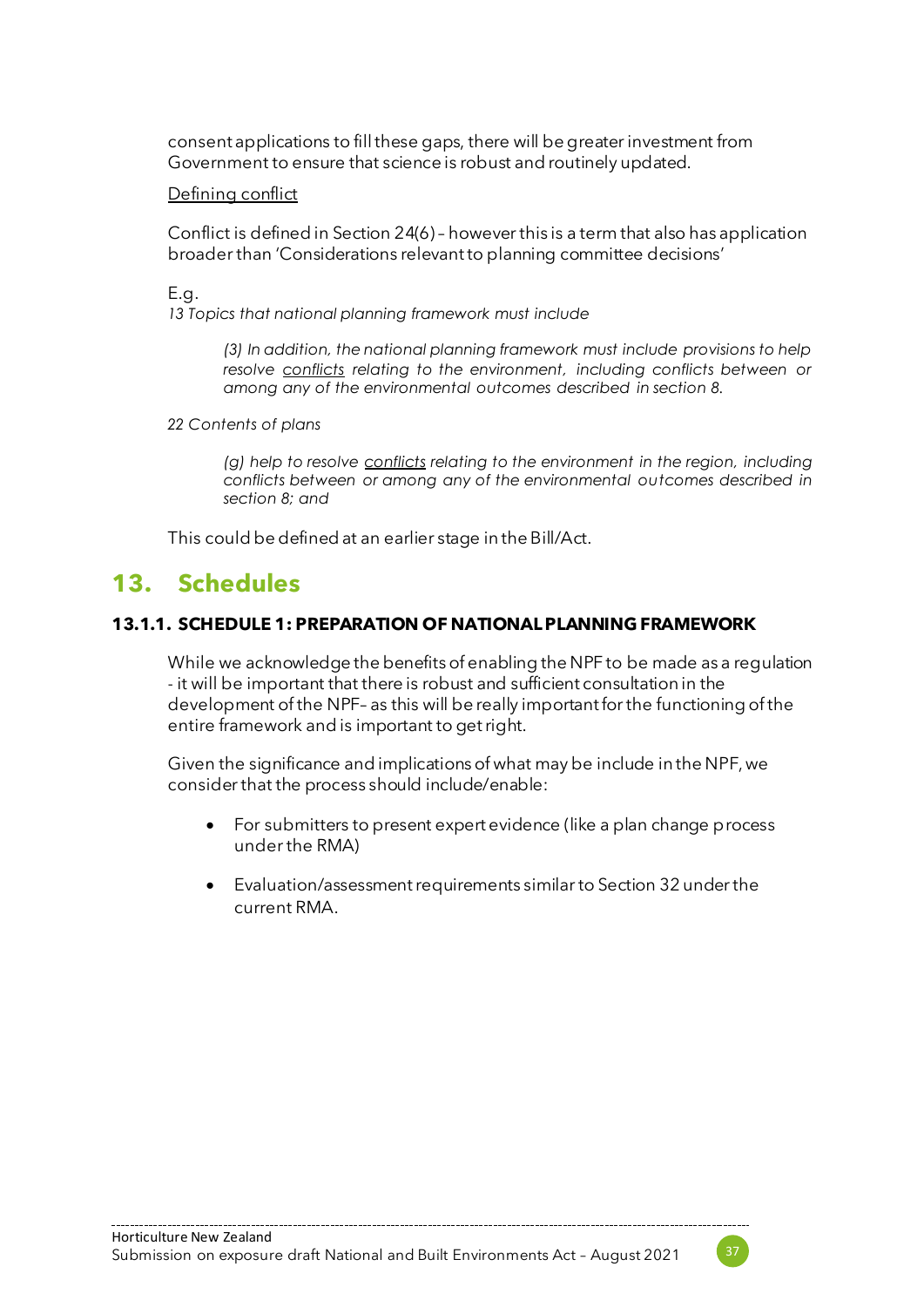consent applications to fill these gaps, there will be greater investment from Government to ensure that science is robust and routinely updated.

<u>Defining conflict</u>

Conflict is defined in Section 24(6) – however this is a term that also has application broader than 'Considerations relevant to planning committee decisions'

E.g.

*13 Topics that national planning framework must include*

> *(3) In addition, the national planning framework must include provisions to help resolve <u>conflicts</u> relating to the environment, including conflicts between or among any of the environmental outcomes described in section 8.*

*22 Contents of plans*

> *(g) help to resolve <u>conflicts</u> relating to the environment in the region, including conflicts between or among any of the environmental outcomes described in section 8; and*

This could be defined at an earlier stage in the Bill/Act.

## 13. Schedules

### 13.1.1. SCHEDULE 1: PREPARATION OF NATIONAL PLANNING FRAMEWORK

While we acknowledge the benefits of enabling the NPF to be made as a regulation - it will be important that there is robust and sufficient consultation in the development of the NPF– as this will be really important for the functioning of the entire framework and is important to get right.

Given the significance and implications of what may be include in the NPF, we consider that the process should include/enable:

- For submitters to present expert evidence (like a plan change process under the RMA)
- Evaluation/assessment requirements similar to Section 32 under the current RMA.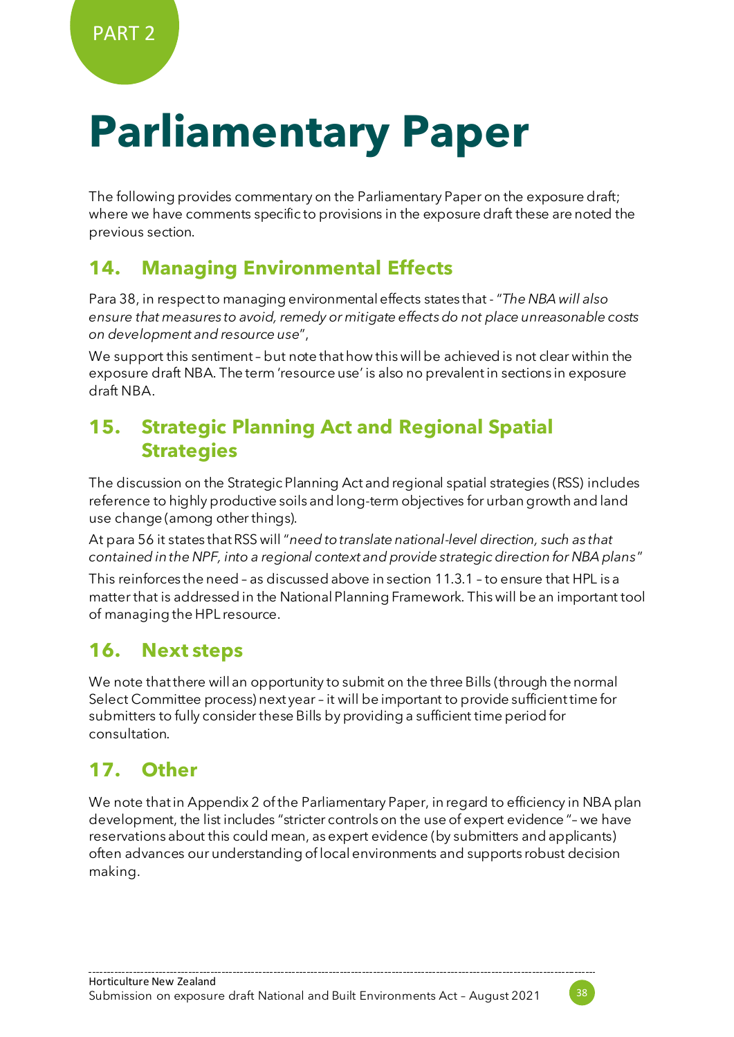PART 2

# Parliamentary Paper

The following provides commentary on the Parliamentary Paper on the exposure draft; where we have comments specific to provisions in the exposure draft these are noted the previous section.

## 14. Managing Environmental Effects

Para 38, in respect to managing environmental effects states that - "*The NBA will also ensure that measures to avoid, remedy or mitigate effects do not place unreasonable costs on development and resource use*",

We support this sentiment – but note that how this will be achieved is not clear within the exposure draft NBA. The term 'resource use' is also no prevalent in sections in exposure draft NBA.

## 15. Strategic Planning Act and Regional Spatial Strategies

The discussion on the Strategic Planning Act and regional spatial strategies (RSS) includes reference to highly productive soils and long-term objectives for urban growth and land use change (among other things).

At para 56 it states that RSS will "*need to translate national-level direction, such as that contained in the NPF, into a regional context and provide strategic direction for NBA plans*"

This reinforces the need – as discussed above in section 11.3.1 – to ensure that HPL is a matter that is addressed in the National Planning Framework. This will be an important tool of managing the HPL resource.

## 16. Next steps

We note that there will an opportunity to submit on the three Bills (through the normal Select Committee process) next year – it will be important to provide sufficient time for submitters to fully consider these Bills by providing a sufficient time period for consultation.

## 17. Other

We note that in Appendix 2 of the Parliamentary Paper, in regard to efficiency in NBA plan development, the list includes "stricter controls on the use of expert evidence "– we have reservations about this could mean, as expert evidence (by submitters and applicants) often advances our understanding of local environments and supports robust decision making.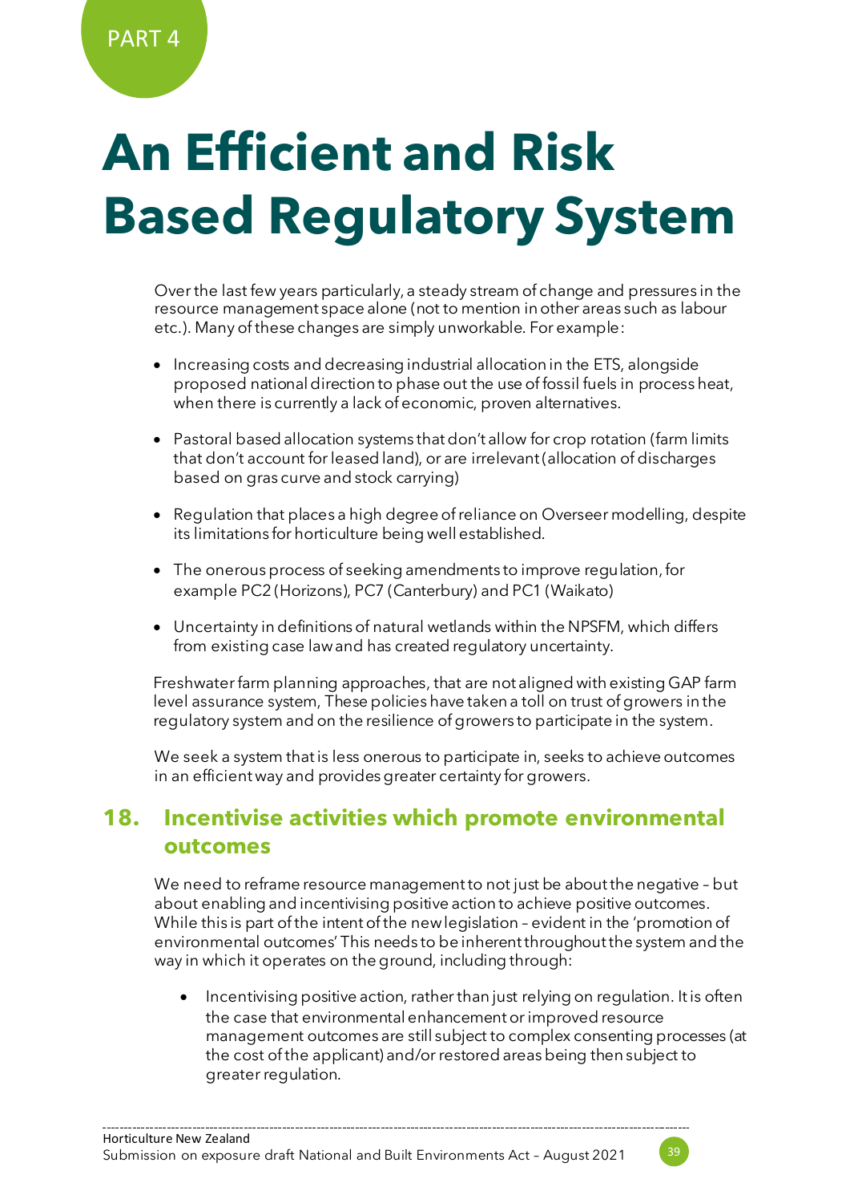PART 4

# An Efficient and Risk Based Regulatory System

Over the last few years particularly, a steady stream of change and pressures in the resource management space alone (not to mention in other areas such as labour etc.). Many of these changes are simply unworkable. For example:

- Increasing costs and decreasing industrial allocation in the ETS, alongside proposed national direction to phase out the use of fossil fuels in process heat, when there is currently a lack of economic, proven alternatives.
- Pastoral based allocation systems that don't allow for crop rotation (farm limits that don't account for leased land), or are irrelevant (allocation of discharges based on gras curve and stock carrying)
- Regulation that places a high degree of reliance on Overseer modelling, despite its limitations for horticulture being well established.
- The onerous process of seeking amendments to improve regulation, for example PC2 (Horizons), PC7 (Canterbury) and PC1 (Waikato)
- Uncertainty in definitions of natural wetlands within the NPSFM, which differs from existing case law and has created regulatory uncertainty.

Freshwater farm planning approaches, that are not aligned with existing GAP farm level assurance system, These policies have taken a toll on trust of growers in the regulatory system and on the resilience of growers to participate in the system.

We seek a system that is less onerous to participate in, seeks to achieve outcomes in an efficient way and provides greater certainty for growers.

## 18. Incentivise activities which promote environmental outcomes

We need to reframe resource management to not just be about the negative – but about enabling and incentivising positive action to achieve positive outcomes. While this is part of the intent of the new legislation – evident in the 'promotion of environmental outcomes' This needs to be inherent throughout the system and the way in which it operates on the ground, including through:

- Incentivising positive action, rather than just relying on regulation. It is often the case that environmental enhancement or improved resource management outcomes are still subject to complex consenting processes (at the cost of the applicant) and/or restored areas being then subject to greater regulation.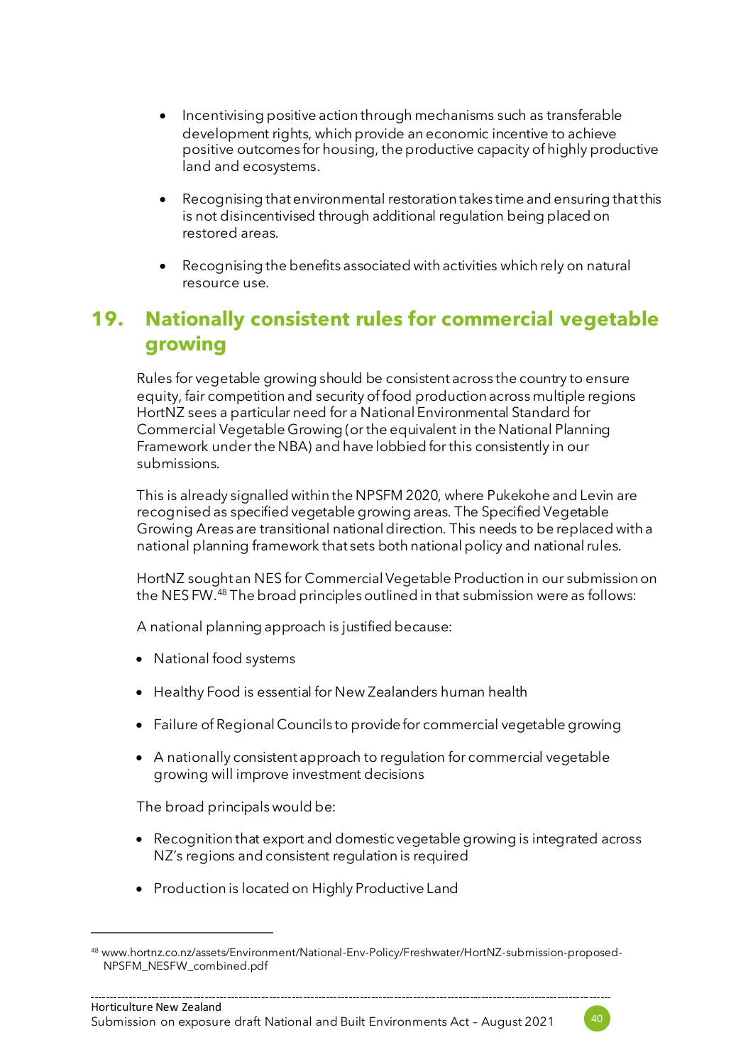- Incentivising positive action through mechanisms such as transferable development rights, which provide an economic incentive to achieve positive outcomes for housing, the productive capacity of highly productive land and ecosystems.

- Recognising that environmental restoration takes time and ensuring that this is not disincentivised through additional regulation being placed on restored areas.

- Recognising the benefits associated with activities which rely on natural resource use.

## 19. Nationally consistent rules for commercial vegetable growing

Rules for vegetable growing should be consistent across the country to ensure equity, fair competition and security of food production across multiple regions HortNZ sees a particular need for a National Environmental Standard for Commercial Vegetable Growing (or the equivalent in the National Planning Framework under the NBA) and have lobbied for this consistently in our submissions.

This is already signalled within the NPSFM 2020, where Pukekohe and Levin are recognised as specified vegetable growing areas. The Specified Vegetable Growing Areas are transitional national direction. This needs to be replaced with a national planning framework that sets both national policy and national rules.

HortNZ sought an NES for Commercial Vegetable Production in our submission on the NES FW.[48] The broad principles outlined in that submission were as follows:

A national planning approach is justified because:

- National food systems
- Healthy Food is essential for New Zealanders human health
- Failure of Regional Councils to provide for commercial vegetable growing
- A nationally consistent approach to regulation for commercial vegetable growing will improve investment decisions

The broad principals would be:

- Recognition that export and domestic vegetable growing is integrated across NZ's regions and consistent regulation is required
- Production is located on Highly Productive Land

[48] www.hortnz.co.nz/assets/Environment/National-Env-Policy/Freshwater/HortNZ-submission-proposed-NPSFM_NESFW_combined.pdf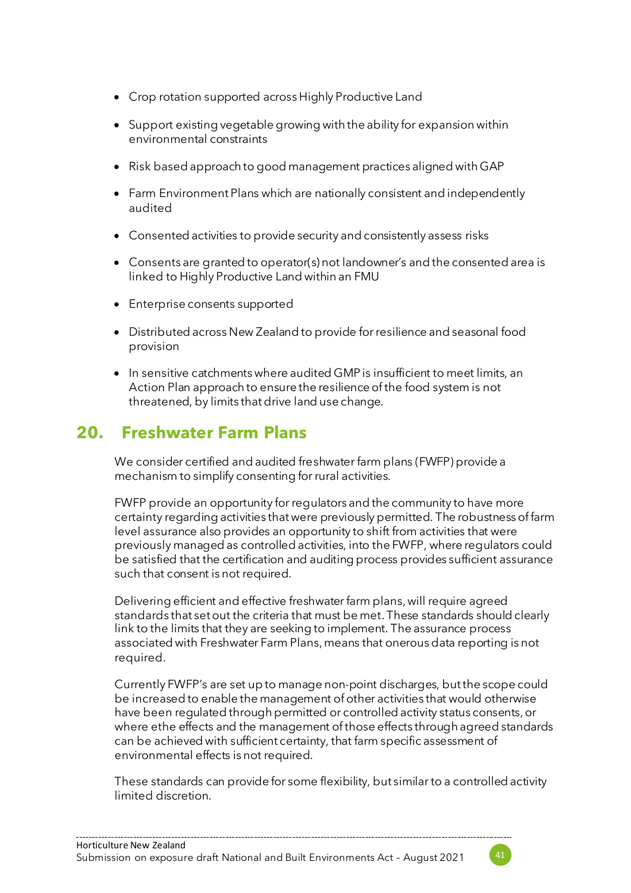- Crop rotation supported across Highly Productive Land
- Support existing vegetable growing with the ability for expansion within environmental constraints
- Risk based approach to good management practices aligned with GAP
- Farm Environment Plans which are nationally consistent and independently audited
- Consented activities to provide security and consistently assess risks
- Consents are granted to operator(s) not landowner's and the consented area is linked to Highly Productive Land within an FMU
- Enterprise consents supported
- Distributed across New Zealand to provide for resilience and seasonal food provision
- In sensitive catchments where audited GMP is insufficient to meet limits, an Action Plan approach to ensure the resilience of the food system is not threatened, by limits that drive land use change.

## 20. Freshwater Farm Plans

We consider certified and audited freshwater farm plans (FWFP) provide a mechanism to simplify consenting for rural activities.

FWFP provide an opportunity for regulators and the community to have more certainty regarding activities that were previously permitted. The robustness of farm level assurance also provides an opportunity to shift from activities that were previously managed as controlled activities, into the FWFP, where regulators could be satisfied that the certification and auditing process provides sufficient assurance such that consent is not required.

Delivering efficient and effective freshwater farm plans, will require agreed standards that set out the criteria that must be met. These standards should clearly link to the limits that they are seeking to implement. The assurance process associated with Freshwater Farm Plans, means that onerous data reporting is not required.

Currently FWFP's are set up to manage non-point discharges, but the scope could be increased to enable the management of other activities that would otherwise have been regulated through permitted or controlled activity status consents, or where ethe effects and the management of those effects through agreed standards can be achieved with sufficient certainty, that farm specific assessment of environmental effects is not required.

These standards can provide for some flexibility, but similar to a controlled activity limited discretion.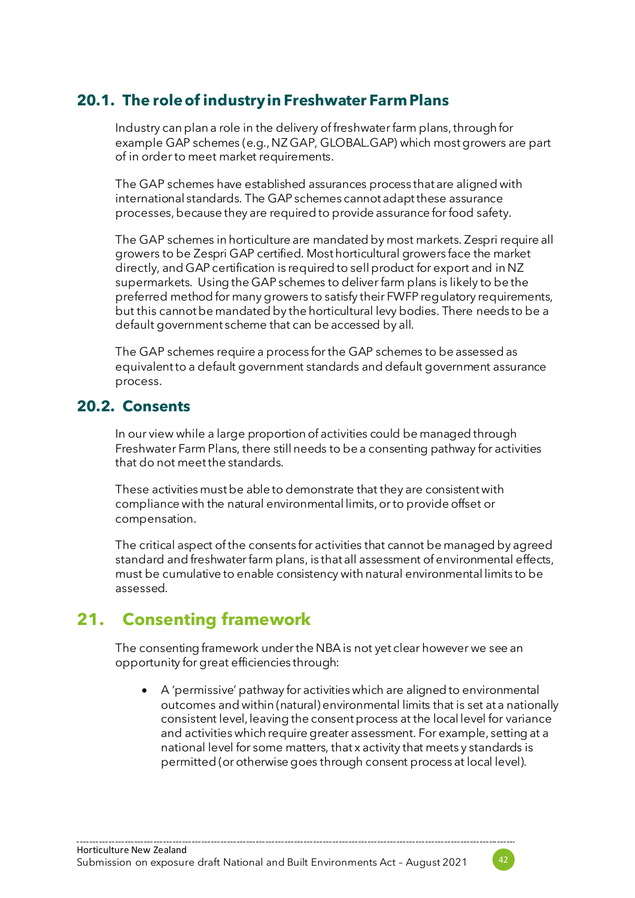## 20.1. The role of industry in Freshwater Farm Plans

Industry can plan a role in the delivery of freshwater farm plans, through for example GAP schemes (e.g., NZ GAP, GLOBAL.GAP) which most growers are part of in order to meet market requirements.

The GAP schemes have established assurances process that are aligned with international standards. The GAP schemes cannot adapt these assurance processes, because they are required to provide assurance for food safety.

The GAP schemes in horticulture are mandated by most markets. Zespri require all growers to be Zespri GAP certified. Most horticultural growers face the market directly, and GAP certification is required to sell product for export and in NZ supermarkets. Using the GAP schemes to deliver farm plans is likely to be the preferred method for many growers to satisfy their FWFP regulatory requirements, but this cannot be mandated by the horticultural levy bodies. There needs to be a default government scheme that can be accessed by all.

The GAP schemes require a process for the GAP schemes to be assessed as equivalent to a default government standards and default government assurance process.

## 20.2. Consents

In our view while a large proportion of activities could be managed through Freshwater Farm Plans, there still needs to be a consenting pathway for activities that do not meet the standards.

These activities must be able to demonstrate that they are consistent with compliance with the natural environmental limits, or to provide offset or compensation.

The critical aspect of the consents for activities that cannot be managed by agreed standard and freshwater farm plans, is that all assessment of environmental effects, must be cumulative to enable consistency with natural environmental limits to be assessed.

# 21. Consenting framework

The consenting framework under the NBA is not yet clear however we see an opportunity for great efficiencies through:

- A 'permissive' pathway for activities which are aligned to environmental outcomes and within (natural) environmental limits that is set at a nationally consistent level, leaving the consent process at the local level for variance and activities which require greater assessment. For example, setting at a national level for some matters, that x activity that meets y standards is permitted (or otherwise goes through consent process at local level).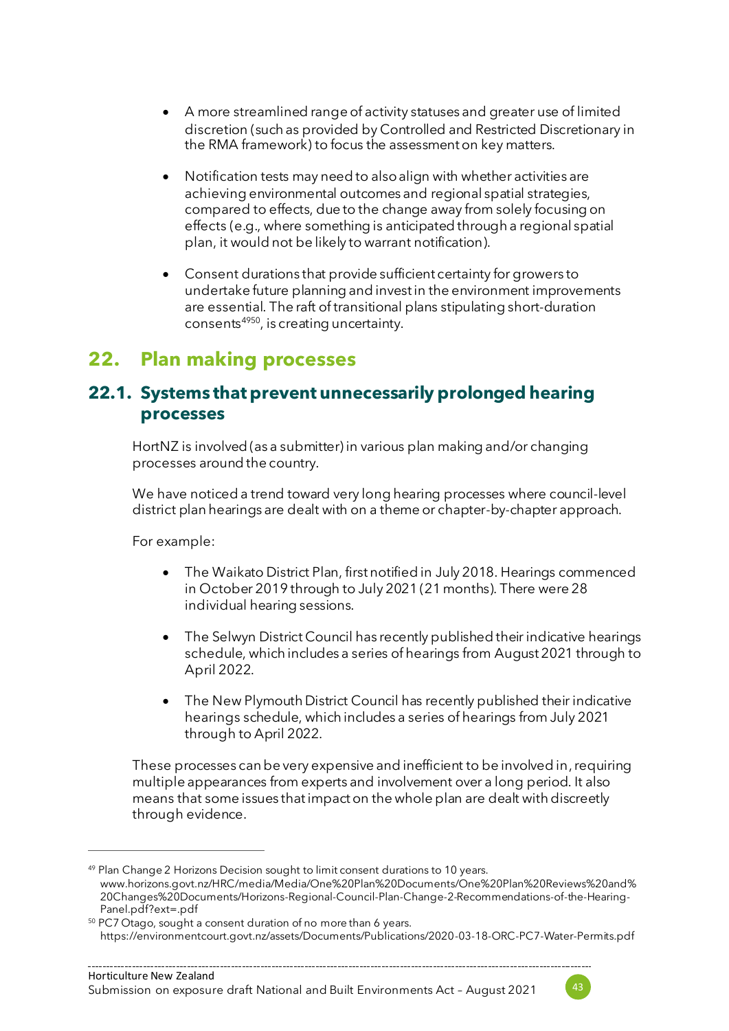- A more streamlined range of activity statuses and greater use of limited discretion (such as provided by Controlled and Restricted Discretionary in the RMA framework) to focus the assessment on key matters.
- Notification tests may need to also align with whether activities are achieving environmental outcomes and regional spatial strategies, compared to effects, due to the change away from solely focusing on effects (e.g., where something is anticipated through a regional spatial plan, it would not be likely to warrant notification).
- Consent durations that provide sufficient certainty for growers to undertake future planning and invest in the environment improvements are essential. The raft of transitional plans stipulating short-duration consents[49][50], is creating uncertainty.

## 22. Plan making processes

### 22.1. Systems that prevent unnecessarily prolonged hearing processes

HortNZ is involved (as a submitter) in various plan making and/or changing processes around the country.

We have noticed a trend toward very long hearing processes where council-level district plan hearings are dealt with on a theme or chapter-by-chapter approach.

For example:

- The Waikato District Plan, first notified in July 2018. Hearings commenced in October 2019 through to July 2021 (21 months). There were 28 individual hearing sessions.
- The Selwyn District Council has recently published their indicative hearings schedule, which includes a series of hearings from August 2021 through to April 2022.
- The New Plymouth District Council has recently published their indicative hearings schedule, which includes a series of hearings from July 2021 through to April 2022.

These processes can be very expensive and inefficient to be involved in, requiring multiple appearances from experts and involvement over a long period. It also means that some issues that impact on the whole plan are dealt with discreetly through evidence.

---

[49] Plan Change 2 Horizons Decision sought to limit consent durations to 10 years. www.horizons.govt.nz/HRC/media/Media/One%20Plan%20Documents/One%20Plan%20Reviews%20and%20Changes%20Documents/Horizons-Regional-Council-Plan-Change-2-Recommendations-of-the-Hearing-Panel.pdf?ext=.pdf

[50] PC7 Otago, sought a consent duration of no more than 6 years. https://environmentcourt.govt.nz/assets/Documents/Publications/2020-03-18-ORC-PC7-Water-Permits.pdf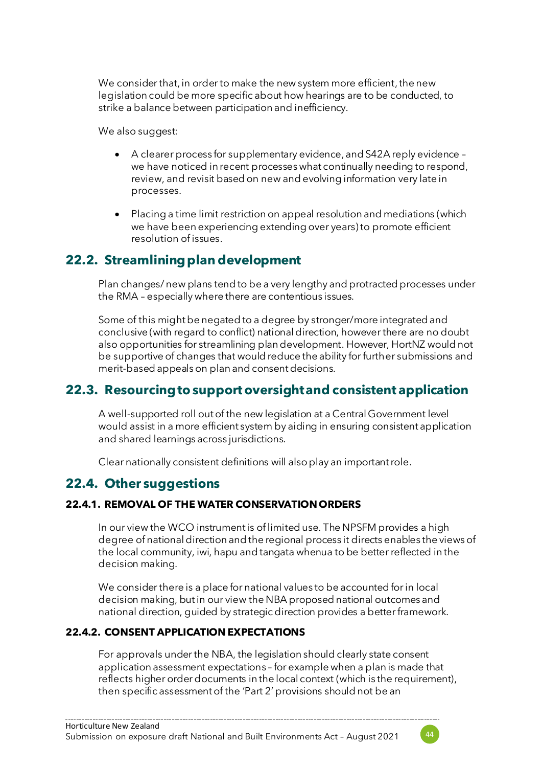We consider that, in order to make the new system more efficient, the new legislation could be more specific about how hearings are to be conducted, to strike a balance between participation and inefficiency.

We also suggest:

- A clearer process for supplementary evidence, and S42A reply evidence – we have noticed in recent processes what continually needing to respond, review, and revisit based on new and evolving information very late in processes.
- Placing a time limit restriction on appeal resolution and mediations (which we have been experiencing extending over years) to promote efficient resolution of issues.

## 22.2. Streamlining plan development

Plan changes/ new plans tend to be a very lengthy and protracted processes under the RMA – especially where there are contentious issues.

Some of this might be negated to a degree by stronger/more integrated and conclusive (with regard to conflict) national direction, however there are no doubt also opportunities for streamlining plan development. However, HortNZ would not be supportive of changes that would reduce the ability for further submissions and merit-based appeals on plan and consent decisions.

## 22.3. Resourcing to support oversight and consistent application

A well-supported roll out of the new legislation at a Central Government level would assist in a more efficient system by aiding in ensuring consistent application and shared learnings across jurisdictions.

Clear nationally consistent definitions will also play an important role.

## 22.4. Other suggestions

### 22.4.1. REMOVAL OF THE WATER CONSERVATION ORDERS

In our view the WCO instrument is of limited use. The NPSFM provides a high degree of national direction and the regional process it directs enables the views of the local community, iwi, hapu and tangata whenua to be better reflected in the decision making.

We consider there is a place for national values to be accounted for in local decision making, but in our view the NBA proposed national outcomes and national direction, guided by strategic direction provides a better framework.

### 22.4.2. CONSENT APPLICATION EXPECTATIONS

For approvals under the NBA, the legislation should clearly state consent application assessment expectations – for example when a plan is made that reflects higher order documents in the local context (which is the requirement), then specific assessment of the 'Part 2' provisions should not be an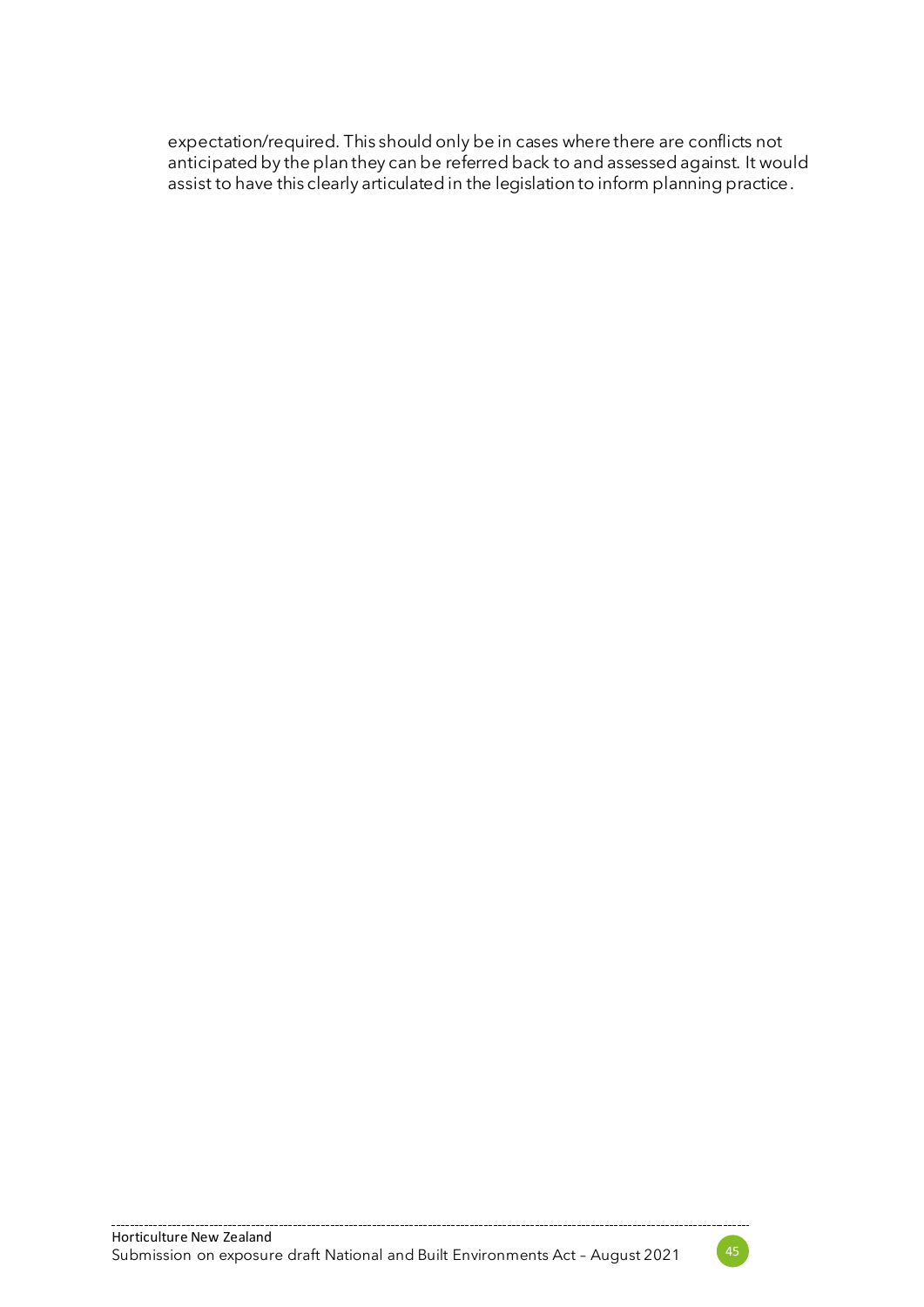expectation/required. This should only be in cases where there are conflicts not anticipated by the plan they can be referred back to and assessed against. It would assist to have this clearly articulated in the legislation to inform planning practice.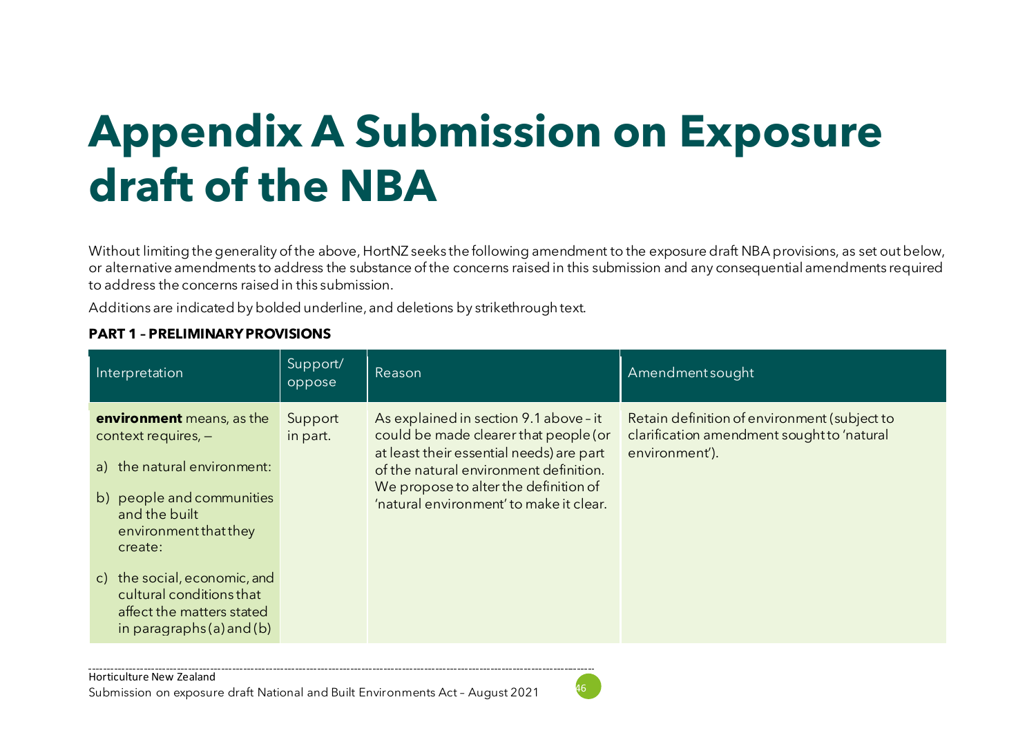# Appendix A Submission on Exposure draft of the NBA

Without limiting the generality of the above, HortNZ seeks the following amendment to the exposure draft NBA provisions, as set out below, or alternative amendments to address the substance of the concerns raised in this submission and any consequential amendments required to address the concerns raised in this submission.

Additions are indicated by bolded underline, and deletions by strikethrough text.

**PART 1 – PRELIMINARY PROVISIONS**

| Interpretation | Support/ oppose | Reason | Amendment sought |
|---|---|---|---|
| **environment** means, as the context requires, – <br><br> a) the natural environment: <br><br> b) people and communities and the built environment that they create: <br><br> c) the social, economic, and cultural conditions that affect the matters stated in paragraphs (a) and (b) | Support in part. | As explained in section 9.1 above – it could be made clearer that people (or at least their essential needs) are part of the natural environment definition. We propose to alter the definition of 'natural environment' to make it clear. | Retain definition of environment (subject to clarification amendment sought to 'natural environment'). |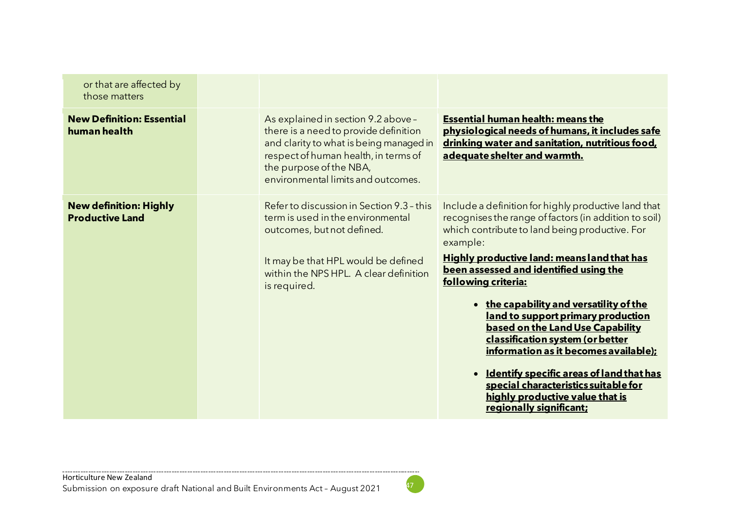| | | | |
|---|---|---|---|
| or that are affected by those matters | | | |
| **New Definition: Essential human health** | | As explained in section 9.2 above – there is a need to provide definition and clarity to what is being managed in respect of human health, in terms of the purpose of the NBA, environmental limits and outcomes. | **<u>Essential human health: means the physiological needs of humans, it includes safe drinking water and sanitation, nutritious food, adequate shelter and warmth.</u>** |
| **New definition: Highly Productive Land** | | Refer to discussion in Section 9.3 – this term is used in the environmental outcomes, but not defined.<br><br>It may be that HPL would be defined within the NPS HPL. A clear definition is required. | Include a definition for highly productive land that recognises the range of factors (in addition to soil) which contribute to land being productive. For example:<br><br>**<u>Highly productive land: means land that has been assessed and identified using the following criteria:</u>**<br><br>• **<u>the capability and versatility of the land to support primary production based on the Land Use Capability classification system (or better information as it becomes available);</u>**<br><br>• **<u>Identify specific areas of land that has special characteristics suitable for highly productive value that is regionally significant;</u>** |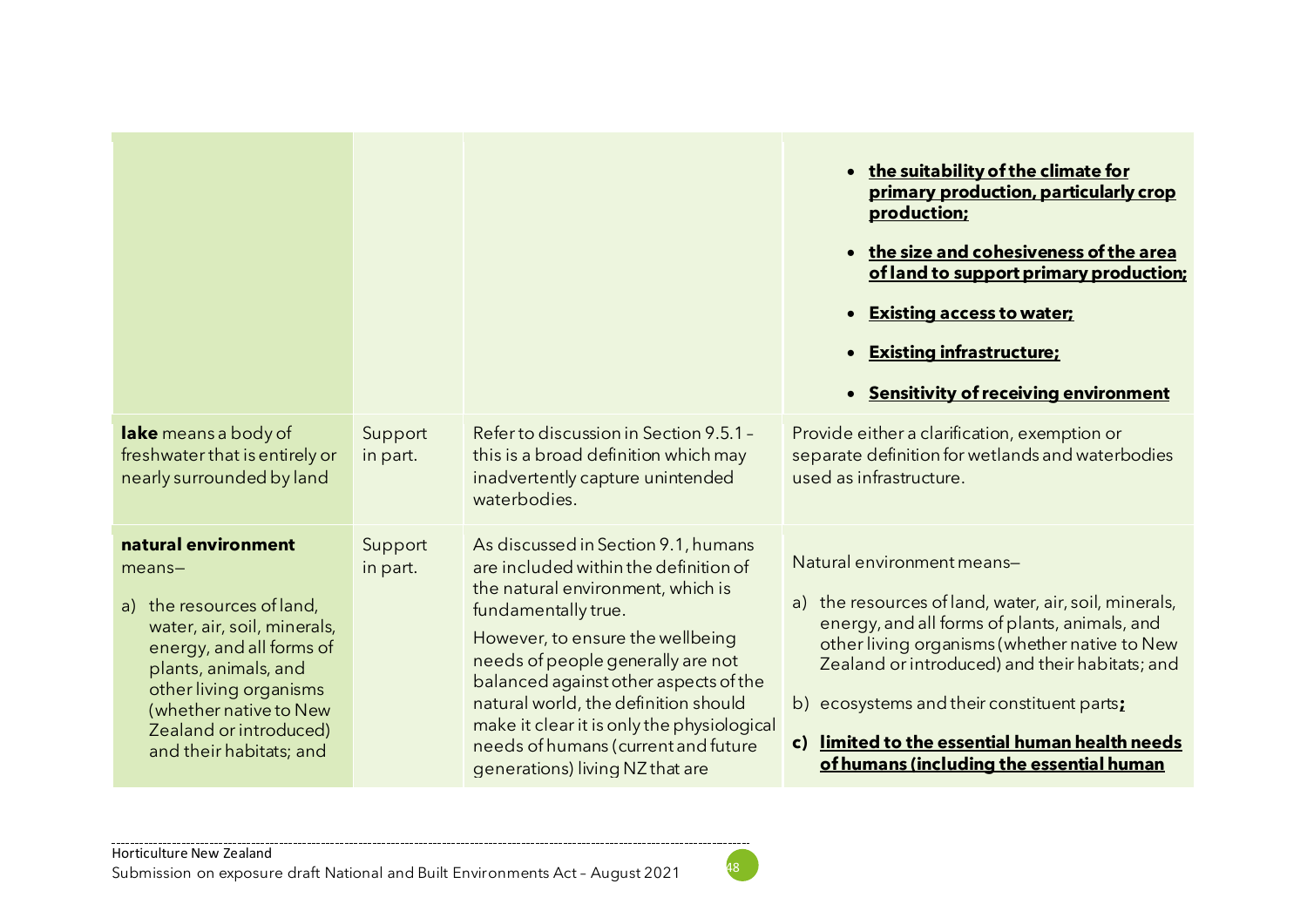| | | | |
|---|---|---|---|
| | | | • **<u>the suitability of the climate for primary production, particularly crop production;</u>**<br>• **<u>the size and cohesiveness of the area of land to support primary production;</u>**<br>• **<u>Existing access to water;</u>**<br>• **<u>Existing infrastructure;</u>**<br>• **<u>Sensitivity of receiving environment</u>** |
| **lake** means a body of freshwater that is entirely or nearly surrounded by land | Support in part. | Refer to discussion in Section 9.5.1 – this is a broad definition which may inadvertently capture unintended waterbodies. | Provide either a clarification, exemption or separate definition for wetlands and waterbodies used as infrastructure. |
| **natural environment** means—<br>a) the resources of land, water, air, soil, minerals, energy, and all forms of plants, animals, and other living organisms (whether native to New Zealand or introduced) and their habitats; and | Support in part. | As discussed in Section 9.1, humans are included within the definition of the natural environment, which is fundamentally true.<br>However, to ensure the wellbeing needs of people generally are not balanced against other aspects of the natural world, the definition should make it clear it is only the physiological needs of humans (current and future generations) living NZ that are | Natural environment means—<br>a) the resources of land, water, air, soil, minerals, energy, and all forms of plants, animals, and other living organisms (whether native to New Zealand or introduced) and their habitats; and<br>b) ecosystems and their constituent parts**<u>;</u>**<br>**c) <u>limited to the essential human health needs of humans (including the essential human</u>** |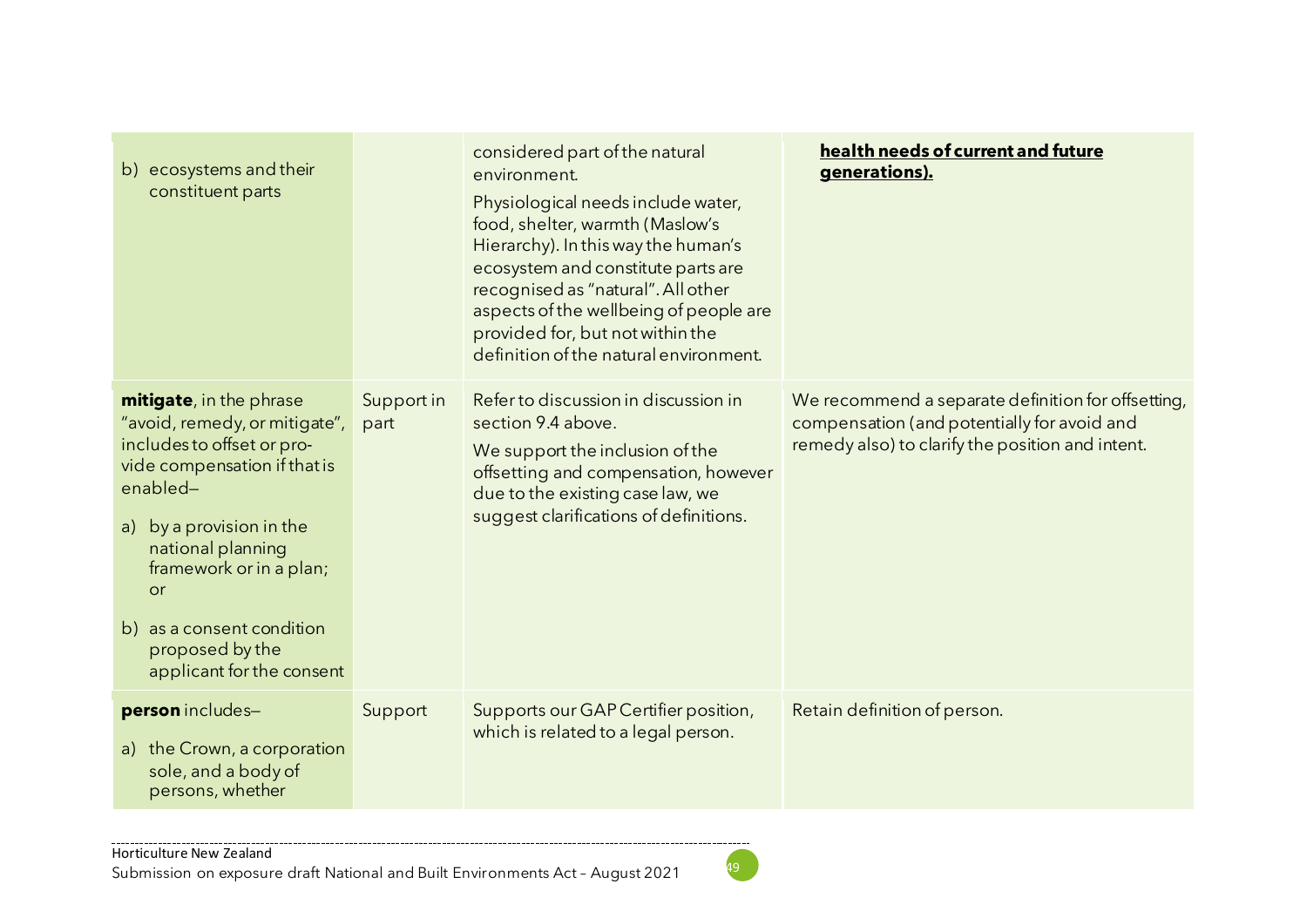| | | | |
|---|---|---|---|
| b) ecosystems and their constituent parts | | considered part of the natural environment.<br><br>Physiological needs include water, food, shelter, warmth (Maslow's Hierarchy). In this way the human's ecosystem and constitute parts are recognised as "natural". All other aspects of the wellbeing of people are provided for, but not within the definition of the natural environment. | **health needs of current and future generations).** |
| **mitigate**, in the phrase "avoid, remedy, or mitigate", includes to offset or provide compensation if that is enabled–<br><br>a) by a provision in the national planning framework or in a plan; or<br><br>b) as a consent condition proposed by the applicant for the consent | Support in part | Refer to discussion in discussion in section 9.4 above.<br><br>We support the inclusion of the offsetting and compensation, however due to the existing case law, we suggest clarifications of definitions. | We recommend a separate definition for offsetting, compensation (and potentially for avoid and remedy also) to clarify the position and intent. |
| **person** includes–<br><br>a) the Crown, a corporation sole, and a body of persons, whether | Support | Supports our GAP Certifier position, which is related to a legal person. | Retain definition of person. |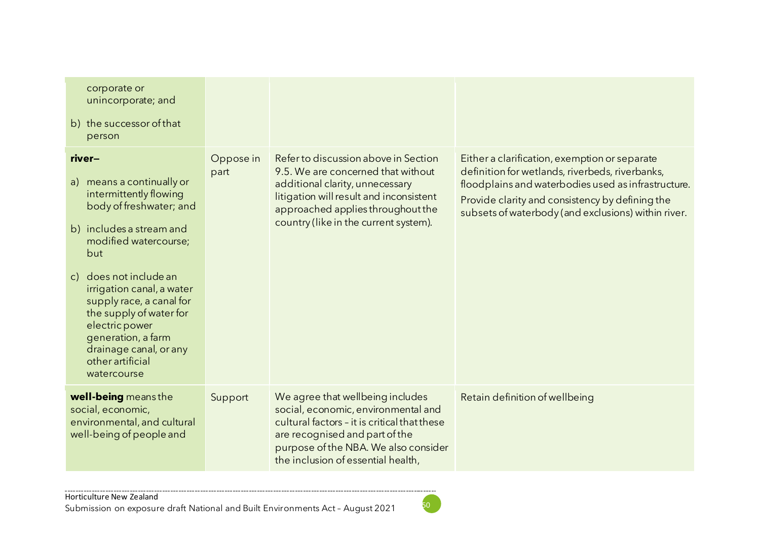| | | | |
|---|---|---|---|
| corporate or unincorporate; and<br><br>b) the successor of that person | | | |
| **river–**<br><br>a) means a continually or intermittently flowing body of freshwater; and<br><br>b) includes a stream and modified watercourse; but<br><br>c) does not include an irrigation canal, a water supply race, a canal for the supply of water for electric power generation, a farm drainage canal, or any other artificial watercourse | Oppose in part | Refer to discussion above in Section 9.5. We are concerned that without additional clarity, unnecessary litigation will result and inconsistent approached applies throughout the country (like in the current system). | Either a clarification, exemption or separate definition for wetlands, riverbeds, riverbanks, floodplains and waterbodies used as infrastructure.<br><br>Provide clarity and consistency by defining the subsets of waterbody (and exclusions) within river. |
| **well-being** means the social, economic, environmental, and cultural well-being of people and | Support | We agree that wellbeing includes social, economic, environmental and cultural factors – it is critical that these are recognised and part of the purpose of the NBA. We also consider the inclusion of essential health, | Retain definition of wellbeing |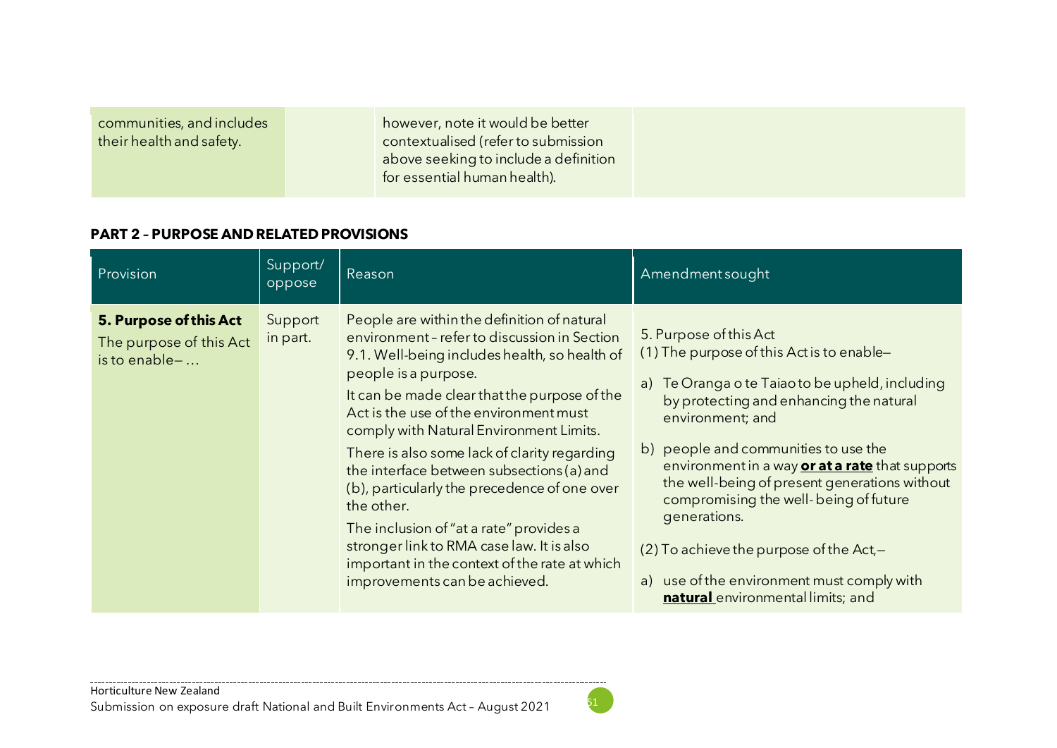| | | | |
|---|---|---|---|
| communities, and includes their health and safety. | | however, note it would be better contextualised (refer to submission above seeking to include a definition for essential human health). | |

**PART 2 – PURPOSE AND RELATED PROVISIONS**

| Provision | Support/ oppose | Reason | Amendment sought |
|---|---|---|---|
| **5. Purpose of this Act**<br>The purpose of this Act is to enable– … | Support in part. | People are within the definition of natural environment – refer to discussion in Section 9.1. Well-being includes health, so health of people is a purpose.<br><br>It can be made clear that the purpose of the Act is the use of the environment must comply with Natural Environment Limits.<br><br>There is also some lack of clarity regarding the interface between subsections (a) and (b), particularly the precedence of one over the other.<br><br>The inclusion of "at a rate" provides a stronger link to RMA case law. It is also important in the context of the rate at which improvements can be achieved. | 5. Purpose of this Act<br>(1) The purpose of this Act is to enable–<br><br>a) Te Oranga o te Taiao to be upheld, including by protecting and enhancing the natural environment; and<br><br>b) people and communities to use the environment in a way **<u>or at a rate</u>** that supports the well-being of present generations without compromising the well-being of future generations.<br><br>(2) To achieve the purpose of the Act,–<br><br>a) use of the environment must comply with **<u>natural</u>** environmental limits; and |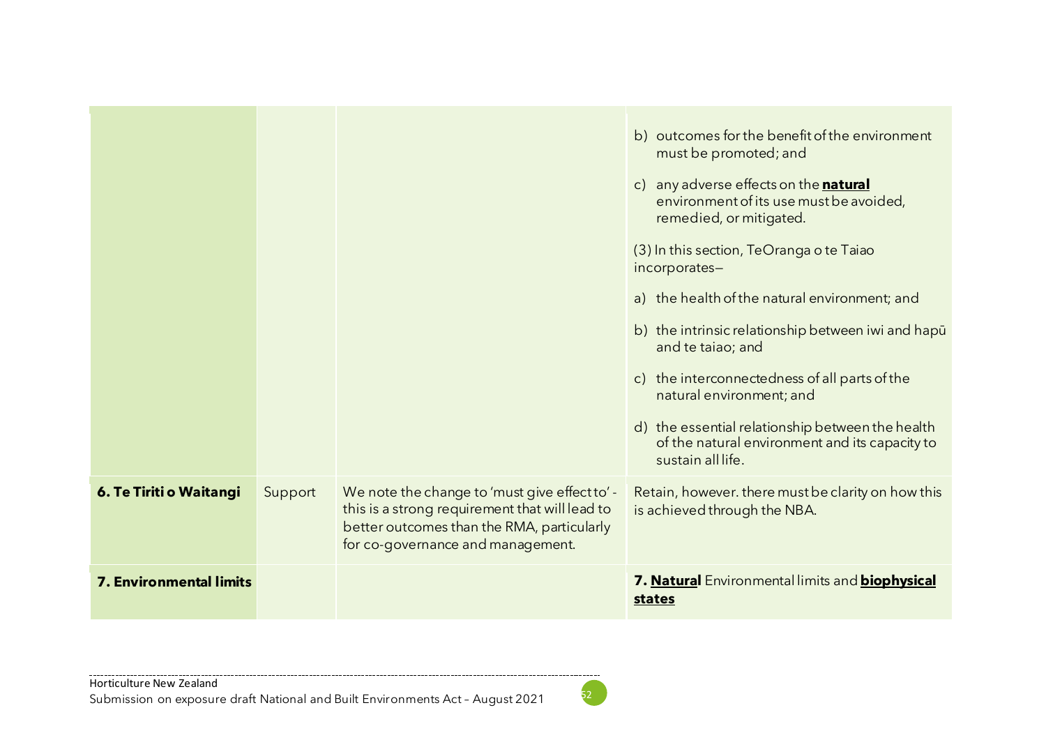| | | | |
|---|---|---|---|
| | | | b) outcomes for the benefit of the environment must be promoted; and<br><br>c) any adverse effects on the **<u>natural</u>** environment of its use must be avoided, remedied, or mitigated.<br><br>(3) In this section, TeOranga o te Taiao incorporates—<br><br>a) the health of the natural environment; and<br><br>b) the intrinsic relationship between iwi and hapū and te taiao; and<br><br>c) the interconnectedness of all parts of the natural environment; and<br><br>d) the essential relationship between the health of the natural environment and its capacity to sustain all life. |
| **6. Te Tiriti o Waitangi** | Support | We note the change to 'must give effect to' - this is a strong requirement that will lead to better outcomes than the RMA, particularly for co-governance and management. | Retain, however. there must be clarity on how this is achieved through the NBA. |
| **7. Environmental limits** | | | **7. <u>Natural</u>** Environmental limits and **<u>biophysical states</u>** |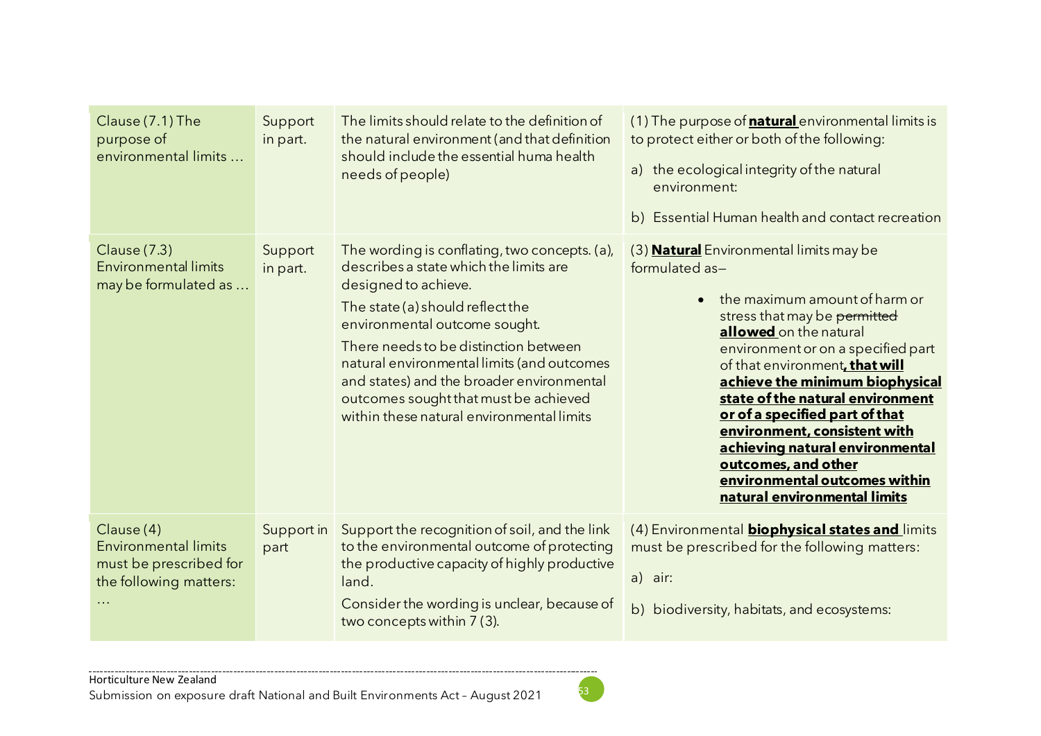| Clause (7.1) The purpose of environmental limits … | Support in part. | The limits should relate to the definition of the natural environment (and that definition should include the essential huma health needs of people) | (1) The purpose of **natural** environmental limits is to protect either or both of the following:<br>a) the ecological integrity of the natural environment:<br>b) Essential Human health and contact recreation |
|---|---|---|---|
| Clause (7.3) Environmental limits may be formulated as … | Support in part. | The wording is conflating, two concepts. (a), describes a state which the limits are designed to achieve.<br>The state (a) should reflect the environmental outcome sought.<br>There needs to be distinction between natural environmental limits (and outcomes and states) and the broader environmental outcomes sought that must be achieved within these natural environmental limits | (3) **Natural** Environmental limits may be formulated as—<br>• the maximum amount of harm or stress that may be ~~permitted~~ **allowed** on the natural environment or on a specified part of that environment**, that will achieve the minimum biophysical state of the natural environment or of a specified part of that environment, consistent with achieving natural environmental outcomes, and other environmental outcomes within natural environmental limits** |
| Clause (4) Environmental limits must be prescribed for the following matters: … | Support in part | Support the recognition of soil, and the link to the environmental outcome of protecting the productive capacity of highly productive land.<br>Consider the wording is unclear, because of two concepts within 7 (3). | (4) Environmental **biophysical states and** limits must be prescribed for the following matters:<br>a) air:<br>b) biodiversity, habitats, and ecosystems: |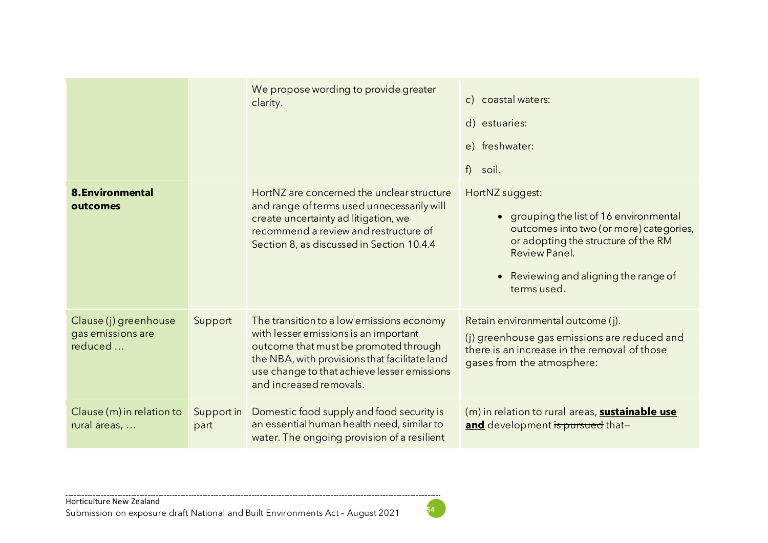| | | | |
|---|---|---|---|
| | | We propose wording to provide greater clarity. | c) coastal waters:<br><br>d) estuaries:<br><br>e) freshwater:<br><br>f) soil. |
| **8.Environmental outcomes** | | HortNZ are concerned the unclear structure and range of terms used unnecessarily will create uncertainty ad litigation, we recommend a review and restructure of Section 8, as discussed in Section 10.4.4 | HortNZ suggest:<br><br>• grouping the list of 16 environmental outcomes into two (or more) categories, or adopting the structure of the RM Review Panel.<br><br>• Reviewing and aligning the range of terms used. |
| Clause (j) greenhouse gas emissions are reduced … | Support | The transition to a low emissions economy with lesser emissions is an important outcome that must be promoted through the NBA, with provisions that facilitate land use change to that achieve lesser emissions and increased removals. | Retain environmental outcome (j).<br><br>(j) greenhouse gas emissions are reduced and there is an increase in the removal of those gases from the atmosphere: |
| Clause (m) in relation to rural areas, … | Support in part | Domestic food supply and food security is an essential human health need, similar to water. The ongoing provision of a resilient | (m) in relation to rural areas, <ins>**sustainable use and**</ins> development ~~is pursued~~ that– |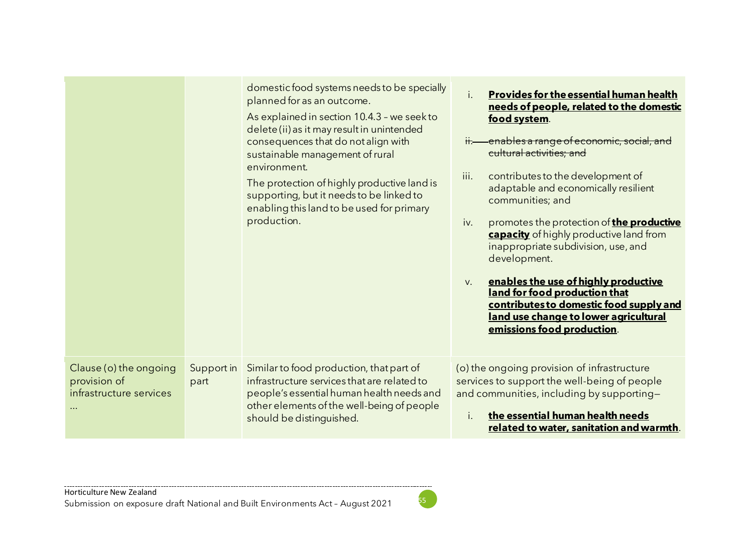| | | | |
|---|---|---|---|
| | | domestic food systems needs to be specially planned for as an outcome.<br>As explained in section 10.4.3 – we seek to delete (ii) as it may result in unintended consequences that do not align with sustainable management of rural environment.<br>The protection of highly productive land is supporting, but it needs to be linked to enabling this land to be used for primary production. | i. **<u>Provides for the essential human health needs of people, related to the domestic food system</u>**.<br>~~ii. enables a range of economic, social, and cultural activities; and~~<br>iii. contributes to the development of adaptable and economically resilient communities; and<br>iv. promotes the protection of **<u>the productive capacity</u>** of highly productive land from inappropriate subdivision, use, and development.<br>v. **<u>enables the use of highly productive land for food production that contributes to domestic food supply and land use change to lower agricultural emissions food production</u>**. |
| Clause (o) the ongoing provision of infrastructure services … | Support in part | Similar to food production, that part of infrastructure services that are related to people's essential human health needs and other elements of the well-being of people should be distinguished. | (o) the ongoing provision of infrastructure services to support the well-being of people and communities, including by supporting—<br>i. **<u>the essential human health needs related to water, sanitation and warmth</u>**. |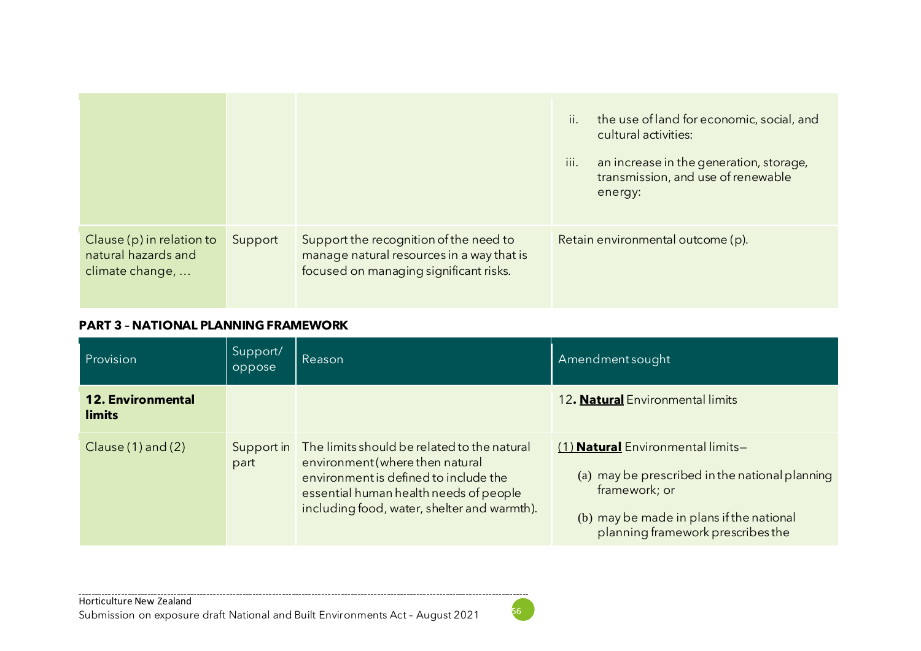| | | | |
|---|---|---|---|
| | | | ii. the use of land for economic, social, and cultural activities:<br><br>iii. an increase in the generation, storage, transmission, and use of renewable energy: |
| Clause (p) in relation to natural hazards and climate change, … | Support | Support the recognition of the need to manage natural resources in a way that is focused on managing significant risks. | Retain environmental outcome (p). |

**PART 3 – NATIONAL PLANNING FRAMEWORK**

| Provision | Support/ oppose | Reason | Amendment sought |
|---|---|---|---|
| **12. Environmental limits** | | | 12**.** **<u>Natural</u>** Environmental limits |
| Clause (1) and (2) | Support in part | The limits should be related to the natural environment (where then natural environment is defined to include the essential human health needs of people including food, water, shelter and warmth). | <u>(1)</u> **<u>Natural</u>** Environmental limits—<br><br>(a) may be prescribed in the national planning framework; or<br><br>(b) may be made in plans if the national planning framework prescribes the |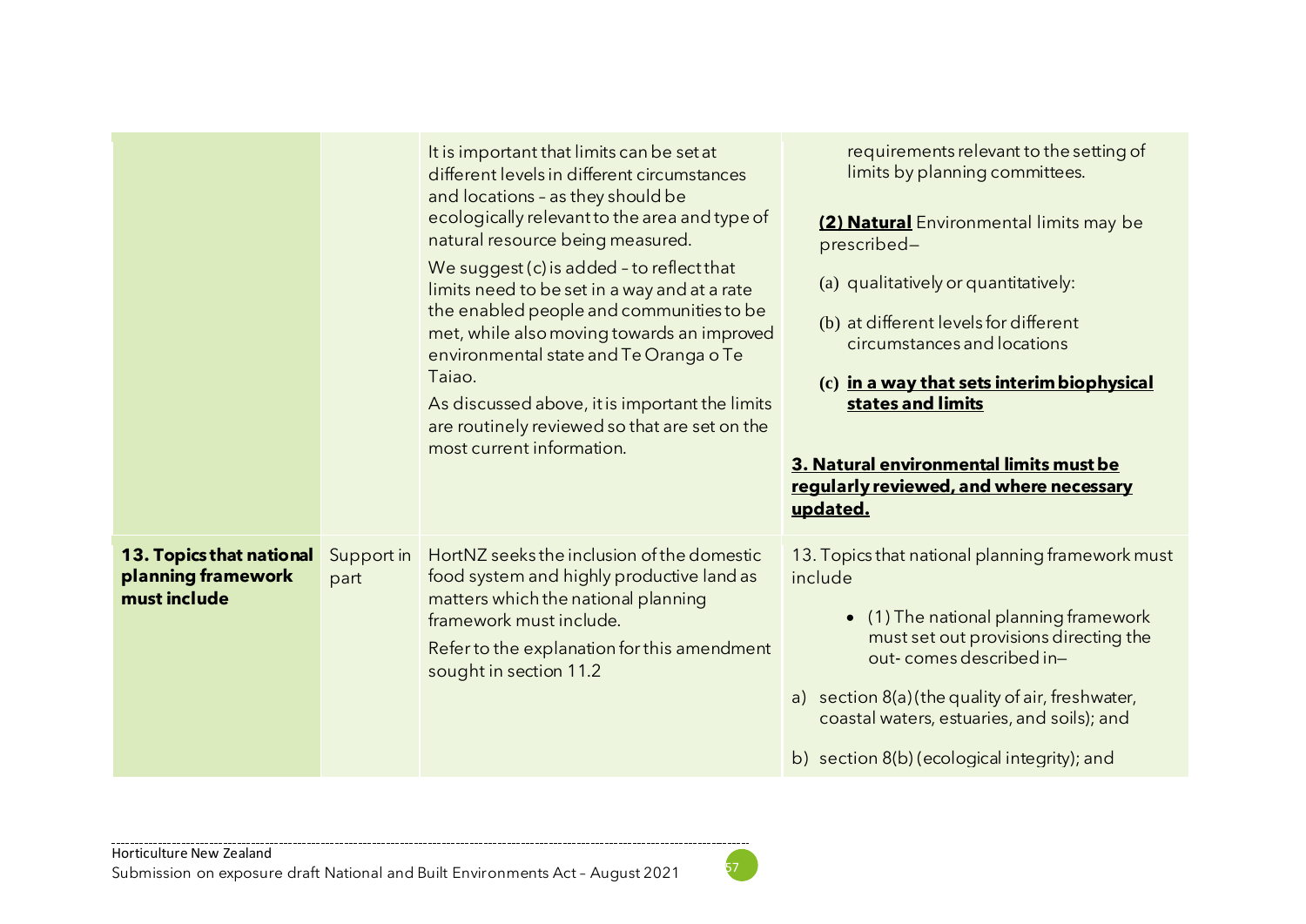|  |  |  |  |
|---|---|---|---|
|  |  | It is important that limits can be set at different levels in different circumstances and locations – as they should be ecologically relevant to the area and type of natural resource being measured.<br><br>We suggest (c) is added – to reflect that limits need to be set in a way and at a rate the enabled people and communities to be met, while also moving towards an improved environmental state and Te Oranga o Te Taiao.<br><br>As discussed above, it is important the limits are routinely reviewed so that are set on the most current information. | requirements relevant to the setting of limits by planning committees.<br><br>**(2) <u>Natural</u>** Environmental limits may be prescribed—<br><br>(a) qualitatively or quantitatively:<br><br>(b) at different levels for different circumstances and locations<br><br>**(c) <u>in a way that sets interim biophysical states and limits</u>**<br><br>**<u>3. Natural environmental limits must be regularly reviewed, and where necessary updated.</u>** |
| **13. Topics that national planning framework must include** | Support in part | HortNZ seeks the inclusion of the domestic food system and highly productive land as matters which the national planning framework must include.<br><br>Refer to the explanation for this amendment sought in section 11.2 | 13. Topics that national planning framework must include<br><br>• (1) The national planning framework must set out provisions directing the out- comes described in—<br><br>a) section 8(a) (the quality of air, freshwater, coastal waters, estuaries, and soils); and<br><br>b) section 8(b) (ecological integrity); and |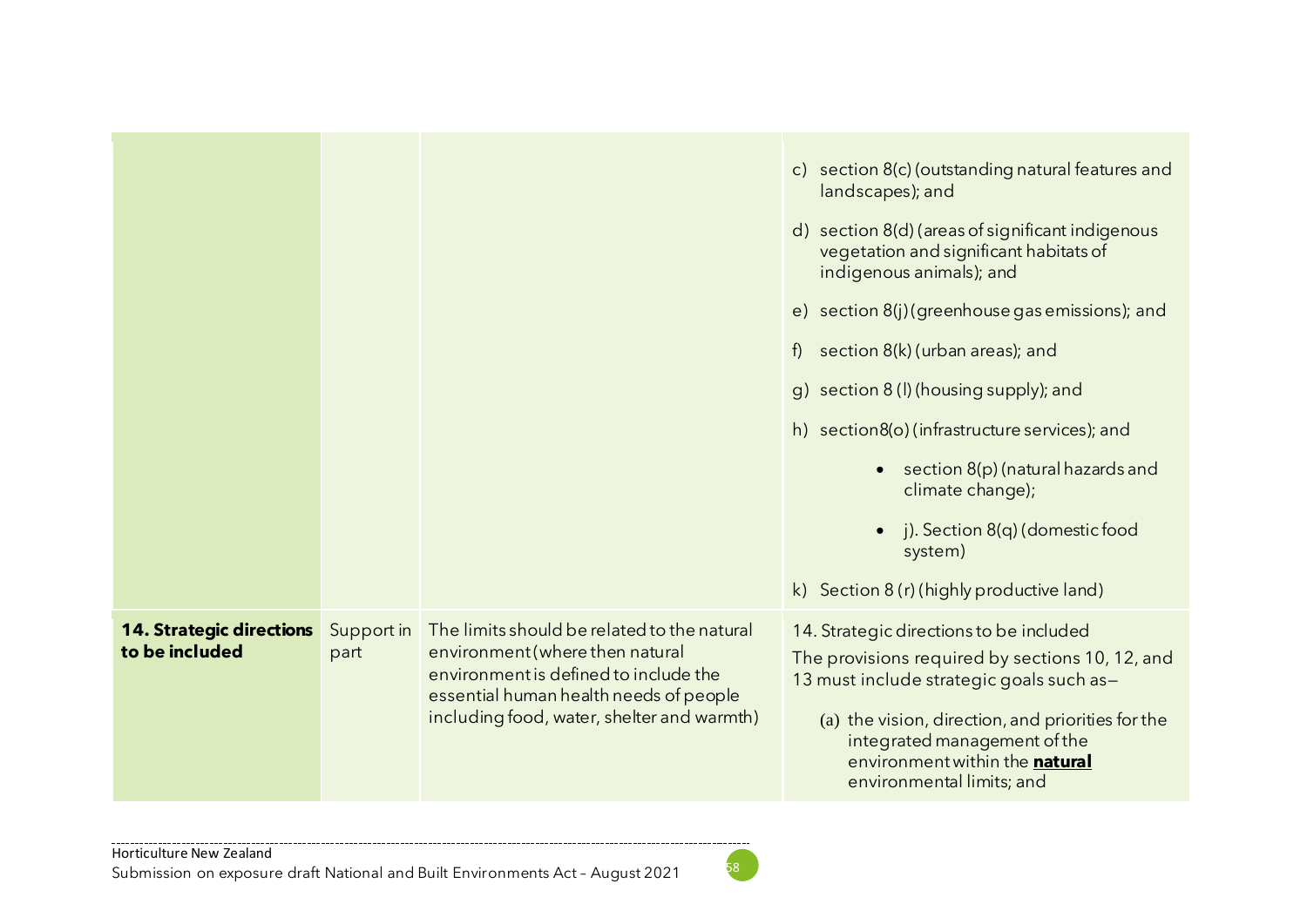| | | | |
|---|---|---|---|
| | | | c) section 8(c) (outstanding natural features and landscapes); and<br><br>d) section 8(d) (areas of significant indigenous vegetation and significant habitats of indigenous animals); and<br><br>e) section 8(j) (greenhouse gas emissions); and<br><br>f) section 8(k) (urban areas); and<br><br>g) section 8 (l) (housing supply); and<br><br>h) section8(o) (infrastructure services); and<br><br>• section 8(p) (natural hazards and climate change);<br><br>• j). Section 8(q) (domestic food system)<br><br>k) Section 8 (r) (highly productive land) |
| **14. Strategic directions to be included** | Support in part | The limits should be related to the natural environment (where then natural environment is defined to include the essential human health needs of people including food, water, shelter and warmth) | 14. Strategic directions to be included<br><br>The provisions required by sections 10, 12, and 13 must include strategic goals such as—<br><br>(a) the vision, direction, and priorities for the integrated management of the environment within the **natural** environmental limits; and |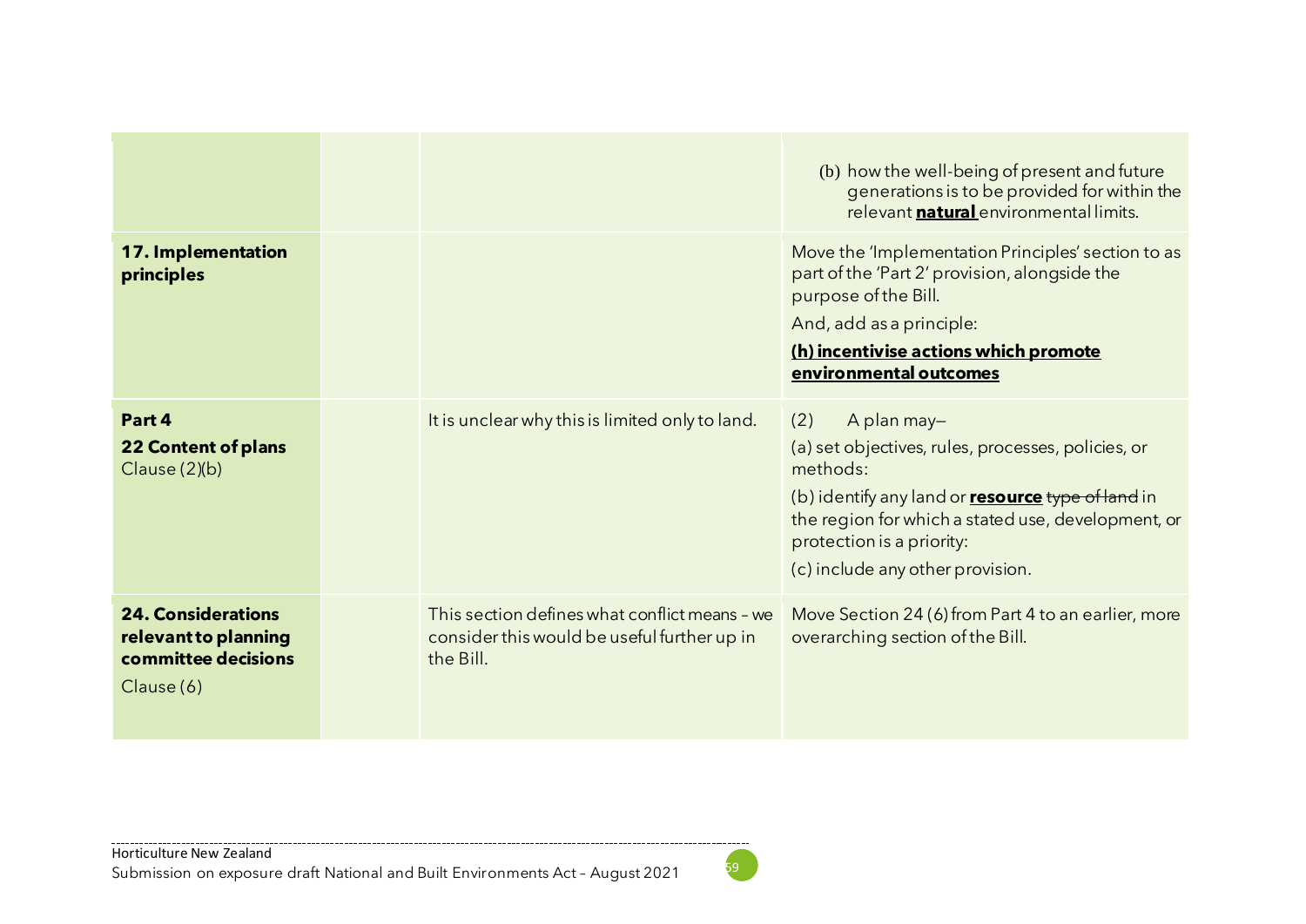| | | | |
|---|---|---|---|
| | | | (b) how the well-being of present and future generations is to be provided for within the relevant **<u>natural</u>** environmental limits. |
| **17. Implementation principles** | | | Move the 'Implementation Principles' section to as part of the 'Part 2' provision, alongside the purpose of the Bill.<br>And, add as a principle:<br>**<u>(h) incentivise actions which promote environmental outcomes</u>** |
| **Part 4**<br>**22 Content of plans**<br>Clause (2)(b) | | It is unclear why this is limited only to land. | (2) A plan may—<br>(a) set objectives, rules, processes, policies, or methods:<br>(b) identify any land or **<u>resource</u>** ~~type of land~~ in the region for which a stated use, development, or protection is a priority:<br>(c) include any other provision. |
| **24. Considerations relevant to planning committee decisions**<br>Clause (6) | | This section defines what conflict means – we consider this would be useful further up in the Bill. | Move Section 24 (6) from Part 4 to an earlier, more overarching section of the Bill. |